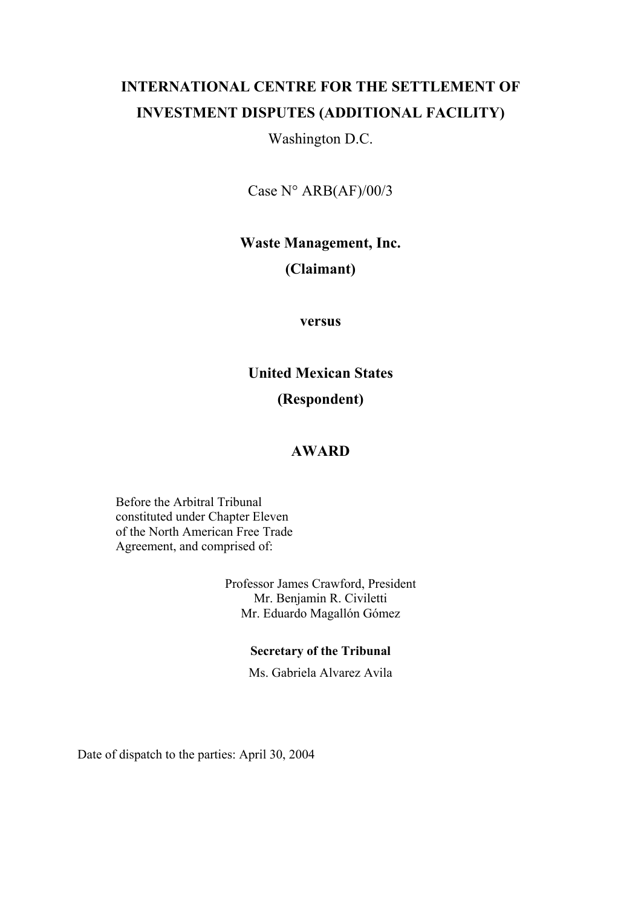**INTERNATIONAL CENTRE FOR THE SETTLEMENT OF INVESTMENT DISPUTES (ADDITIONAL FACILITY)**

Washington D.C.

Case N° ARB(AF)/00/3

**Waste Management, Inc.**

**(Claimant)**

**versus**

**United Mexican States**

**(Respondent)**

**AWARD**

Before the Arbitral Tribunal constituted under Chapter Eleven of the North American Free Trade Agreement, and comprised of:

Professor James Crawford, President
Mr. Benjamin R. Civiletti
Mr. Eduardo Magallón Gómez

**Secretary of the Tribunal**

Ms. Gabriela Alvarez Avila

Date of dispatch to the parties: April 30, 2004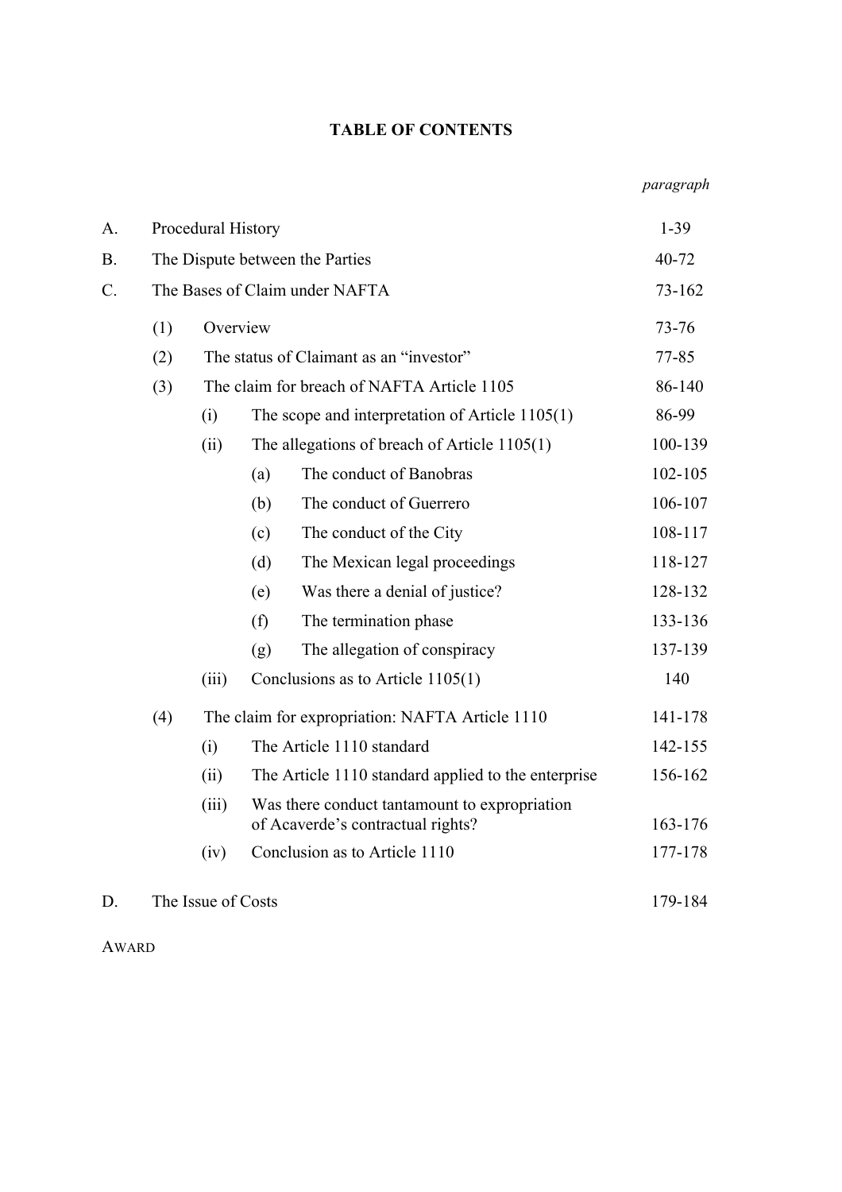## TABLE OF CONTENTS

| | | | | | *paragraph* |
|---|---|---|---|---|---|
| A. | Procedural History | | | | 1-39 |
| B. | The Dispute between the Parties | | | | 40-72 |
| C. | The Bases of Claim under NAFTA | | | | 73-162 |
| | (1) | Overview | | | 73-76 |
| | (2) | The status of Claimant as an "investor" | | | 77-85 |
| | (3) | The claim for breach of NAFTA Article 1105 | | | 86-140 |
| | | (i) | The scope and interpretation of Article 1105(1) | | 86-99 |
| | | (ii) | The allegations of breach of Article 1105(1) | | 100-139 |
| | | | (a) | The conduct of Banobras | 102-105 |
| | | | (b) | The conduct of Guerrero | 106-107 |
| | | | (c) | The conduct of the City | 108-117 |
| | | | (d) | The Mexican legal proceedings | 118-127 |
| | | | (e) | Was there a denial of justice? | 128-132 |
| | | | (f) | The termination phase | 133-136 |
| | | | (g) | The allegation of conspiracy | 137-139 |
| | | (iii) | Conclusions as to Article 1105(1) | | 140 |
| | (4) | The claim for expropriation: NAFTA Article 1110 | | | 141-178 |
| | | (i) | The Article 1110 standard | | 142-155 |
| | | (ii) | The Article 1110 standard applied to the enterprise | | 156-162 |
| | | (iii) | Was there conduct tantamount to expropriation of Acaverde's contractual rights? | | 163-176 |
| | | (iv) | Conclusion as to Article 1110 | | 177-178 |
| D. | The Issue of Costs | | | | 179-184 |

AWARD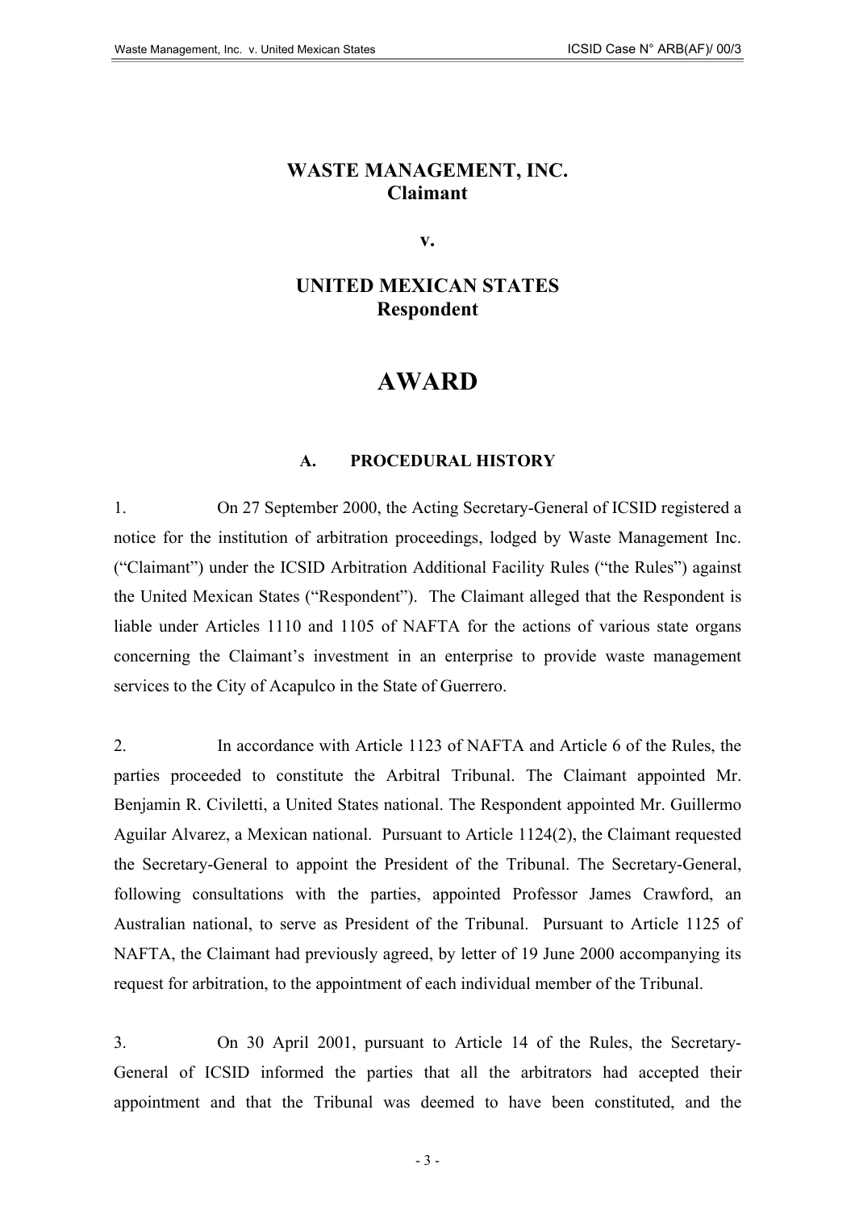# WASTE MANAGEMENT, INC.
**Claimant**

**v.**

# UNITED MEXICAN STATES
**Respondent**

# AWARD

## A. PROCEDURAL HISTORY

1. On 27 September 2000, the Acting Secretary-General of ICSID registered a notice for the institution of arbitration proceedings, lodged by Waste Management Inc. ("Claimant") under the ICSID Arbitration Additional Facility Rules ("the Rules") against the United Mexican States ("Respondent"). The Claimant alleged that the Respondent is liable under Articles 1110 and 1105 of NAFTA for the actions of various state organs concerning the Claimant's investment in an enterprise to provide waste management services to the City of Acapulco in the State of Guerrero.

2. In accordance with Article 1123 of NAFTA and Article 6 of the Rules, the parties proceeded to constitute the Arbitral Tribunal. The Claimant appointed Mr. Benjamin R. Civiletti, a United States national. The Respondent appointed Mr. Guillermo Aguilar Alvarez, a Mexican national. Pursuant to Article 1124(2), the Claimant requested the Secretary-General to appoint the President of the Tribunal. The Secretary-General, following consultations with the parties, appointed Professor James Crawford, an Australian national, to serve as President of the Tribunal. Pursuant to Article 1125 of NAFTA, the Claimant had previously agreed, by letter of 19 June 2000 accompanying its request for arbitration, to the appointment of each individual member of the Tribunal.

3. On 30 April 2001, pursuant to Article 14 of the Rules, the Secretary-General of ICSID informed the parties that all the arbitrators had accepted their appointment and that the Tribunal was deemed to have been constituted, and the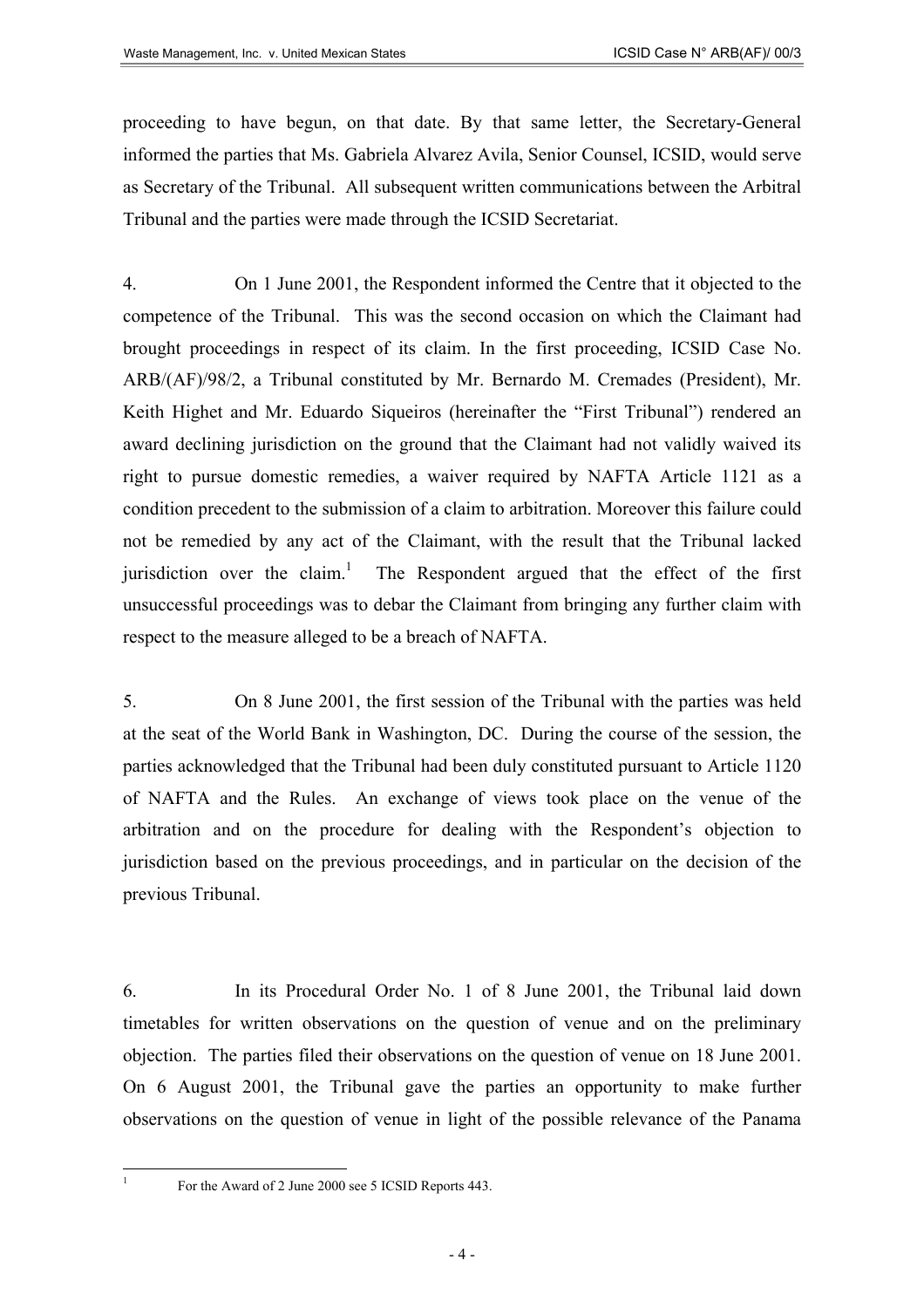proceeding to have begun, on that date. By that same letter, the Secretary-General informed the parties that Ms. Gabriela Alvarez Avila, Senior Counsel, ICSID, would serve as Secretary of the Tribunal. All subsequent written communications between the Arbitral Tribunal and the parties were made through the ICSID Secretariat.

4. On 1 June 2001, the Respondent informed the Centre that it objected to the competence of the Tribunal. This was the second occasion on which the Claimant had brought proceedings in respect of its claim. In the first proceeding, ICSID Case No. ARB/(AF)/98/2, a Tribunal constituted by Mr. Bernardo M. Cremades (President), Mr. Keith Highet and Mr. Eduardo Siqueiros (hereinafter the "First Tribunal") rendered an award declining jurisdiction on the ground that the Claimant had not validly waived its right to pursue domestic remedies, a waiver required by NAFTA Article 1121 as a condition precedent to the submission of a claim to arbitration. Moreover this failure could not be remedied by any act of the Claimant, with the result that the Tribunal lacked jurisdiction over the claim.[1] The Respondent argued that the effect of the first unsuccessful proceedings was to debar the Claimant from bringing any further claim with respect to the measure alleged to be a breach of NAFTA.

5. On 8 June 2001, the first session of the Tribunal with the parties was held at the seat of the World Bank in Washington, DC. During the course of the session, the parties acknowledged that the Tribunal had been duly constituted pursuant to Article 1120 of NAFTA and the Rules. An exchange of views took place on the venue of the arbitration and on the procedure for dealing with the Respondent's objection to jurisdiction based on the previous proceedings, and in particular on the decision of the previous Tribunal.

6. In its Procedural Order No. 1 of 8 June 2001, the Tribunal laid down timetables for written observations on the question of venue and on the preliminary objection. The parties filed their observations on the question of venue on 18 June 2001. On 6 August 2001, the Tribunal gave the parties an opportunity to make further observations on the question of venue in light of the possible relevance of the Panama

---

[1] For the Award of 2 June 2000 see 5 ICSID Reports 443.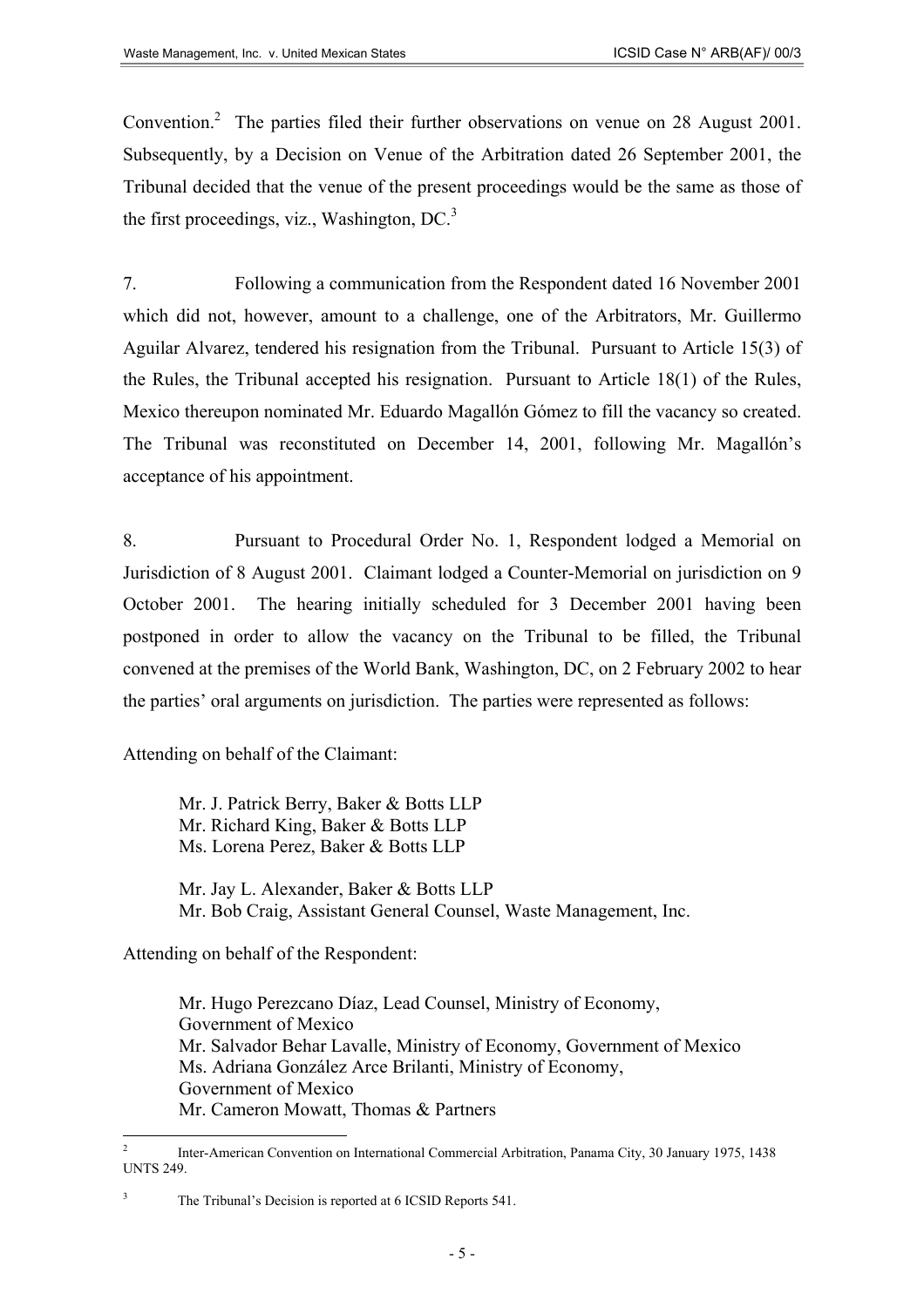Convention.[2] The parties filed their further observations on venue on 28 August 2001. Subsequently, by a Decision on Venue of the Arbitration dated 26 September 2001, the Tribunal decided that the venue of the present proceedings would be the same as those of the first proceedings, viz., Washington, DC.[3]

7. Following a communication from the Respondent dated 16 November 2001 which did not, however, amount to a challenge, one of the Arbitrators, Mr. Guillermo Aguilar Alvarez, tendered his resignation from the Tribunal. Pursuant to Article 15(3) of the Rules, the Tribunal accepted his resignation. Pursuant to Article 18(1) of the Rules, Mexico thereupon nominated Mr. Eduardo Magallón Gómez to fill the vacancy so created. The Tribunal was reconstituted on December 14, 2001, following Mr. Magallón's acceptance of his appointment.

8. Pursuant to Procedural Order No. 1, Respondent lodged a Memorial on Jurisdiction of 8 August 2001. Claimant lodged a Counter-Memorial on jurisdiction on 9 October 2001. The hearing initially scheduled for 3 December 2001 having been postponed in order to allow the vacancy on the Tribunal to be filled, the Tribunal convened at the premises of the World Bank, Washington, DC, on 2 February 2002 to hear the parties' oral arguments on jurisdiction. The parties were represented as follows:

Attending on behalf of the Claimant:

Mr. J. Patrick Berry, Baker & Botts LLP
Mr. Richard King, Baker & Botts LLP
Ms. Lorena Perez, Baker & Botts LLP

Mr. Jay L. Alexander, Baker & Botts LLP
Mr. Bob Craig, Assistant General Counsel, Waste Management, Inc.

Attending on behalf of the Respondent:

Mr. Hugo Perezcano Díaz, Lead Counsel, Ministry of Economy, Government of Mexico
Mr. Salvador Behar Lavalle, Ministry of Economy, Government of Mexico
Ms. Adriana González Arce Brilanti, Ministry of Economy, Government of Mexico
Mr. Cameron Mowatt, Thomas & Partners

---

[2] Inter-American Convention on International Commercial Arbitration, Panama City, 30 January 1975, 1438 UNTS 249.

[3] The Tribunal's Decision is reported at 6 ICSID Reports 541.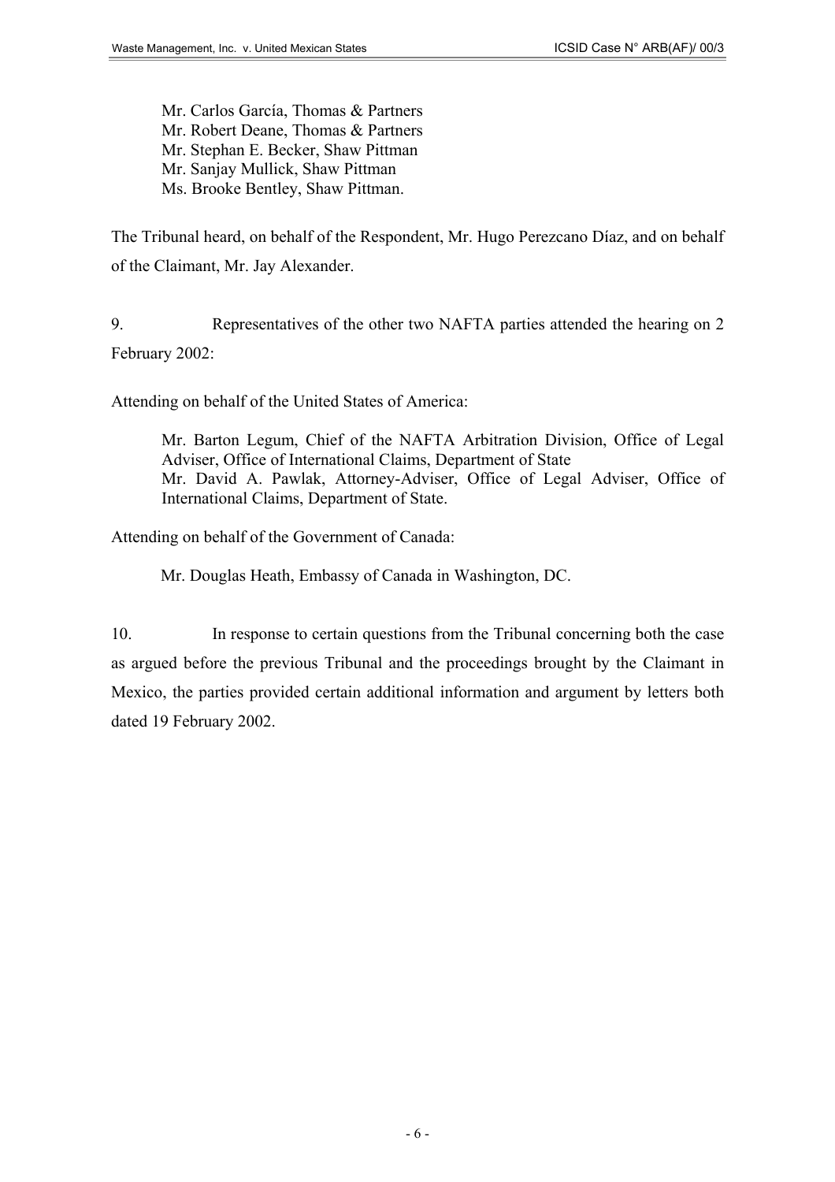Mr. Carlos García, Thomas & Partners  
Mr. Robert Deane, Thomas & Partners  
Mr. Stephan E. Becker, Shaw Pittman  
Mr. Sanjay Mullick, Shaw Pittman  
Ms. Brooke Bentley, Shaw Pittman.

The Tribunal heard, on behalf of the Respondent, Mr. Hugo Perezcano Díaz, and on behalf of the Claimant, Mr. Jay Alexander.

9. Representatives of the other two NAFTA parties attended the hearing on 2 February 2002:

Attending on behalf of the United States of America:

> Mr. Barton Legum, Chief of the NAFTA Arbitration Division, Office of Legal Adviser, Office of International Claims, Department of State  
> Mr. David A. Pawlak, Attorney-Adviser, Office of Legal Adviser, Office of International Claims, Department of State.

Attending on behalf of the Government of Canada:

> Mr. Douglas Heath, Embassy of Canada in Washington, DC.

10. In response to certain questions from the Tribunal concerning both the case as argued before the previous Tribunal and the proceedings brought by the Claimant in Mexico, the parties provided certain additional information and argument by letters both dated 19 February 2002.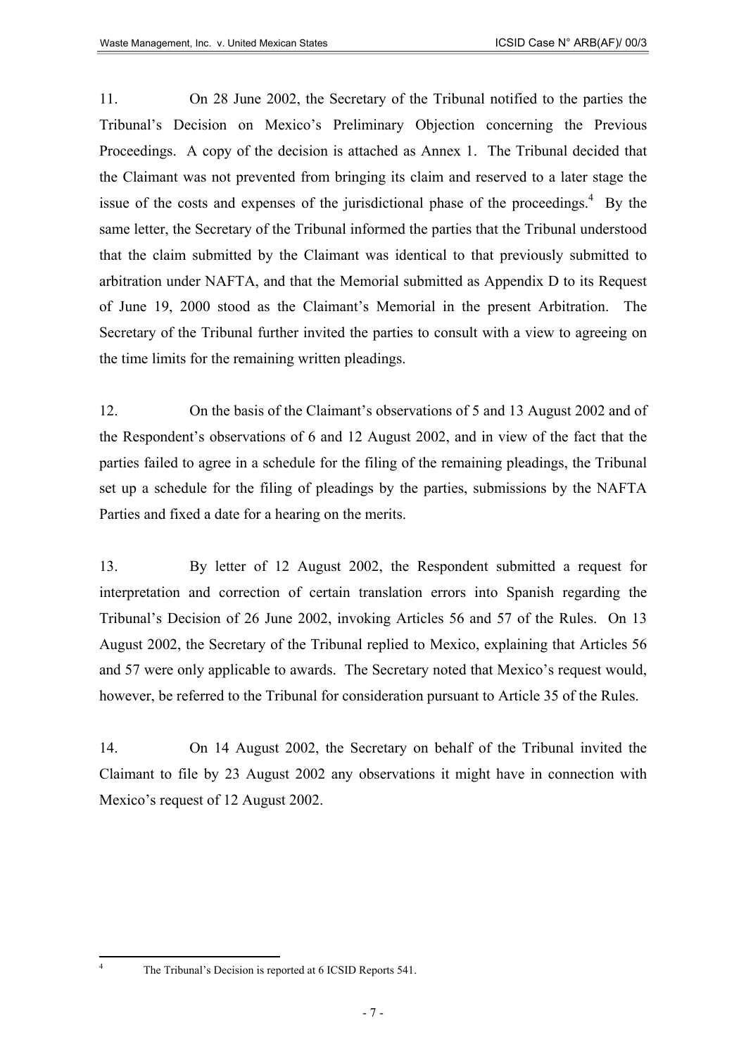11. On 28 June 2002, the Secretary of the Tribunal notified to the parties the Tribunal's Decision on Mexico's Preliminary Objection concerning the Previous Proceedings. A copy of the decision is attached as Annex 1. The Tribunal decided that the Claimant was not prevented from bringing its claim and reserved to a later stage the issue of the costs and expenses of the jurisdictional phase of the proceedings.[4] By the same letter, the Secretary of the Tribunal informed the parties that the Tribunal understood that the claim submitted by the Claimant was identical to that previously submitted to arbitration under NAFTA, and that the Memorial submitted as Appendix D to its Request of June 19, 2000 stood as the Claimant's Memorial in the present Arbitration. The Secretary of the Tribunal further invited the parties to consult with a view to agreeing on the time limits for the remaining written pleadings.

12. On the basis of the Claimant's observations of 5 and 13 August 2002 and of the Respondent's observations of 6 and 12 August 2002, and in view of the fact that the parties failed to agree in a schedule for the filing of the remaining pleadings, the Tribunal set up a schedule for the filing of pleadings by the parties, submissions by the NAFTA Parties and fixed a date for a hearing on the merits.

13. By letter of 12 August 2002, the Respondent submitted a request for interpretation and correction of certain translation errors into Spanish regarding the Tribunal's Decision of 26 June 2002, invoking Articles 56 and 57 of the Rules. On 13 August 2002, the Secretary of the Tribunal replied to Mexico, explaining that Articles 56 and 57 were only applicable to awards. The Secretary noted that Mexico's request would, however, be referred to the Tribunal for consideration pursuant to Article 35 of the Rules.

14. On 14 August 2002, the Secretary on behalf of the Tribunal invited the Claimant to file by 23 August 2002 any observations it might have in connection with Mexico's request of 12 August 2002.

---

[4] The Tribunal's Decision is reported at 6 ICSID Reports 541.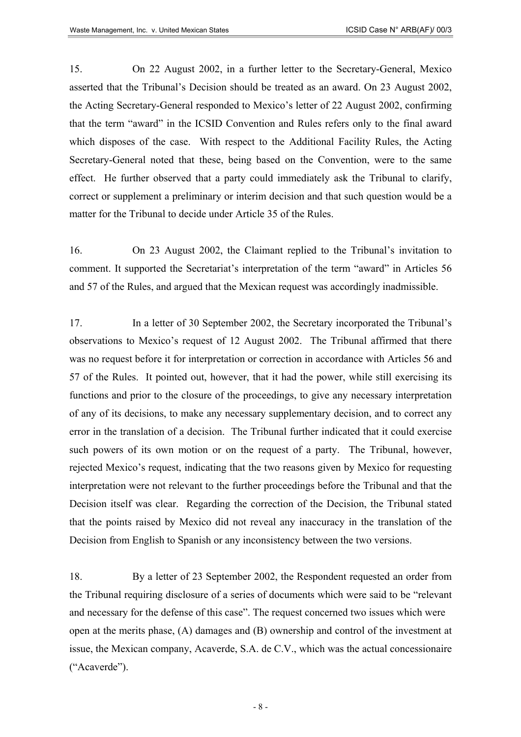15. On 22 August 2002, in a further letter to the Secretary-General, Mexico asserted that the Tribunal's Decision should be treated as an award. On 23 August 2002, the Acting Secretary-General responded to Mexico's letter of 22 August 2002, confirming that the term "award" in the ICSID Convention and Rules refers only to the final award which disposes of the case. With respect to the Additional Facility Rules, the Acting Secretary-General noted that these, being based on the Convention, were to the same effect. He further observed that a party could immediately ask the Tribunal to clarify, correct or supplement a preliminary or interim decision and that such question would be a matter for the Tribunal to decide under Article 35 of the Rules.

16. On 23 August 2002, the Claimant replied to the Tribunal's invitation to comment. It supported the Secretariat's interpretation of the term "award" in Articles 56 and 57 of the Rules, and argued that the Mexican request was accordingly inadmissible.

17. In a letter of 30 September 2002, the Secretary incorporated the Tribunal's observations to Mexico's request of 12 August 2002. The Tribunal affirmed that there was no request before it for interpretation or correction in accordance with Articles 56 and 57 of the Rules. It pointed out, however, that it had the power, while still exercising its functions and prior to the closure of the proceedings, to give any necessary interpretation of any of its decisions, to make any necessary supplementary decision, and to correct any error in the translation of a decision. The Tribunal further indicated that it could exercise such powers of its own motion or on the request of a party. The Tribunal, however, rejected Mexico's request, indicating that the two reasons given by Mexico for requesting interpretation were not relevant to the further proceedings before the Tribunal and that the Decision itself was clear. Regarding the correction of the Decision, the Tribunal stated that the points raised by Mexico did not reveal any inaccuracy in the translation of the Decision from English to Spanish or any inconsistency between the two versions.

18. By a letter of 23 September 2002, the Respondent requested an order from the Tribunal requiring disclosure of a series of documents which were said to be "relevant and necessary for the defense of this case". The request concerned two issues which were open at the merits phase, (A) damages and (B) ownership and control of the investment at issue, the Mexican company, Acaverde, S.A. de C.V., which was the actual concessionaire ("Acaverde").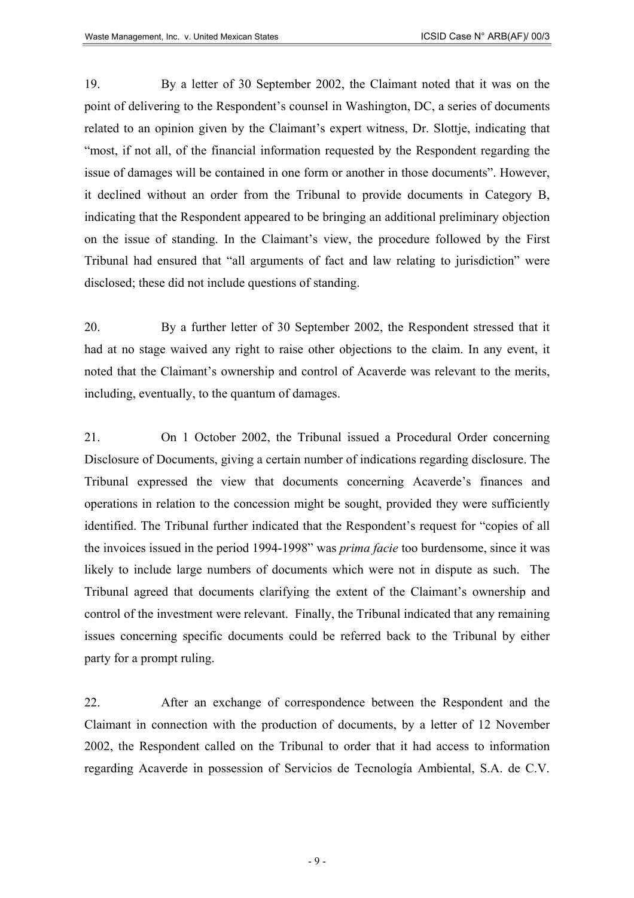19. By a letter of 30 September 2002, the Claimant noted that it was on the point of delivering to the Respondent's counsel in Washington, DC, a series of documents related to an opinion given by the Claimant's expert witness, Dr. Slottje, indicating that "most, if not all, of the financial information requested by the Respondent regarding the issue of damages will be contained in one form or another in those documents". However, it declined without an order from the Tribunal to provide documents in Category B, indicating that the Respondent appeared to be bringing an additional preliminary objection on the issue of standing. In the Claimant's view, the procedure followed by the First Tribunal had ensured that "all arguments of fact and law relating to jurisdiction" were disclosed; these did not include questions of standing.

20. By a further letter of 30 September 2002, the Respondent stressed that it had at no stage waived any right to raise other objections to the claim. In any event, it noted that the Claimant's ownership and control of Acaverde was relevant to the merits, including, eventually, to the quantum of damages.

21. On 1 October 2002, the Tribunal issued a Procedural Order concerning Disclosure of Documents, giving a certain number of indications regarding disclosure. The Tribunal expressed the view that documents concerning Acaverde's finances and operations in relation to the concession might be sought, provided they were sufficiently identified. The Tribunal further indicated that the Respondent's request for "copies of all the invoices issued in the period 1994-1998" was *prima facie* too burdensome, since it was likely to include large numbers of documents which were not in dispute as such. The Tribunal agreed that documents clarifying the extent of the Claimant's ownership and control of the investment were relevant. Finally, the Tribunal indicated that any remaining issues concerning specific documents could be referred back to the Tribunal by either party for a prompt ruling.

22. After an exchange of correspondence between the Respondent and the Claimant in connection with the production of documents, by a letter of 12 November 2002, the Respondent called on the Tribunal to order that it had access to information regarding Acaverde in possession of Servicios de Tecnología Ambiental, S.A. de C.V.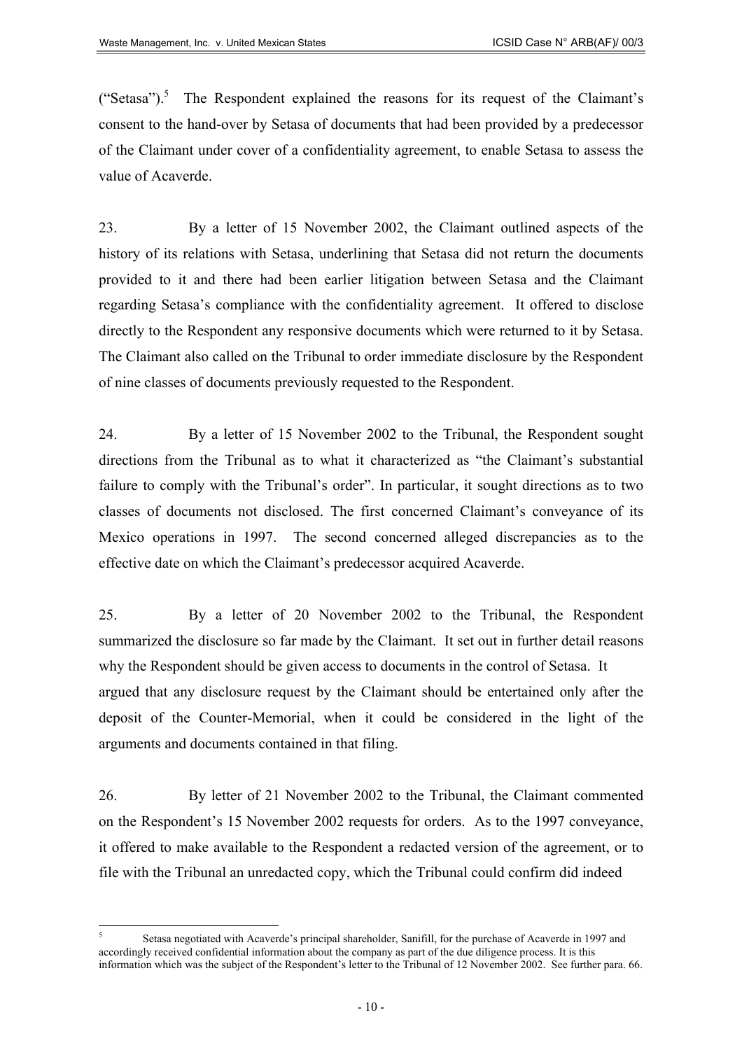("Setasa").[5] The Respondent explained the reasons for its request of the Claimant's consent to the hand-over by Setasa of documents that had been provided by a predecessor of the Claimant under cover of a confidentiality agreement, to enable Setasa to assess the value of Acaverde.

23. By a letter of 15 November 2002, the Claimant outlined aspects of the history of its relations with Setasa, underlining that Setasa did not return the documents provided to it and there had been earlier litigation between Setasa and the Claimant regarding Setasa's compliance with the confidentiality agreement. It offered to disclose directly to the Respondent any responsive documents which were returned to it by Setasa. The Claimant also called on the Tribunal to order immediate disclosure by the Respondent of nine classes of documents previously requested to the Respondent.

24. By a letter of 15 November 2002 to the Tribunal, the Respondent sought directions from the Tribunal as to what it characterized as "the Claimant's substantial failure to comply with the Tribunal's order". In particular, it sought directions as to two classes of documents not disclosed. The first concerned Claimant's conveyance of its Mexico operations in 1997. The second concerned alleged discrepancies as to the effective date on which the Claimant's predecessor acquired Acaverde.

25. By a letter of 20 November 2002 to the Tribunal, the Respondent summarized the disclosure so far made by the Claimant. It set out in further detail reasons why the Respondent should be given access to documents in the control of Setasa. It argued that any disclosure request by the Claimant should be entertained only after the deposit of the Counter-Memorial, when it could be considered in the light of the arguments and documents contained in that filing.

26. By letter of 21 November 2002 to the Tribunal, the Claimant commented on the Respondent's 15 November 2002 requests for orders. As to the 1997 conveyance, it offered to make available to the Respondent a redacted version of the agreement, or to file with the Tribunal an unredacted copy, which the Tribunal could confirm did indeed

---

[5] Setasa negotiated with Acaverde's principal shareholder, Sanifill, for the purchase of Acaverde in 1997 and accordingly received confidential information about the company as part of the due diligence process. It is this information which was the subject of the Respondent's letter to the Tribunal of 12 November 2002. See further para. 66.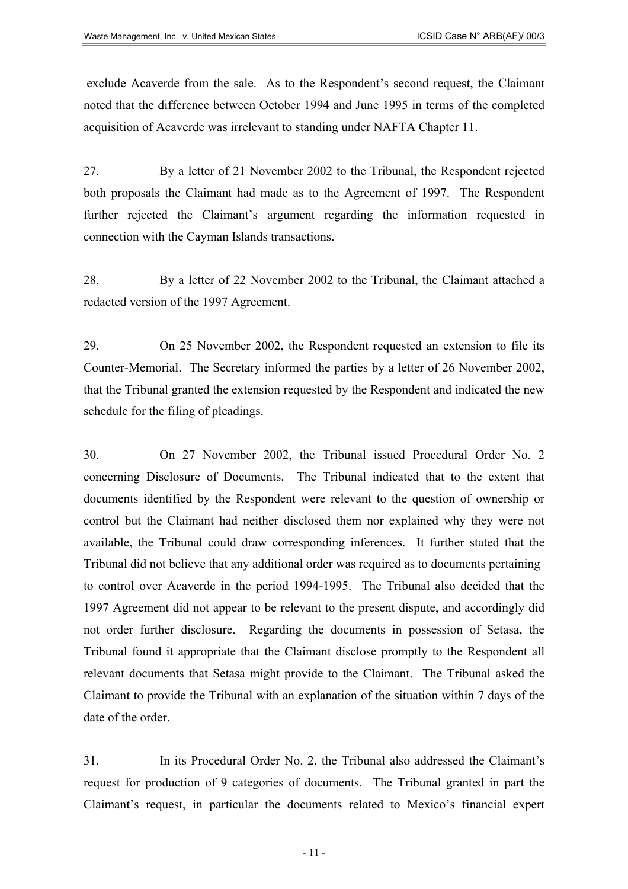exclude Acaverde from the sale. As to the Respondent's second request, the Claimant noted that the difference between October 1994 and June 1995 in terms of the completed acquisition of Acaverde was irrelevant to standing under NAFTA Chapter 11.

27. By a letter of 21 November 2002 to the Tribunal, the Respondent rejected both proposals the Claimant had made as to the Agreement of 1997. The Respondent further rejected the Claimant's argument regarding the information requested in connection with the Cayman Islands transactions.

28. By a letter of 22 November 2002 to the Tribunal, the Claimant attached a redacted version of the 1997 Agreement.

29. On 25 November 2002, the Respondent requested an extension to file its Counter-Memorial. The Secretary informed the parties by a letter of 26 November 2002, that the Tribunal granted the extension requested by the Respondent and indicated the new schedule for the filing of pleadings.

30. On 27 November 2002, the Tribunal issued Procedural Order No. 2 concerning Disclosure of Documents. The Tribunal indicated that to the extent that documents identified by the Respondent were relevant to the question of ownership or control but the Claimant had neither disclosed them nor explained why they were not available, the Tribunal could draw corresponding inferences. It further stated that the Tribunal did not believe that any additional order was required as to documents pertaining to control over Acaverde in the period 1994-1995. The Tribunal also decided that the 1997 Agreement did not appear to be relevant to the present dispute, and accordingly did not order further disclosure. Regarding the documents in possession of Setasa, the Tribunal found it appropriate that the Claimant disclose promptly to the Respondent all relevant documents that Setasa might provide to the Claimant. The Tribunal asked the Claimant to provide the Tribunal with an explanation of the situation within 7 days of the date of the order.

31. In its Procedural Order No. 2, the Tribunal also addressed the Claimant's request for production of 9 categories of documents. The Tribunal granted in part the Claimant's request, in particular the documents related to Mexico's financial expert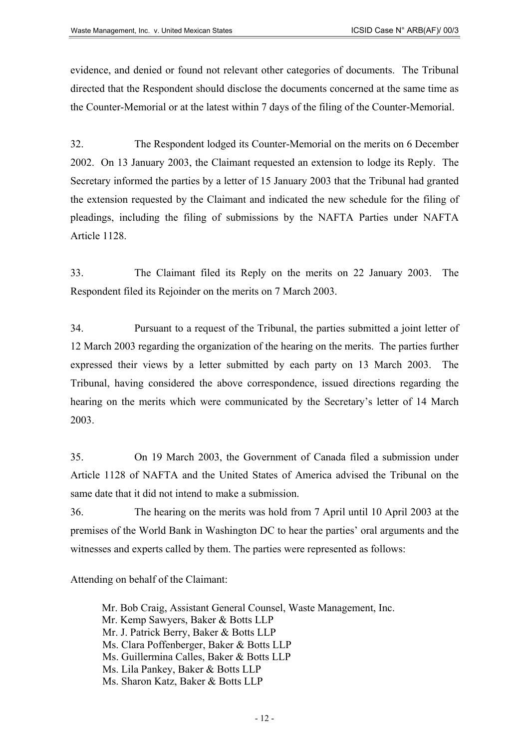evidence, and denied or found not relevant other categories of documents. The Tribunal directed that the Respondent should disclose the documents concerned at the same time as the Counter-Memorial or at the latest within 7 days of the filing of the Counter-Memorial.

32. The Respondent lodged its Counter-Memorial on the merits on 6 December 2002. On 13 January 2003, the Claimant requested an extension to lodge its Reply. The Secretary informed the parties by a letter of 15 January 2003 that the Tribunal had granted the extension requested by the Claimant and indicated the new schedule for the filing of pleadings, including the filing of submissions by the NAFTA Parties under NAFTA Article 1128.

33. The Claimant filed its Reply on the merits on 22 January 2003. The Respondent filed its Rejoinder on the merits on 7 March 2003.

34. Pursuant to a request of the Tribunal, the parties submitted a joint letter of 12 March 2003 regarding the organization of the hearing on the merits. The parties further expressed their views by a letter submitted by each party on 13 March 2003. The Tribunal, having considered the above correspondence, issued directions regarding the hearing on the merits which were communicated by the Secretary's letter of 14 March 2003.

35. On 19 March 2003, the Government of Canada filed a submission under Article 1128 of NAFTA and the United States of America advised the Tribunal on the same date that it did not intend to make a submission.

36. The hearing on the merits was hold from 7 April until 10 April 2003 at the premises of the World Bank in Washington DC to hear the parties' oral arguments and the witnesses and experts called by them. The parties were represented as follows:

Attending on behalf of the Claimant:

Mr. Bob Craig, Assistant General Counsel, Waste Management, Inc.
Mr. Kemp Sawyers, Baker & Botts LLP
Mr. J. Patrick Berry, Baker & Botts LLP
Ms. Clara Poffenberger, Baker & Botts LLP
Ms. Guillermina Calles, Baker & Botts LLP
Ms. Lila Pankey, Baker & Botts LLP
Ms. Sharon Katz, Baker & Botts LLP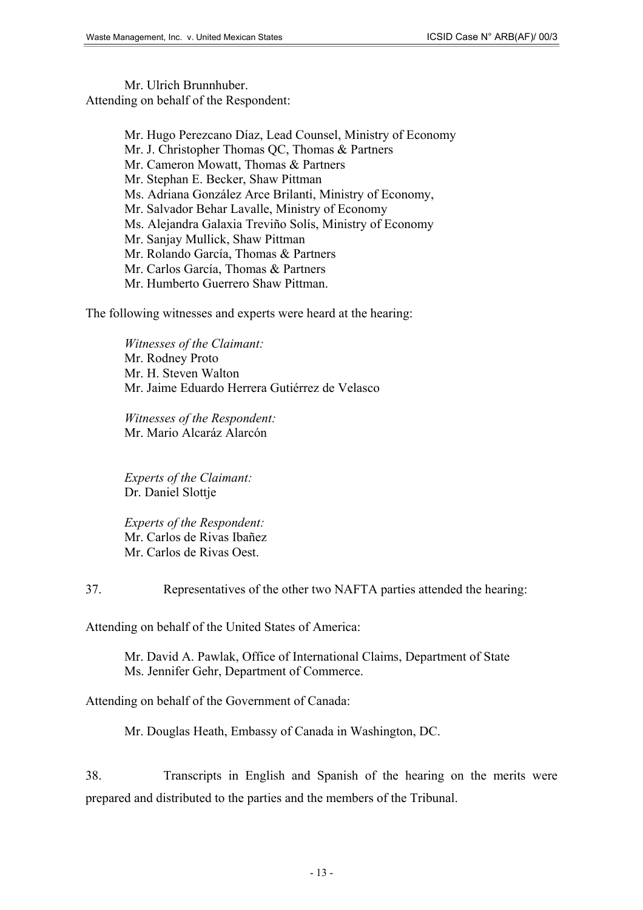Mr. Ulrich Brunnhuber.

Attending on behalf of the Respondent:

Mr. Hugo Perezcano Díaz, Lead Counsel, Ministry of Economy
Mr. J. Christopher Thomas QC, Thomas & Partners
Mr. Cameron Mowatt, Thomas & Partners
Mr. Stephan E. Becker, Shaw Pittman
Ms. Adriana González Arce Brilanti, Ministry of Economy,
Mr. Salvador Behar Lavalle, Ministry of Economy
Ms. Alejandra Galaxia Treviño Solís, Ministry of Economy
Mr. Sanjay Mullick, Shaw Pittman
Mr. Rolando García, Thomas & Partners
Mr. Carlos García, Thomas & Partners
Mr. Humberto Guerrero Shaw Pittman.

The following witnesses and experts were heard at the hearing:

*Witnesses of the Claimant:*
Mr. Rodney Proto
Mr. H. Steven Walton
Mr. Jaime Eduardo Herrera Gutiérrez de Velasco

*Witnesses of the Respondent:*
Mr. Mario Alcaráz Alarcón

*Experts of the Claimant:*
Dr. Daniel Slottje

*Experts of the Respondent:*
Mr. Carlos de Rivas Ibañez
Mr. Carlos de Rivas Oest.

37. Representatives of the other two NAFTA parties attended the hearing:

Attending on behalf of the United States of America:

Mr. David A. Pawlak, Office of International Claims, Department of State
Ms. Jennifer Gehr, Department of Commerce.

Attending on behalf of the Government of Canada:

Mr. Douglas Heath, Embassy of Canada in Washington, DC.

38. Transcripts in English and Spanish of the hearing on the merits were prepared and distributed to the parties and the members of the Tribunal.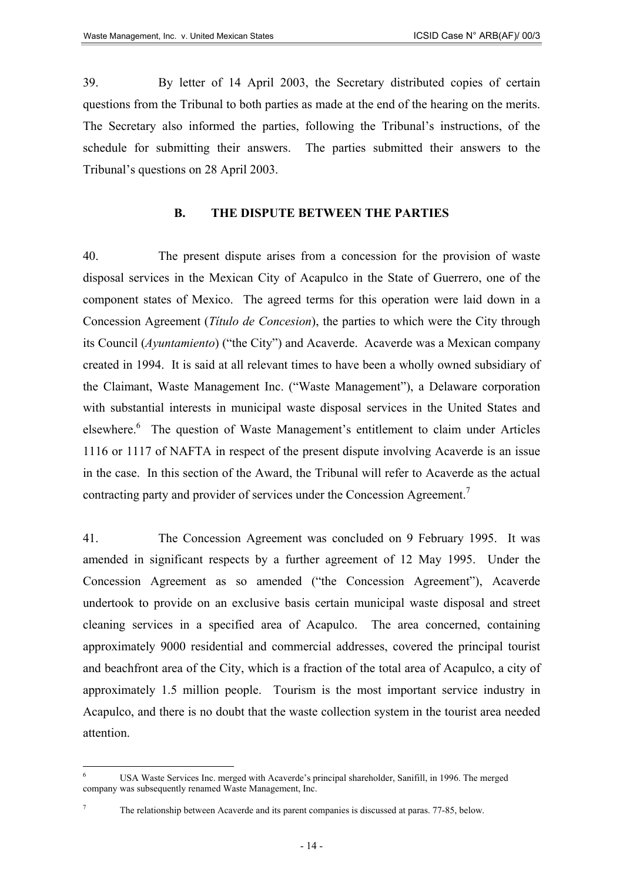39. By letter of 14 April 2003, the Secretary distributed copies of certain questions from the Tribunal to both parties as made at the end of the hearing on the merits. The Secretary also informed the parties, following the Tribunal's instructions, of the schedule for submitting their answers. The parties submitted their answers to the Tribunal's questions on 28 April 2003.

## B. THE DISPUTE BETWEEN THE PARTIES

40. The present dispute arises from a concession for the provision of waste disposal services in the Mexican City of Acapulco in the State of Guerrero, one of the component states of Mexico. The agreed terms for this operation were laid down in a Concession Agreement (*Título de Concesion*), the parties to which were the City through its Council (*Ayuntamiento*) ("the City") and Acaverde. Acaverde was a Mexican company created in 1994. It is said at all relevant times to have been a wholly owned subsidiary of the Claimant, Waste Management Inc. ("Waste Management"), a Delaware corporation with substantial interests in municipal waste disposal services in the United States and elsewhere.[6] The question of Waste Management's entitlement to claim under Articles 1116 or 1117 of NAFTA in respect of the present dispute involving Acaverde is an issue in the case. In this section of the Award, the Tribunal will refer to Acaverde as the actual contracting party and provider of services under the Concession Agreement.[7]

41. The Concession Agreement was concluded on 9 February 1995. It was amended in significant respects by a further agreement of 12 May 1995. Under the Concession Agreement as so amended ("the Concession Agreement"), Acaverde undertook to provide on an exclusive basis certain municipal waste disposal and street cleaning services in a specified area of Acapulco. The area concerned, containing approximately 9000 residential and commercial addresses, covered the principal tourist and beachfront area of the City, which is a fraction of the total area of Acapulco, a city of approximately 1.5 million people. Tourism is the most important service industry in Acapulco, and there is no doubt that the waste collection system in the tourist area needed attention.

---

[6] USA Waste Services Inc. merged with Acaverde's principal shareholder, Sanifill, in 1996. The merged company was subsequently renamed Waste Management, Inc.

[7] The relationship between Acaverde and its parent companies is discussed at paras. 77-85, below.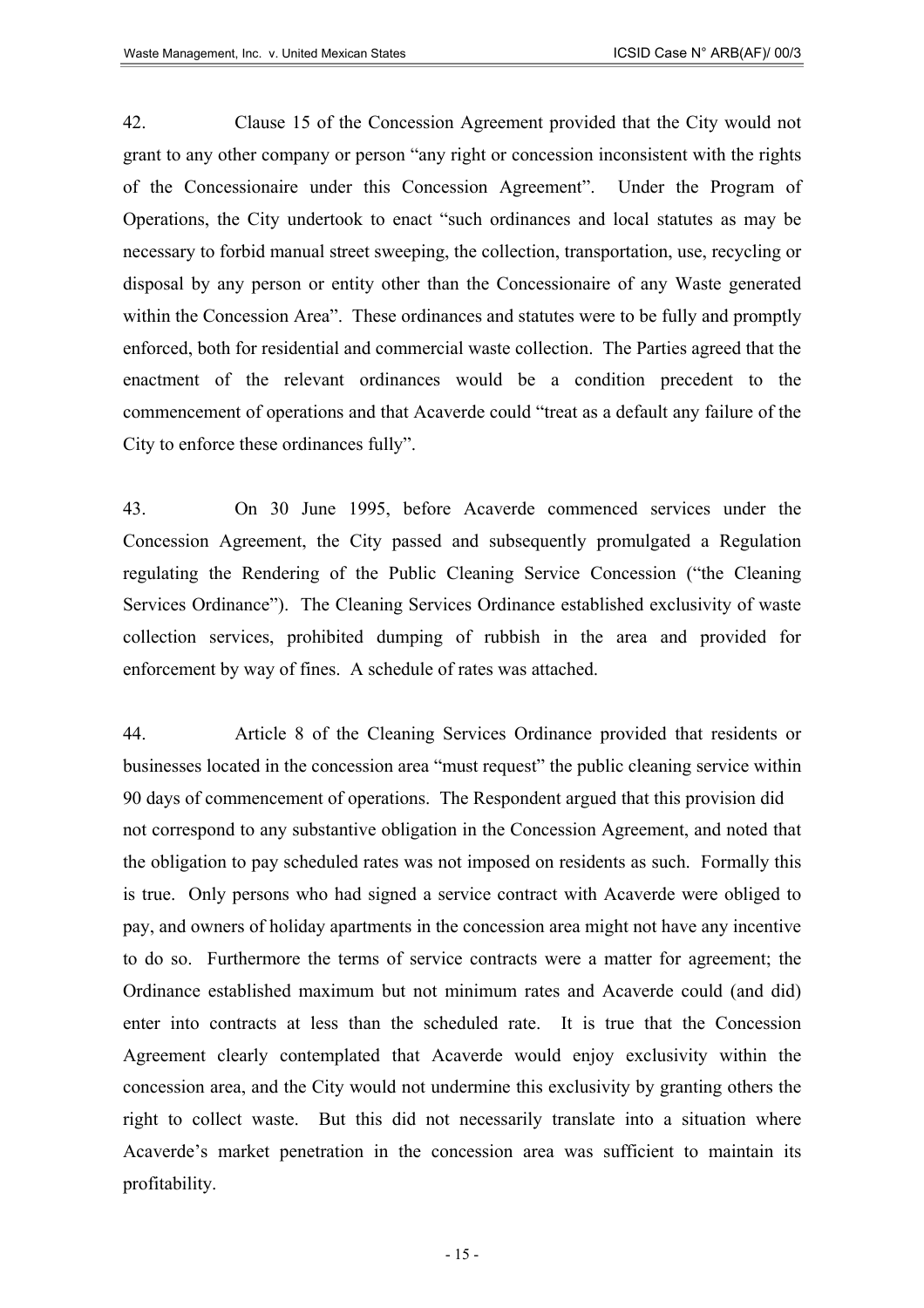42. Clause 15 of the Concession Agreement provided that the City would not grant to any other company or person "any right or concession inconsistent with the rights of the Concessionaire under this Concession Agreement". Under the Program of Operations, the City undertook to enact "such ordinances and local statutes as may be necessary to forbid manual street sweeping, the collection, transportation, use, recycling or disposal by any person or entity other than the Concessionaire of any Waste generated within the Concession Area". These ordinances and statutes were to be fully and promptly enforced, both for residential and commercial waste collection. The Parties agreed that the enactment of the relevant ordinances would be a condition precedent to the commencement of operations and that Acaverde could "treat as a default any failure of the City to enforce these ordinances fully".

43. On 30 June 1995, before Acaverde commenced services under the Concession Agreement, the City passed and subsequently promulgated a Regulation regulating the Rendering of the Public Cleaning Service Concession ("the Cleaning Services Ordinance"). The Cleaning Services Ordinance established exclusivity of waste collection services, prohibited dumping of rubbish in the area and provided for enforcement by way of fines. A schedule of rates was attached.

44. Article 8 of the Cleaning Services Ordinance provided that residents or businesses located in the concession area "must request" the public cleaning service within 90 days of commencement of operations. The Respondent argued that this provision did not correspond to any substantive obligation in the Concession Agreement, and noted that the obligation to pay scheduled rates was not imposed on residents as such. Formally this is true. Only persons who had signed a service contract with Acaverde were obliged to pay, and owners of holiday apartments in the concession area might not have any incentive to do so. Furthermore the terms of service contracts were a matter for agreement; the Ordinance established maximum but not minimum rates and Acaverde could (and did) enter into contracts at less than the scheduled rate. It is true that the Concession Agreement clearly contemplated that Acaverde would enjoy exclusivity within the concession area, and the City would not undermine this exclusivity by granting others the right to collect waste. But this did not necessarily translate into a situation where Acaverde's market penetration in the concession area was sufficient to maintain its profitability.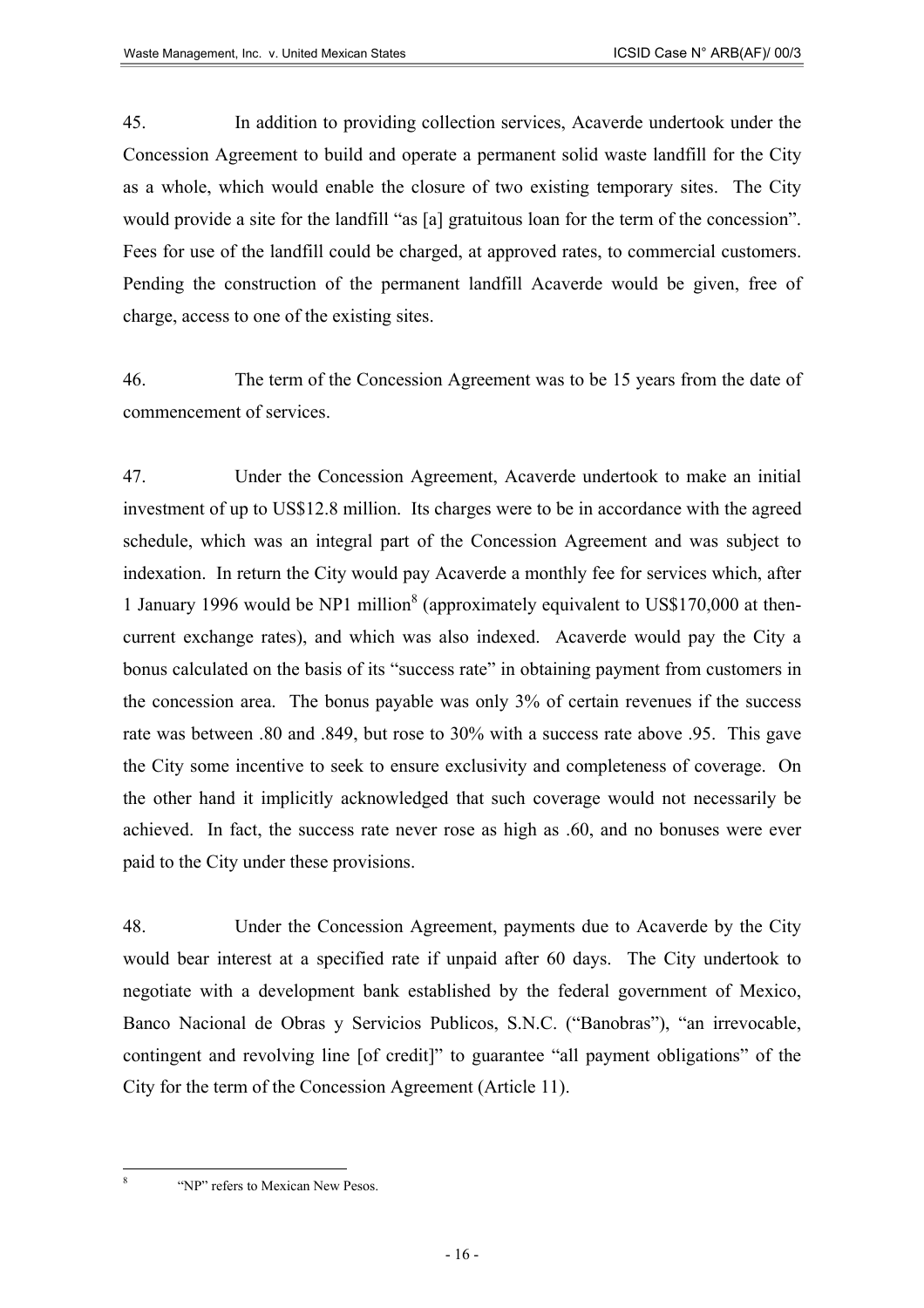45. In addition to providing collection services, Acaverde undertook under the Concession Agreement to build and operate a permanent solid waste landfill for the City as a whole, which would enable the closure of two existing temporary sites. The City would provide a site for the landfill "as [a] gratuitous loan for the term of the concession". Fees for use of the landfill could be charged, at approved rates, to commercial customers. Pending the construction of the permanent landfill Acaverde would be given, free of charge, access to one of the existing sites.

46. The term of the Concession Agreement was to be 15 years from the date of commencement of services.

47. Under the Concession Agreement, Acaverde undertook to make an initial investment of up to US$12.8 million. Its charges were to be in accordance with the agreed schedule, which was an integral part of the Concession Agreement and was subject to indexation. In return the City would pay Acaverde a monthly fee for services which, after 1 January 1996 would be NP1 million[8] (approximately equivalent to US$170,000 at then-current exchange rates), and which was also indexed. Acaverde would pay the City a bonus calculated on the basis of its "success rate" in obtaining payment from customers in the concession area. The bonus payable was only 3% of certain revenues if the success rate was between .80 and .849, but rose to 30% with a success rate above .95. This gave the City some incentive to seek to ensure exclusivity and completeness of coverage. On the other hand it implicitly acknowledged that such coverage would not necessarily be achieved. In fact, the success rate never rose as high as .60, and no bonuses were ever paid to the City under these provisions.

48. Under the Concession Agreement, payments due to Acaverde by the City would bear interest at a specified rate if unpaid after 60 days. The City undertook to negotiate with a development bank established by the federal government of Mexico, Banco Nacional de Obras y Servicios Publicos, S.N.C. ("Banobras"), "an irrevocable, contingent and revolving line [of credit]" to guarantee "all payment obligations" of the City for the term of the Concession Agreement (Article 11).

[8] "NP" refers to Mexican New Pesos.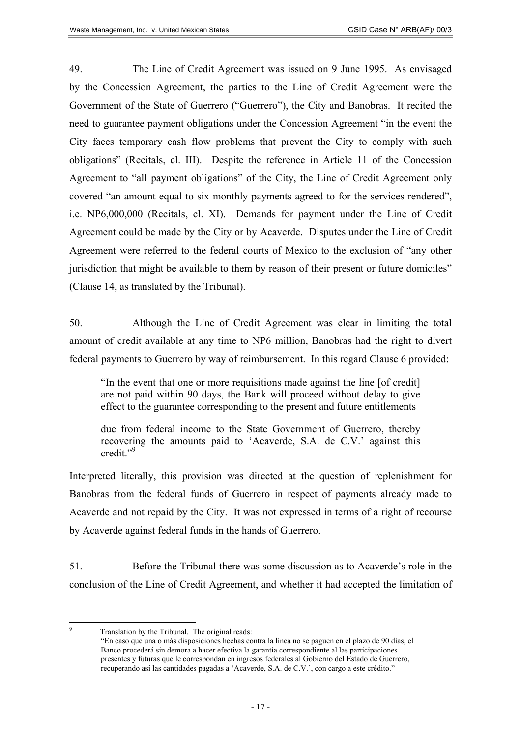49. The Line of Credit Agreement was issued on 9 June 1995. As envisaged by the Concession Agreement, the parties to the Line of Credit Agreement were the Government of the State of Guerrero ("Guerrero"), the City and Banobras. It recited the need to guarantee payment obligations under the Concession Agreement "in the event the City faces temporary cash flow problems that prevent the City to comply with such obligations" (Recitals, cl. III). Despite the reference in Article 11 of the Concession Agreement to "all payment obligations" of the City, the Line of Credit Agreement only covered "an amount equal to six monthly payments agreed to for the services rendered", i.e. NP6,000,000 (Recitals, cl. XI). Demands for payment under the Line of Credit Agreement could be made by the City or by Acaverde. Disputes under the Line of Credit Agreement were referred to the federal courts of Mexico to the exclusion of "any other jurisdiction that might be available to them by reason of their present or future domiciles" (Clause 14, as translated by the Tribunal).

50. Although the Line of Credit Agreement was clear in limiting the total amount of credit available at any time to NP6 million, Banobras had the right to divert federal payments to Guerrero by way of reimbursement. In this regard Clause 6 provided:

> "In the event that one or more requisitions made against the line [of credit] are not paid within 90 days, the Bank will proceed without delay to give effect to the guarantee corresponding to the present and future entitlements
>
> due from federal income to the State Government of Guerrero, thereby recovering the amounts paid to 'Acaverde, S.A. de C.V.' against this credit."[9]

Interpreted literally, this provision was directed at the question of replenishment for Banobras from the federal funds of Guerrero in respect of payments already made to Acaverde and not repaid by the City. It was not expressed in terms of a right of recourse by Acaverde against federal funds in the hands of Guerrero.

51. Before the Tribunal there was some discussion as to Acaverde's role in the conclusion of the Line of Credit Agreement, and whether it had accepted the limitation of

---

[9] Translation by the Tribunal. The original reads:
"En caso que una o más disposiciones hechas contra la línea no se paguen en el plazo de 90 días, el Banco procederá sin demora a hacer efectiva la garantía correspondiente al las participaciones presentes y futuras que le correspondan en ingresos federales al Gobierno del Estado de Guerrero, recuperando así las cantidades pagadas a 'Acaverde, S.A. de C.V.', con cargo a este crédito."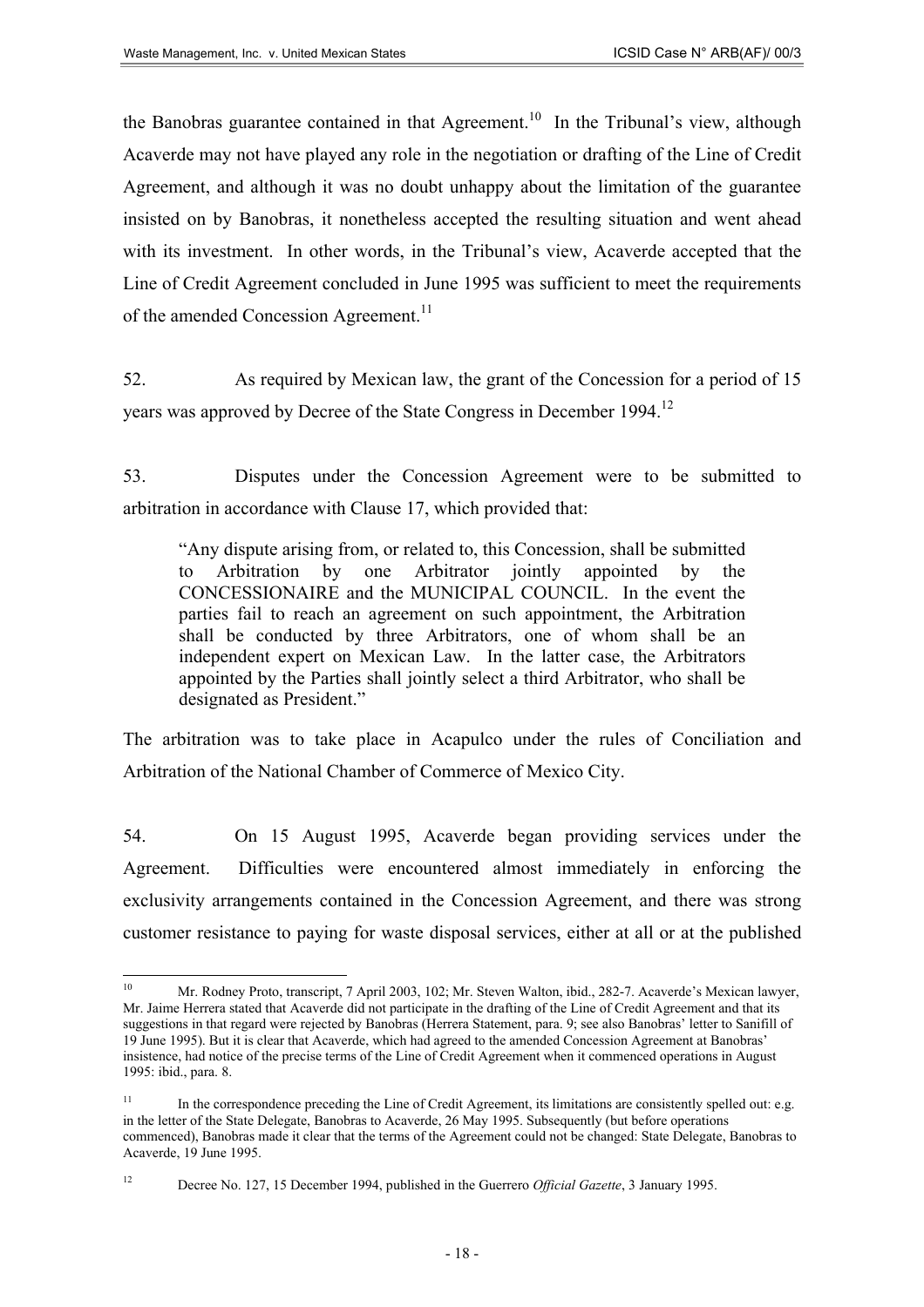the Banobras guarantee contained in that Agreement.[10] In the Tribunal's view, although Acaverde may not have played any role in the negotiation or drafting of the Line of Credit Agreement, and although it was no doubt unhappy about the limitation of the guarantee insisted on by Banobras, it nonetheless accepted the resulting situation and went ahead with its investment. In other words, in the Tribunal's view, Acaverde accepted that the Line of Credit Agreement concluded in June 1995 was sufficient to meet the requirements of the amended Concession Agreement.[11]

52. As required by Mexican law, the grant of the Concession for a period of 15 years was approved by Decree of the State Congress in December 1994.[12]

53. Disputes under the Concession Agreement were to be submitted to arbitration in accordance with Clause 17, which provided that:

> "Any dispute arising from, or related to, this Concession, shall be submitted to Arbitration by one Arbitrator jointly appointed by the CONCESSIONAIRE and the MUNICIPAL COUNCIL. In the event the parties fail to reach an agreement on such appointment, the Arbitration shall be conducted by three Arbitrators, one of whom shall be an independent expert on Mexican Law. In the latter case, the Arbitrators appointed by the Parties shall jointly select a third Arbitrator, who shall be designated as President."

The arbitration was to take place in Acapulco under the rules of Conciliation and Arbitration of the National Chamber of Commerce of Mexico City.

54. On 15 August 1995, Acaverde began providing services under the Agreement. Difficulties were encountered almost immediately in enforcing the exclusivity arrangements contained in the Concession Agreement, and there was strong customer resistance to paying for waste disposal services, either at all or at the published

---

[10] Mr. Rodney Proto, transcript, 7 April 2003, 102; Mr. Steven Walton, ibid., 282-7. Acaverde's Mexican lawyer, Mr. Jaime Herrera stated that Acaverde did not participate in the drafting of the Line of Credit Agreement and that its suggestions in that regard were rejected by Banobras (Herrera Statement, para. 9; see also Banobras' letter to Sanifill of 19 June 1995). But it is clear that Acaverde, which had agreed to the amended Concession Agreement at Banobras' insistence, had notice of the precise terms of the Line of Credit Agreement when it commenced operations in August 1995: ibid., para. 8.

[11] In the correspondence preceding the Line of Credit Agreement, its limitations are consistently spelled out: e.g. in the letter of the State Delegate, Banobras to Acaverde, 26 May 1995. Subsequently (but before operations commenced), Banobras made it clear that the terms of the Agreement could not be changed: State Delegate, Banobras to Acaverde, 19 June 1995.

[12] Decree No. 127, 15 December 1994, published in the Guerrero *Official Gazette*, 3 January 1995.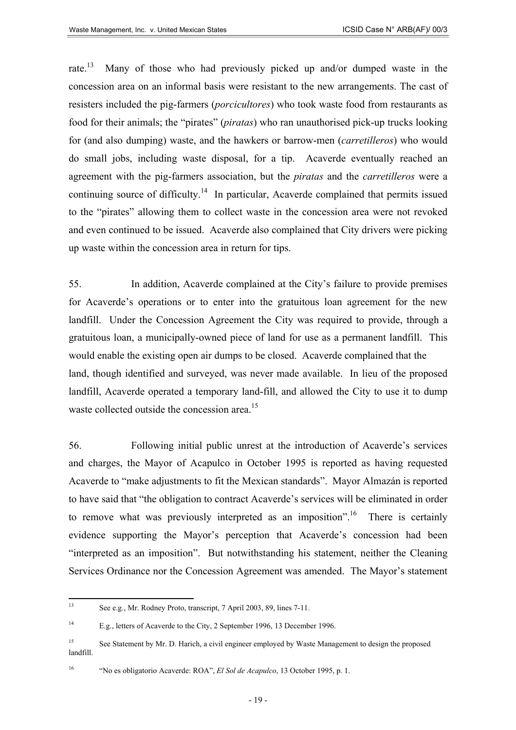rate.[13] Many of those who had previously picked up and/or dumped waste in the concession area on an informal basis were resistant to the new arrangements. The cast of resisters included the pig-farmers (*porcicultores*) who took waste food from restaurants as food for their animals; the "pirates" (*piratas*) who ran unauthorised pick-up trucks looking for (and also dumping) waste, and the hawkers or barrow-men (*carretilleros*) who would do small jobs, including waste disposal, for a tip. Acaverde eventually reached an agreement with the pig-farmers association, but the *piratas* and the *carretilleros* were a continuing source of difficulty.[14] In particular, Acaverde complained that permits issued to the "pirates" allowing them to collect waste in the concession area were not revoked and even continued to be issued. Acaverde also complained that City drivers were picking up waste within the concession area in return for tips.

55. In addition, Acaverde complained at the City's failure to provide premises for Acaverde's operations or to enter into the gratuitous loan agreement for the new landfill. Under the Concession Agreement the City was required to provide, through a gratuitous loan, a municipally-owned piece of land for use as a permanent landfill. This would enable the existing open air dumps to be closed. Acaverde complained that the land, though identified and surveyed, was never made available. In lieu of the proposed landfill, Acaverde operated a temporary land-fill, and allowed the City to use it to dump waste collected outside the concession area.[15]

56. Following initial public unrest at the introduction of Acaverde's services and charges, the Mayor of Acapulco in October 1995 is reported as having requested Acaverde to "make adjustments to fit the Mexican standards". Mayor Almazán is reported to have said that "the obligation to contract Acaverde's services will be eliminated in order to remove what was previously interpreted as an imposition".[16] There is certainly evidence supporting the Mayor's perception that Acaverde's concession had been "interpreted as an imposition". But notwithstanding his statement, neither the Cleaning Services Ordinance nor the Concession Agreement was amended. The Mayor's statement

---

[13] See e.g., Mr. Rodney Proto, transcript, 7 April 2003, 89, lines 7-11.

[14] E.g., letters of Acaverde to the City, 2 September 1996, 13 December 1996.

[15] See Statement by Mr. D. Harich, a civil engineer employed by Waste Management to design the proposed landfill.

[16] "No es obligatorio Acaverde: ROA", *El Sol de Acapulco*, 13 October 1995, p. 1.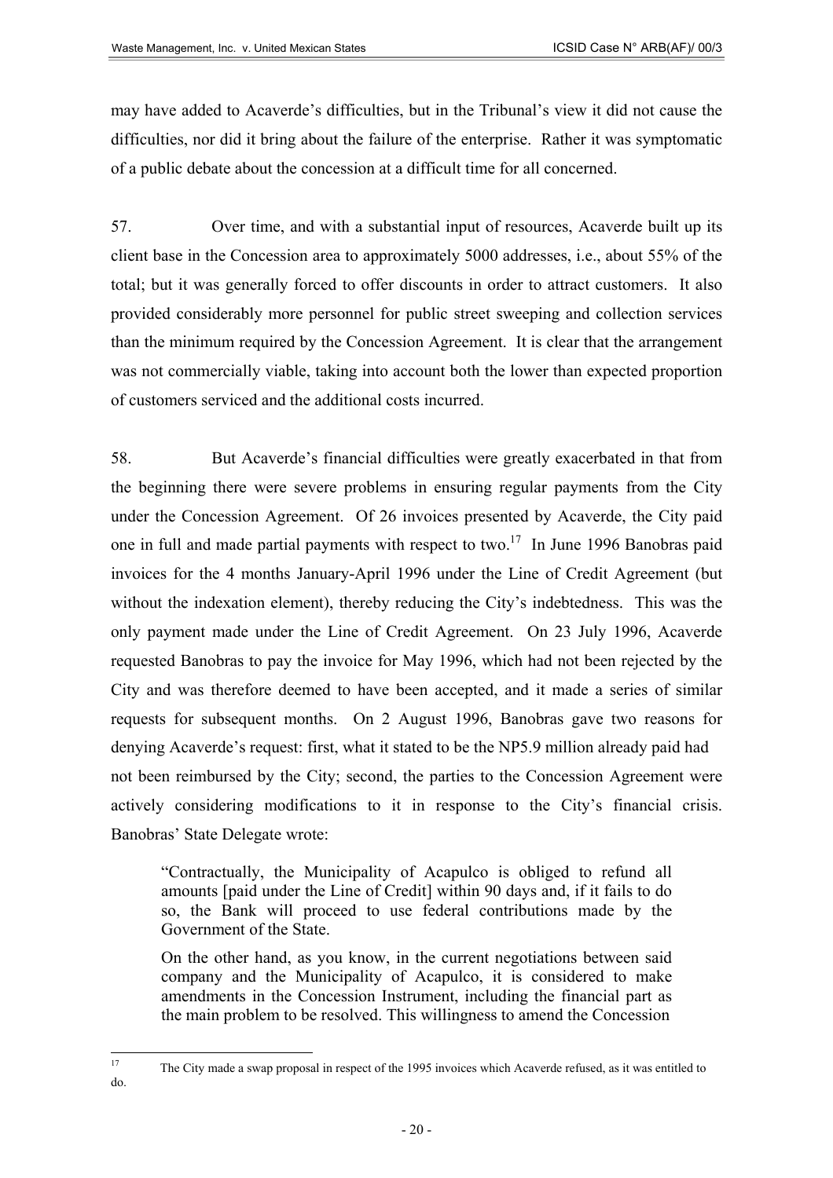may have added to Acaverde's difficulties, but in the Tribunal's view it did not cause the difficulties, nor did it bring about the failure of the enterprise. Rather it was symptomatic of a public debate about the concession at a difficult time for all concerned.

57. Over time, and with a substantial input of resources, Acaverde built up its client base in the Concession area to approximately 5000 addresses, i.e., about 55% of the total; but it was generally forced to offer discounts in order to attract customers. It also provided considerably more personnel for public street sweeping and collection services than the minimum required by the Concession Agreement. It is clear that the arrangement was not commercially viable, taking into account both the lower than expected proportion of customers serviced and the additional costs incurred.

58. But Acaverde's financial difficulties were greatly exacerbated in that from the beginning there were severe problems in ensuring regular payments from the City under the Concession Agreement. Of 26 invoices presented by Acaverde, the City paid one in full and made partial payments with respect to two.[17] In June 1996 Banobras paid invoices for the 4 months January-April 1996 under the Line of Credit Agreement (but without the indexation element), thereby reducing the City's indebtedness. This was the only payment made under the Line of Credit Agreement. On 23 July 1996, Acaverde requested Banobras to pay the invoice for May 1996, which had not been rejected by the City and was therefore deemed to have been accepted, and it made a series of similar requests for subsequent months. On 2 August 1996, Banobras gave two reasons for denying Acaverde's request: first, what it stated to be the NP5.9 million already paid had not been reimbursed by the City; second, the parties to the Concession Agreement were actively considering modifications to it in response to the City's financial crisis. Banobras' State Delegate wrote:

> "Contractually, the Municipality of Acapulco is obliged to refund all amounts [paid under the Line of Credit] within 90 days and, if it fails to do so, the Bank will proceed to use federal contributions made by the Government of the State.
>
> On the other hand, as you know, in the current negotiations between said company and the Municipality of Acapulco, it is considered to make amendments in the Concession Instrument, including the financial part as the main problem to be resolved. This willingness to amend the Concession

---

[17] The City made a swap proposal in respect of the 1995 invoices which Acaverde refused, as it was entitled to do.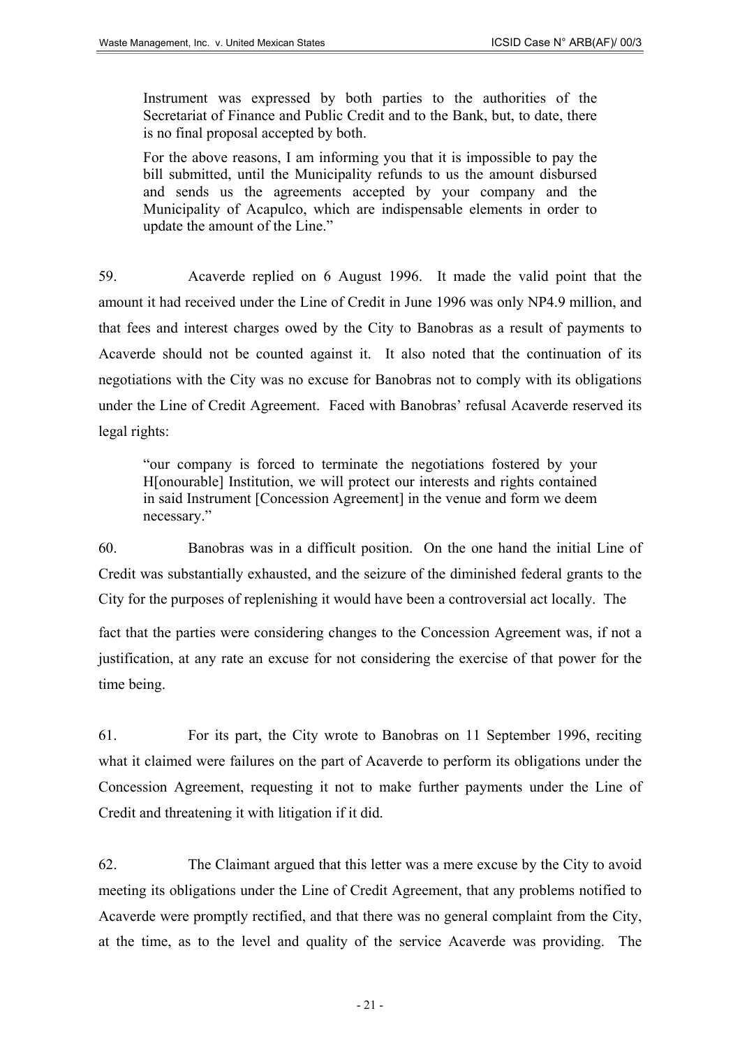> Instrument was expressed by both parties to the authorities of the Secretariat of Finance and Public Credit and to the Bank, but, to date, there is no final proposal accepted by both.
>
> For the above reasons, I am informing you that it is impossible to pay the bill submitted, until the Municipality refunds to us the amount disbursed and sends us the agreements accepted by your company and the Municipality of Acapulco, which are indispensable elements in order to update the amount of the Line."

59. Acaverde replied on 6 August 1996. It made the valid point that the amount it had received under the Line of Credit in June 1996 was only NP4.9 million, and that fees and interest charges owed by the City to Banobras as a result of payments to Acaverde should not be counted against it. It also noted that the continuation of its negotiations with the City was no excuse for Banobras not to comply with its obligations under the Line of Credit Agreement. Faced with Banobras' refusal Acaverde reserved its legal rights:

> "our company is forced to terminate the negotiations fostered by your H[onourable] Institution, we will protect our interests and rights contained in said Instrument [Concession Agreement] in the venue and form we deem necessary."

60. Banobras was in a difficult position. On the one hand the initial Line of Credit was substantially exhausted, and the seizure of the diminished federal grants to the City for the purposes of replenishing it would have been a controversial act locally. The fact that the parties were considering changes to the Concession Agreement was, if not a justification, at any rate an excuse for not considering the exercise of that power for the time being.

61. For its part, the City wrote to Banobras on 11 September 1996, reciting what it claimed were failures on the part of Acaverde to perform its obligations under the Concession Agreement, requesting it not to make further payments under the Line of Credit and threatening it with litigation if it did.

62. The Claimant argued that this letter was a mere excuse by the City to avoid meeting its obligations under the Line of Credit Agreement, that any problems notified to Acaverde were promptly rectified, and that there was no general complaint from the City, at the time, as to the level and quality of the service Acaverde was providing. The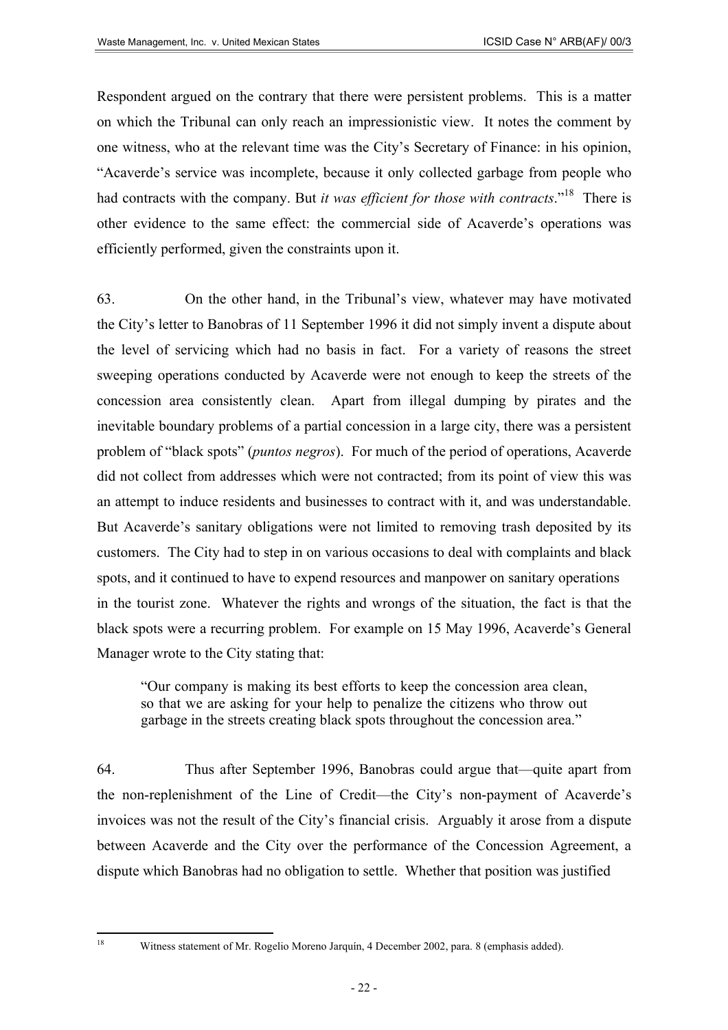Respondent argued on the contrary that there were persistent problems. This is a matter on which the Tribunal can only reach an impressionistic view. It notes the comment by one witness, who at the relevant time was the City's Secretary of Finance: in his opinion, "Acaverde's service was incomplete, because it only collected garbage from people who had contracts with the company. But *it was efficient for those with contracts*."[18] There is other evidence to the same effect: the commercial side of Acaverde's operations was efficiently performed, given the constraints upon it.

63. On the other hand, in the Tribunal's view, whatever may have motivated the City's letter to Banobras of 11 September 1996 it did not simply invent a dispute about the level of servicing which had no basis in fact. For a variety of reasons the street sweeping operations conducted by Acaverde were not enough to keep the streets of the concession area consistently clean. Apart from illegal dumping by pirates and the inevitable boundary problems of a partial concession in a large city, there was a persistent problem of "black spots" (*puntos negros*). For much of the period of operations, Acaverde did not collect from addresses which were not contracted; from its point of view this was an attempt to induce residents and businesses to contract with it, and was understandable. But Acaverde's sanitary obligations were not limited to removing trash deposited by its customers. The City had to step in on various occasions to deal with complaints and black spots, and it continued to have to expend resources and manpower on sanitary operations in the tourist zone. Whatever the rights and wrongs of the situation, the fact is that the black spots were a recurring problem. For example on 15 May 1996, Acaverde's General Manager wrote to the City stating that:

> "Our company is making its best efforts to keep the concession area clean, so that we are asking for your help to penalize the citizens who throw out garbage in the streets creating black spots throughout the concession area."

64. Thus after September 1996, Banobras could argue that—quite apart from the non-replenishment of the Line of Credit—the City's non-payment of Acaverde's invoices was not the result of the City's financial crisis. Arguably it arose from a dispute between Acaverde and the City over the performance of the Concession Agreement, a dispute which Banobras had no obligation to settle. Whether that position was justified

---

[18] Witness statement of Mr. Rogelio Moreno Jarquín, 4 December 2002, para. 8 (emphasis added).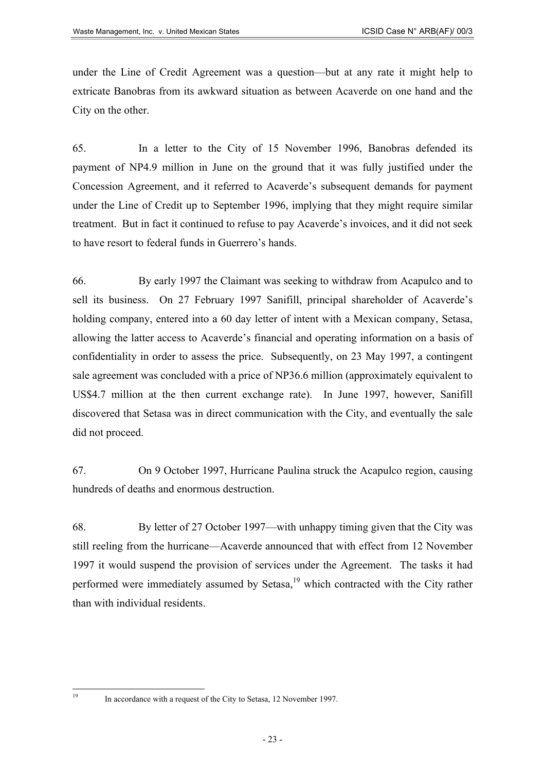under the Line of Credit Agreement was a question—but at any rate it might help to extricate Banobras from its awkward situation as between Acaverde on one hand and the City on the other.

65. In a letter to the City of 15 November 1996, Banobras defended its payment of NP4.9 million in June on the ground that it was fully justified under the Concession Agreement, and it referred to Acaverde's subsequent demands for payment under the Line of Credit up to September 1996, implying that they might require similar treatment. But in fact it continued to refuse to pay Acaverde's invoices, and it did not seek to have resort to federal funds in Guerrero's hands.

66. By early 1997 the Claimant was seeking to withdraw from Acapulco and to sell its business. On 27 February 1997 Sanifill, principal shareholder of Acaverde's holding company, entered into a 60 day letter of intent with a Mexican company, Setasa, allowing the latter access to Acaverde's financial and operating information on a basis of confidentiality in order to assess the price. Subsequently, on 23 May 1997, a contingent sale agreement was concluded with a price of NP36.6 million (approximately equivalent to US$4.7 million at the then current exchange rate). In June 1997, however, Sanifill discovered that Setasa was in direct communication with the City, and eventually the sale did not proceed.

67. On 9 October 1997, Hurricane Paulina struck the Acapulco region, causing hundreds of deaths and enormous destruction.

68. By letter of 27 October 1997—with unhappy timing given that the City was still reeling from the hurricane—Acaverde announced that with effect from 12 November 1997 it would suspend the provision of services under the Agreement. The tasks it had performed were immediately assumed by Setasa,[19] which contracted with the City rather than with individual residents.

---

[19] In accordance with a request of the City to Setasa, 12 November 1997.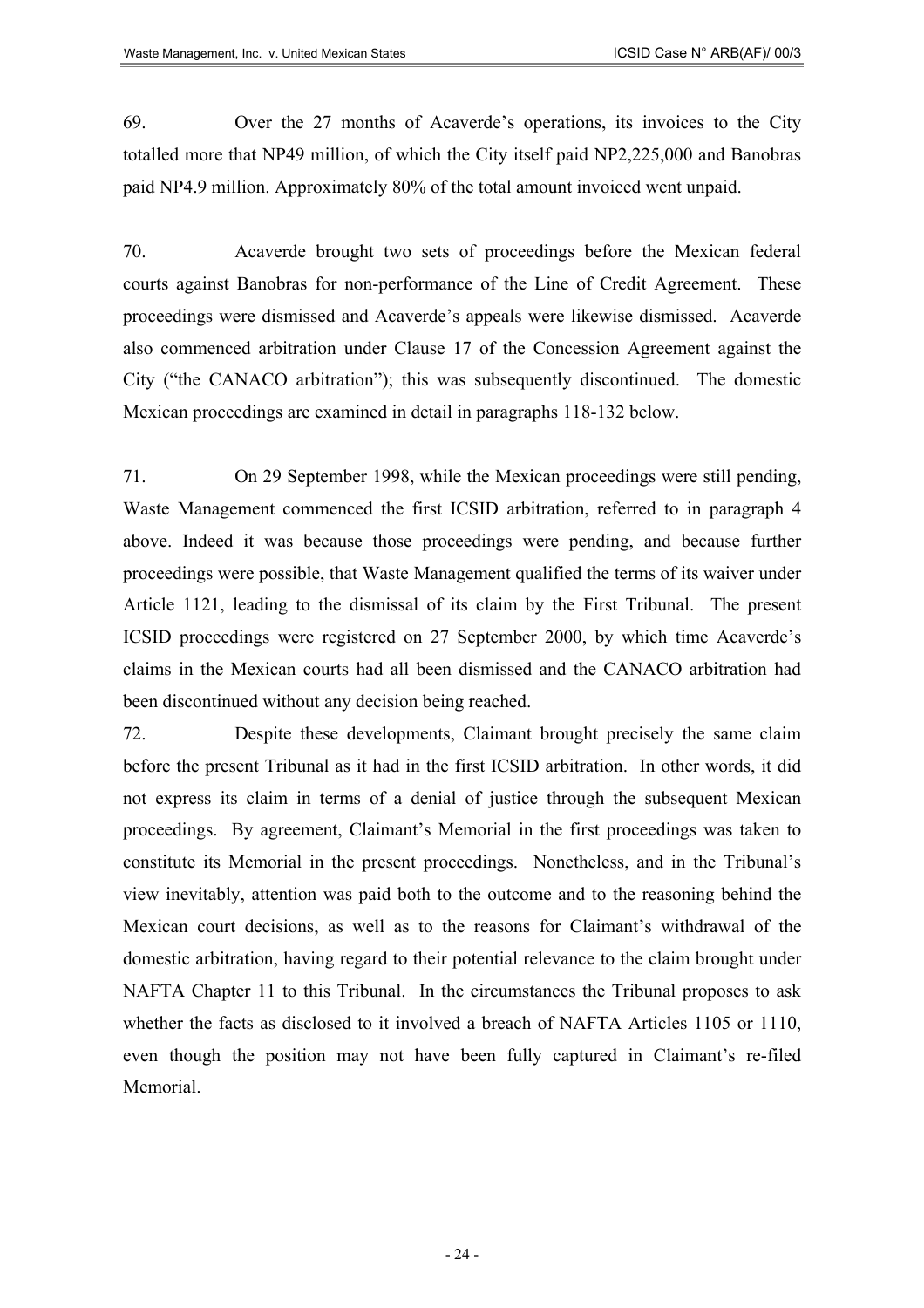69. Over the 27 months of Acaverde's operations, its invoices to the City totalled more that NP49 million, of which the City itself paid NP2,225,000 and Banobras paid NP4.9 million. Approximately 80% of the total amount invoiced went unpaid.

70. Acaverde brought two sets of proceedings before the Mexican federal courts against Banobras for non-performance of the Line of Credit Agreement. These proceedings were dismissed and Acaverde's appeals were likewise dismissed. Acaverde also commenced arbitration under Clause 17 of the Concession Agreement against the City ("the CANACO arbitration"); this was subsequently discontinued. The domestic Mexican proceedings are examined in detail in paragraphs 118-132 below.

71. On 29 September 1998, while the Mexican proceedings were still pending, Waste Management commenced the first ICSID arbitration, referred to in paragraph 4 above. Indeed it was because those proceedings were pending, and because further proceedings were possible, that Waste Management qualified the terms of its waiver under Article 1121, leading to the dismissal of its claim by the First Tribunal. The present ICSID proceedings were registered on 27 September 2000, by which time Acaverde's claims in the Mexican courts had all been dismissed and the CANACO arbitration had been discontinued without any decision being reached.

72. Despite these developments, Claimant brought precisely the same claim before the present Tribunal as it had in the first ICSID arbitration. In other words, it did not express its claim in terms of a denial of justice through the subsequent Mexican proceedings. By agreement, Claimant's Memorial in the first proceedings was taken to constitute its Memorial in the present proceedings. Nonetheless, and in the Tribunal's view inevitably, attention was paid both to the outcome and to the reasoning behind the Mexican court decisions, as well as to the reasons for Claimant's withdrawal of the domestic arbitration, having regard to their potential relevance to the claim brought under NAFTA Chapter 11 to this Tribunal. In the circumstances the Tribunal proposes to ask whether the facts as disclosed to it involved a breach of NAFTA Articles 1105 or 1110, even though the position may not have been fully captured in Claimant's re-filed Memorial.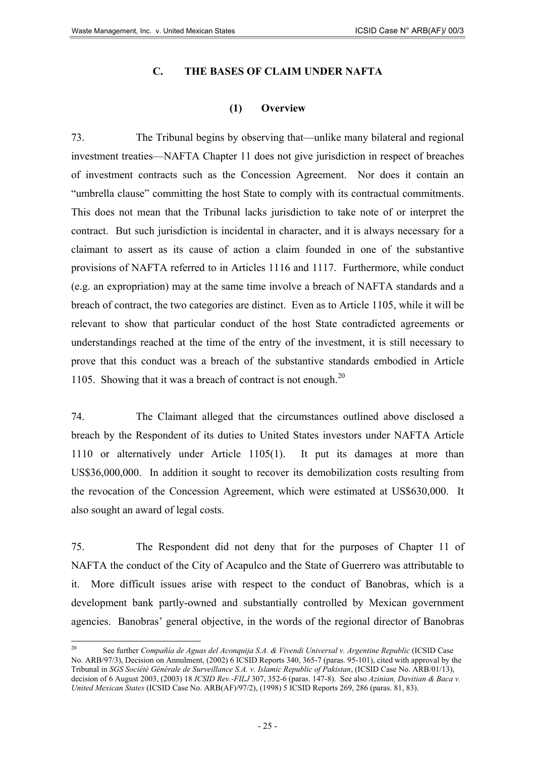## C. THE BASES OF CLAIM UNDER NAFTA

### (1) Overview

73. The Tribunal begins by observing that—unlike many bilateral and regional investment treaties—NAFTA Chapter 11 does not give jurisdiction in respect of breaches of investment contracts such as the Concession Agreement. Nor does it contain an "umbrella clause" committing the host State to comply with its contractual commitments. This does not mean that the Tribunal lacks jurisdiction to take note of or interpret the contract. But such jurisdiction is incidental in character, and it is always necessary for a claimant to assert as its cause of action a claim founded in one of the substantive provisions of NAFTA referred to in Articles 1116 and 1117. Furthermore, while conduct (e.g. an expropriation) may at the same time involve a breach of NAFTA standards and a breach of contract, the two categories are distinct. Even as to Article 1105, while it will be relevant to show that particular conduct of the host State contradicted agreements or understandings reached at the time of the entry of the investment, it is still necessary to prove that this conduct was a breach of the substantive standards embodied in Article 1105. Showing that it was a breach of contract is not enough.[20]

74. The Claimant alleged that the circumstances outlined above disclosed a breach by the Respondent of its duties to United States investors under NAFTA Article 1110 or alternatively under Article 1105(1). It put its damages at more than US$36,000,000. In addition it sought to recover its demobilization costs resulting from the revocation of the Concession Agreement, which were estimated at US$630,000. It also sought an award of legal costs.

75. The Respondent did not deny that for the purposes of Chapter 11 of NAFTA the conduct of the City of Acapulco and the State of Guerrero was attributable to it. More difficult issues arise with respect to the conduct of Banobras, which is a development bank partly-owned and substantially controlled by Mexican government agencies. Banobras' general objective, in the words of the regional director of Banobras

---

[20] See further *Compañía de Aguas del Aconquija S.A. & Vivendi Universal v. Argentine Republic* (ICSID Case No. ARB/97/3), Decision on Annulment, (2002) 6 ICSID Reports 340, 365-7 (paras. 95-101), cited with approval by the Tribunal in *SGS Société Générale de Surveillance S.A. v. Islamic Republic of Pakistan*, (ICSID Case No. ARB/01/13), decision of 6 August 2003, (2003) 18 *ICSID Rev.-FILJ* 307, 352-6 (paras. 147-8). See also *Azinian, Davitian & Baca v. United Mexican States* (ICSID Case No. ARB(AF)/97/2), (1998) 5 ICSID Reports 269, 286 (paras. 81, 83).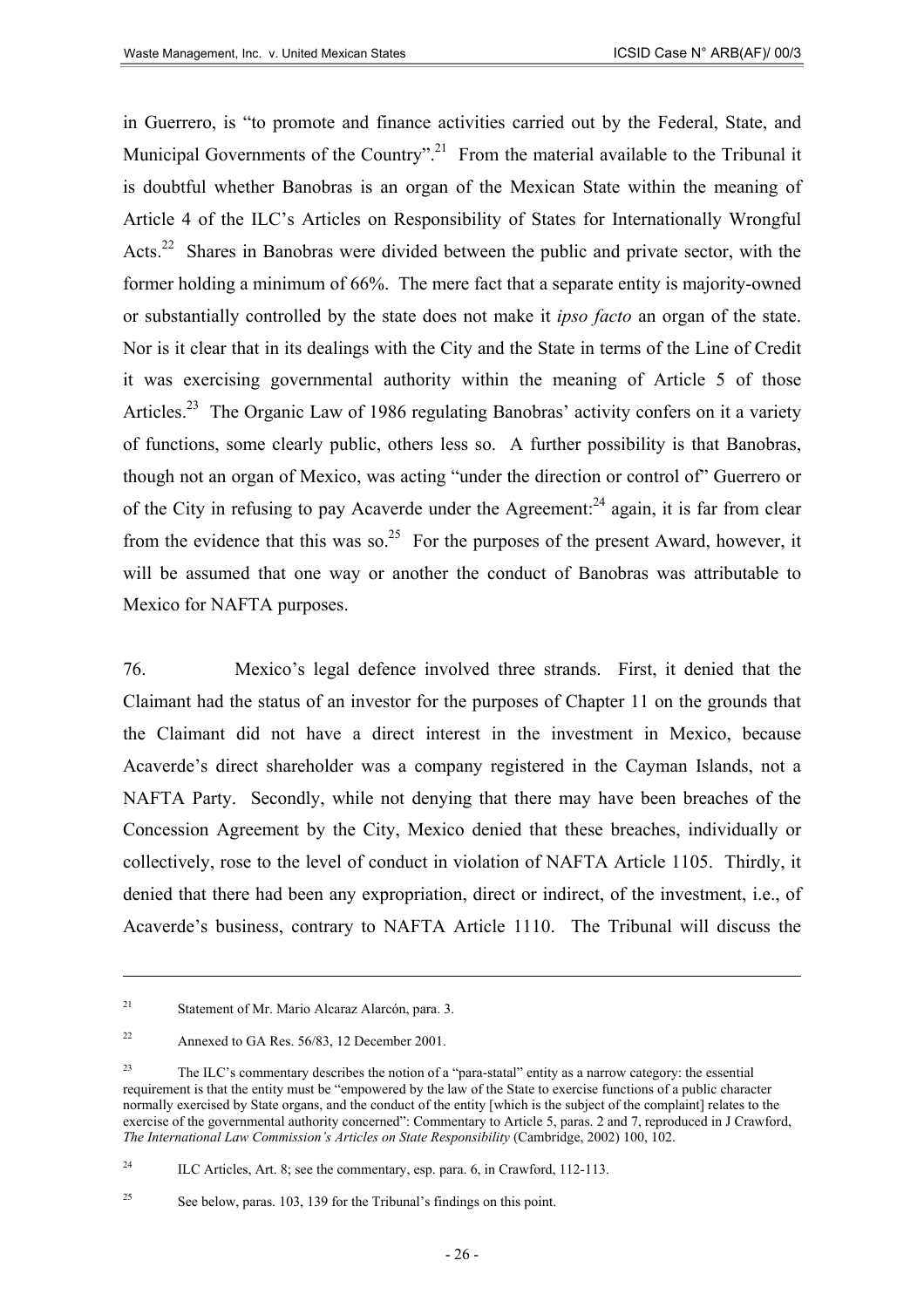in Guerrero, is "to promote and finance activities carried out by the Federal, State, and Municipal Governments of the Country".[21] From the material available to the Tribunal it is doubtful whether Banobras is an organ of the Mexican State within the meaning of Article 4 of the ILC's Articles on Responsibility of States for Internationally Wrongful Acts.[22] Shares in Banobras were divided between the public and private sector, with the former holding a minimum of 66%. The mere fact that a separate entity is majority-owned or substantially controlled by the state does not make it *ipso facto* an organ of the state. Nor is it clear that in its dealings with the City and the State in terms of the Line of Credit it was exercising governmental authority within the meaning of Article 5 of those Articles.[23] The Organic Law of 1986 regulating Banobras' activity confers on it a variety of functions, some clearly public, others less so. A further possibility is that Banobras, though not an organ of Mexico, was acting "under the direction or control of" Guerrero or of the City in refusing to pay Acaverde under the Agreement:[24] again, it is far from clear from the evidence that this was so.[25] For the purposes of the present Award, however, it will be assumed that one way or another the conduct of Banobras was attributable to Mexico for NAFTA purposes.

76. Mexico's legal defence involved three strands. First, it denied that the Claimant had the status of an investor for the purposes of Chapter 11 on the grounds that the Claimant did not have a direct interest in the investment in Mexico, because Acaverde's direct shareholder was a company registered in the Cayman Islands, not a NAFTA Party. Secondly, while not denying that there may have been breaches of the Concession Agreement by the City, Mexico denied that these breaches, individually or collectively, rose to the level of conduct in violation of NAFTA Article 1105. Thirdly, it denied that there had been any expropriation, direct or indirect, of the investment, i.e., of Acaverde's business, contrary to NAFTA Article 1110. The Tribunal will discuss the

---

[21] Statement of Mr. Mario Alcaraz Alarcón, para. 3.

[22] Annexed to GA Res. 56/83, 12 December 2001.

[23] The ILC's commentary describes the notion of a "para-statal" entity as a narrow category: the essential requirement is that the entity must be "empowered by the law of the State to exercise functions of a public character normally exercised by State organs, and the conduct of the entity [which is the subject of the complaint] relates to the exercise of the governmental authority concerned": Commentary to Article 5, paras. 2 and 7, reproduced in J Crawford, *The International Law Commission's Articles on State Responsibility* (Cambridge, 2002) 100, 102.

[24] ILC Articles, Art. 8; see the commentary, esp. para. 6, in Crawford, 112-113.

[25] See below, paras. 103, 139 for the Tribunal's findings on this point.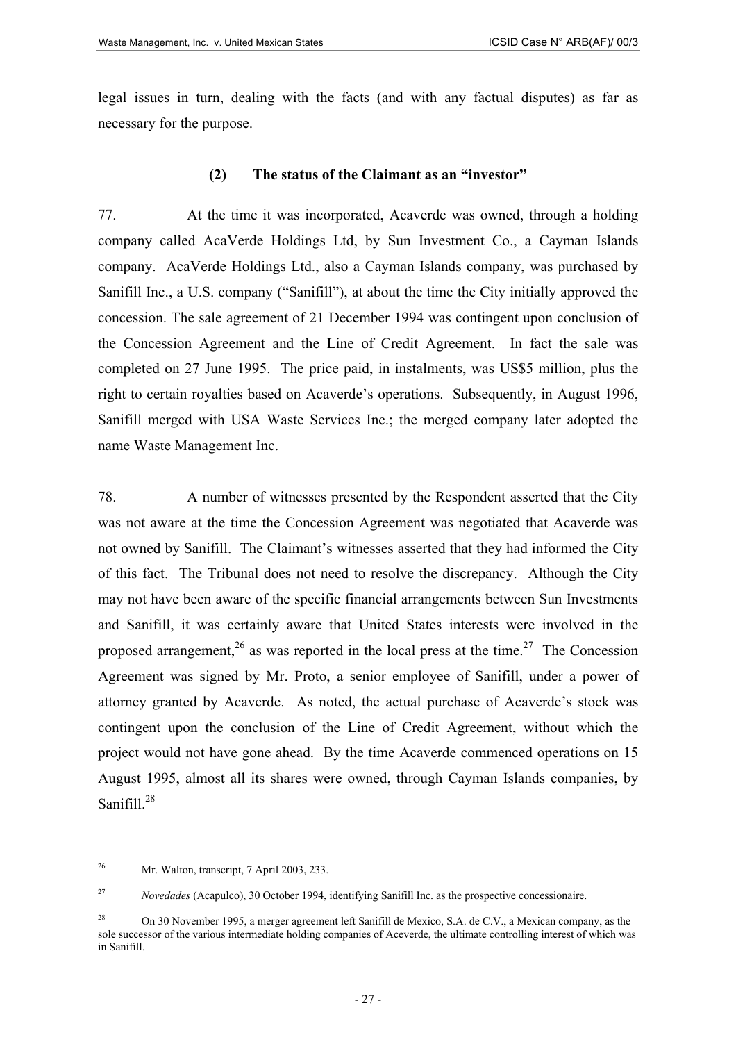legal issues in turn, dealing with the facts (and with any factual disputes) as far as necessary for the purpose.

### (2) The status of the Claimant as an "investor"

77. At the time it was incorporated, Acaverde was owned, through a holding company called AcaVerde Holdings Ltd, by Sun Investment Co., a Cayman Islands company. AcaVerde Holdings Ltd., also a Cayman Islands company, was purchased by Sanifill Inc., a U.S. company ("Sanifill"), at about the time the City initially approved the concession. The sale agreement of 21 December 1994 was contingent upon conclusion of the Concession Agreement and the Line of Credit Agreement. In fact the sale was completed on 27 June 1995. The price paid, in instalments, was US$5 million, plus the right to certain royalties based on Acaverde's operations. Subsequently, in August 1996, Sanifill merged with USA Waste Services Inc.; the merged company later adopted the name Waste Management Inc.

78. A number of witnesses presented by the Respondent asserted that the City was not aware at the time the Concession Agreement was negotiated that Acaverde was not owned by Sanifill. The Claimant's witnesses asserted that they had informed the City of this fact. The Tribunal does not need to resolve the discrepancy. Although the City may not have been aware of the specific financial arrangements between Sun Investments and Sanifill, it was certainly aware that United States interests were involved in the proposed arrangement,[26] as was reported in the local press at the time.[27] The Concession Agreement was signed by Mr. Proto, a senior employee of Sanifill, under a power of attorney granted by Acaverde. As noted, the actual purchase of Acaverde's stock was contingent upon the conclusion of the Line of Credit Agreement, without which the project would not have gone ahead. By the time Acaverde commenced operations on 15 August 1995, almost all its shares were owned, through Cayman Islands companies, by Sanifill.[28]

---

[26] Mr. Walton, transcript, 7 April 2003, 233.

[27] *Novedades* (Acapulco), 30 October 1994, identifying Sanifill Inc. as the prospective concessionaire.

[28] On 30 November 1995, a merger agreement left Sanifill de Mexico, S.A. de C.V., a Mexican company, as the sole successor of the various intermediate holding companies of Aceverde, the ultimate controlling interest of which was in Sanifill.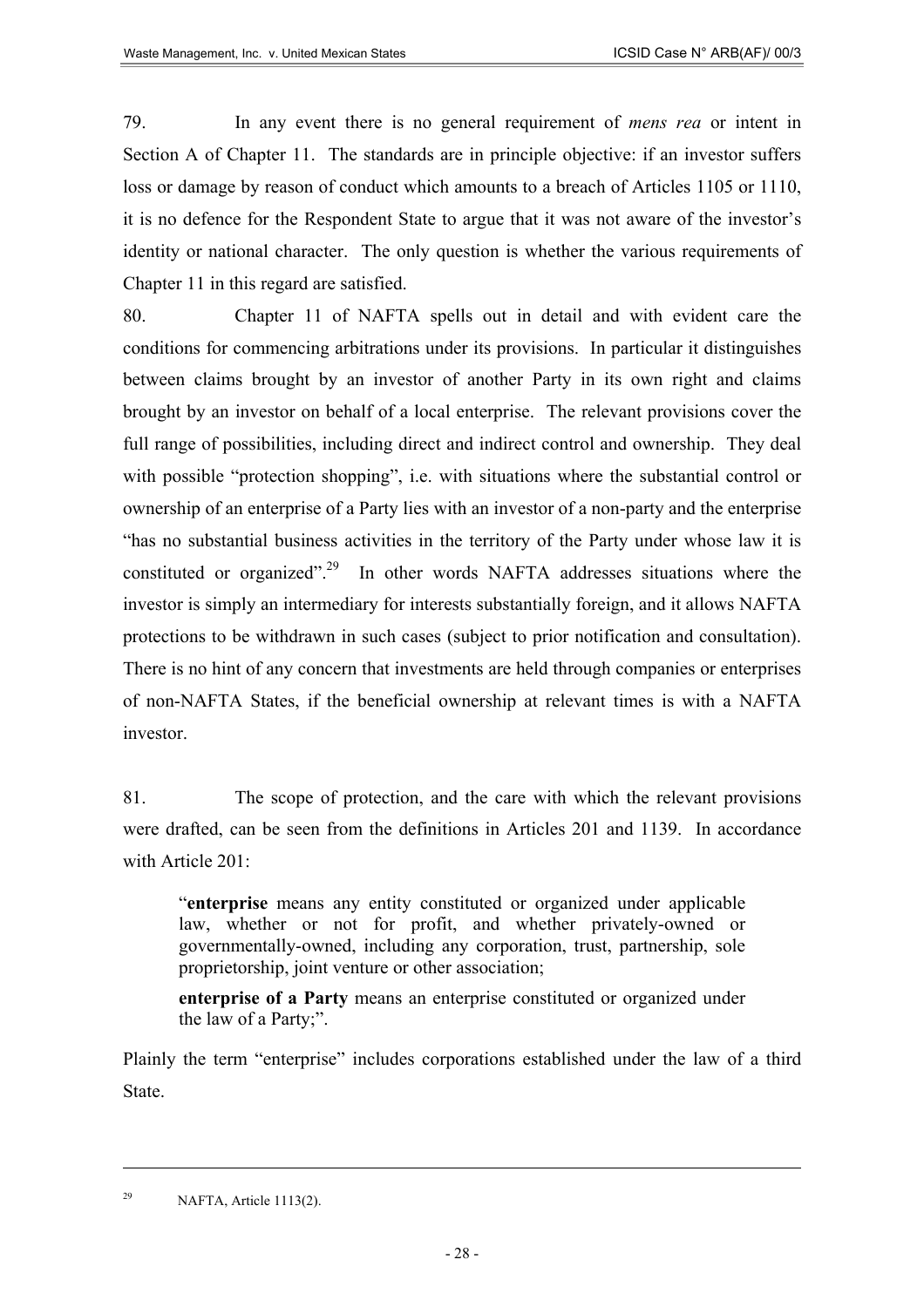79. In any event there is no general requirement of *mens rea* or intent in Section A of Chapter 11. The standards are in principle objective: if an investor suffers loss or damage by reason of conduct which amounts to a breach of Articles 1105 or 1110, it is no defence for the Respondent State to argue that it was not aware of the investor's identity or national character. The only question is whether the various requirements of Chapter 11 in this regard are satisfied.

80. Chapter 11 of NAFTA spells out in detail and with evident care the conditions for commencing arbitrations under its provisions. In particular it distinguishes between claims brought by an investor of another Party in its own right and claims brought by an investor on behalf of a local enterprise. The relevant provisions cover the full range of possibilities, including direct and indirect control and ownership. They deal with possible "protection shopping", i.e. with situations where the substantial control or ownership of an enterprise of a Party lies with an investor of a non-party and the enterprise "has no substantial business activities in the territory of the Party under whose law it is constituted or organized".[29] In other words NAFTA addresses situations where the investor is simply an intermediary for interests substantially foreign, and it allows NAFTA protections to be withdrawn in such cases (subject to prior notification and consultation). There is no hint of any concern that investments are held through companies or enterprises of non-NAFTA States, if the beneficial ownership at relevant times is with a NAFTA investor.

81. The scope of protection, and the care with which the relevant provisions were drafted, can be seen from the definitions in Articles 201 and 1139. In accordance with Article 201:

> "**enterprise** means any entity constituted or organized under applicable law, whether or not for profit, and whether privately-owned or governmentally-owned, including any corporation, trust, partnership, sole proprietorship, joint venture or other association;
>
> **enterprise of a Party** means an enterprise constituted or organized under the law of a Party;".

Plainly the term "enterprise" includes corporations established under the law of a third State.

[29] NAFTA, Article 1113(2).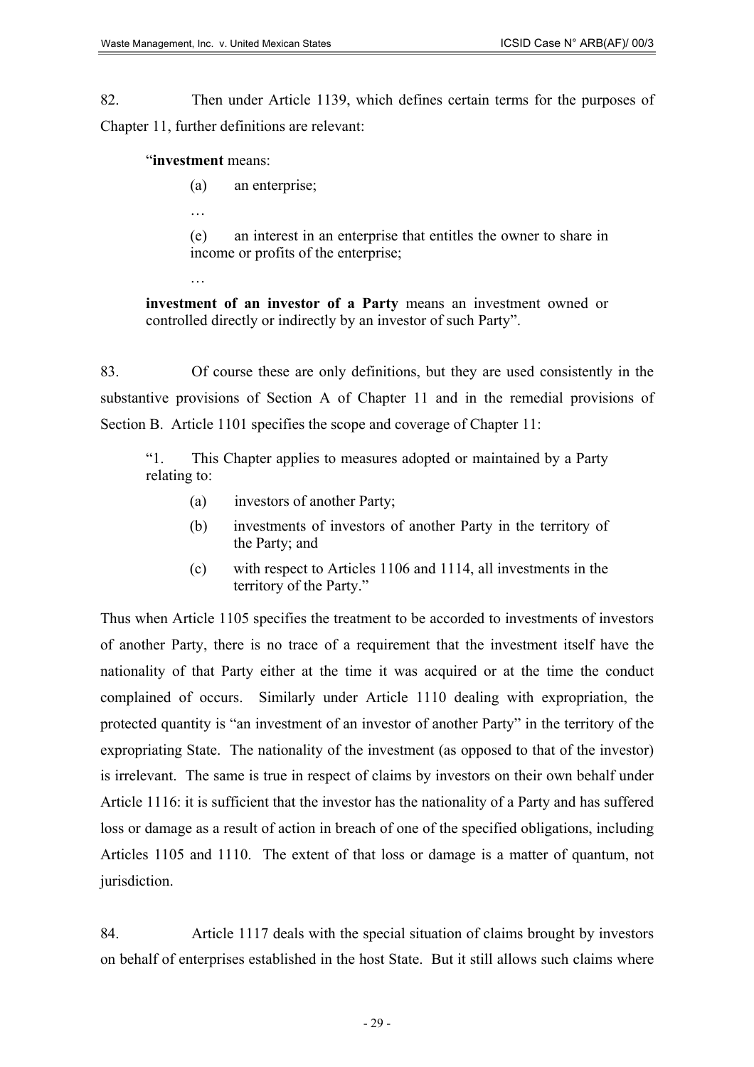82. Then under Article 1139, which defines certain terms for the purposes of Chapter 11, further definitions are relevant:

> "**investment** means:
>
> (a) an enterprise;
>
> …
>
> (e) an interest in an enterprise that entitles the owner to share in income or profits of the enterprise;
>
> …
>
> **investment of an investor of a Party** means an investment owned or controlled directly or indirectly by an investor of such Party".

83. Of course these are only definitions, but they are used consistently in the substantive provisions of Section A of Chapter 11 and in the remedial provisions of Section B. Article 1101 specifies the scope and coverage of Chapter 11:

> "1. This Chapter applies to measures adopted or maintained by a Party relating to:
>
> (a) investors of another Party;
>
> (b) investments of investors of another Party in the territory of the Party; and
>
> (c) with respect to Articles 1106 and 1114, all investments in the territory of the Party."

Thus when Article 1105 specifies the treatment to be accorded to investments of investors of another Party, there is no trace of a requirement that the investment itself have the nationality of that Party either at the time it was acquired or at the time the conduct complained of occurs. Similarly under Article 1110 dealing with expropriation, the protected quantity is "an investment of an investor of another Party" in the territory of the expropriating State. The nationality of the investment (as opposed to that of the investor) is irrelevant. The same is true in respect of claims by investors on their own behalf under Article 1116: it is sufficient that the investor has the nationality of a Party and has suffered loss or damage as a result of action in breach of one of the specified obligations, including Articles 1105 and 1110. The extent of that loss or damage is a matter of quantum, not jurisdiction.

84. Article 1117 deals with the special situation of claims brought by investors on behalf of enterprises established in the host State. But it still allows such claims where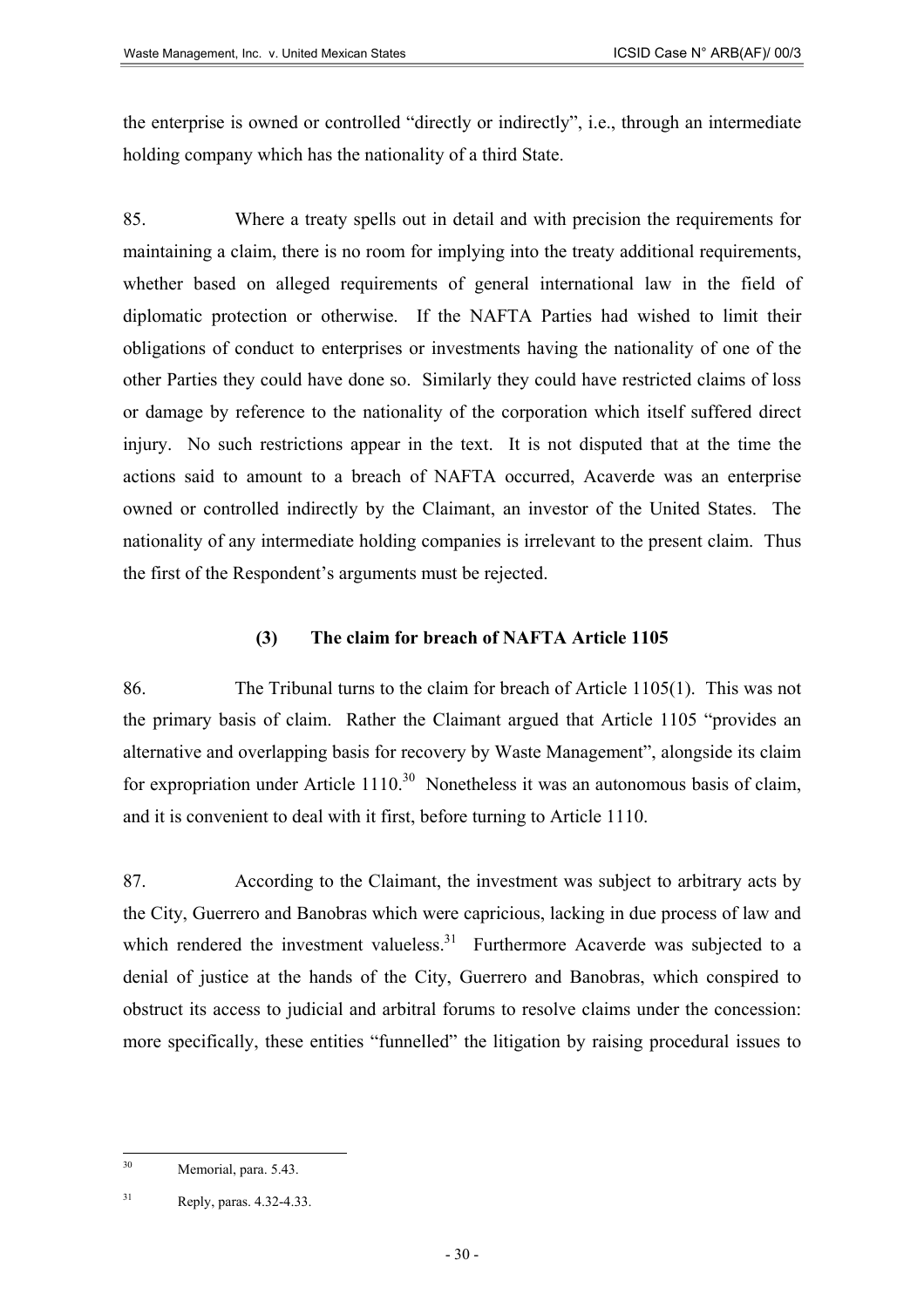the enterprise is owned or controlled "directly or indirectly", i.e., through an intermediate holding company which has the nationality of a third State.

85. Where a treaty spells out in detail and with precision the requirements for maintaining a claim, there is no room for implying into the treaty additional requirements, whether based on alleged requirements of general international law in the field of diplomatic protection or otherwise. If the NAFTA Parties had wished to limit their obligations of conduct to enterprises or investments having the nationality of one of the other Parties they could have done so. Similarly they could have restricted claims of loss or damage by reference to the nationality of the corporation which itself suffered direct injury. No such restrictions appear in the text. It is not disputed that at the time the actions said to amount to a breach of NAFTA occurred, Acaverde was an enterprise owned or controlled indirectly by the Claimant, an investor of the United States. The nationality of any intermediate holding companies is irrelevant to the present claim. Thus the first of the Respondent's arguments must be rejected.

### (3) The claim for breach of NAFTA Article 1105

86. The Tribunal turns to the claim for breach of Article 1105(1). This was not the primary basis of claim. Rather the Claimant argued that Article 1105 "provides an alternative and overlapping basis for recovery by Waste Management", alongside its claim for expropriation under Article 1110.[30] Nonetheless it was an autonomous basis of claim, and it is convenient to deal with it first, before turning to Article 1110.

87. According to the Claimant, the investment was subject to arbitrary acts by the City, Guerrero and Banobras which were capricious, lacking in due process of law and which rendered the investment valueless.[31] Furthermore Acaverde was subjected to a denial of justice at the hands of the City, Guerrero and Banobras, which conspired to obstruct its access to judicial and arbitral forums to resolve claims under the concession: more specifically, these entities "funnelled" the litigation by raising procedural issues to

---

[30] Memorial, para. 5.43.

[31] Reply, paras. 4.32-4.33.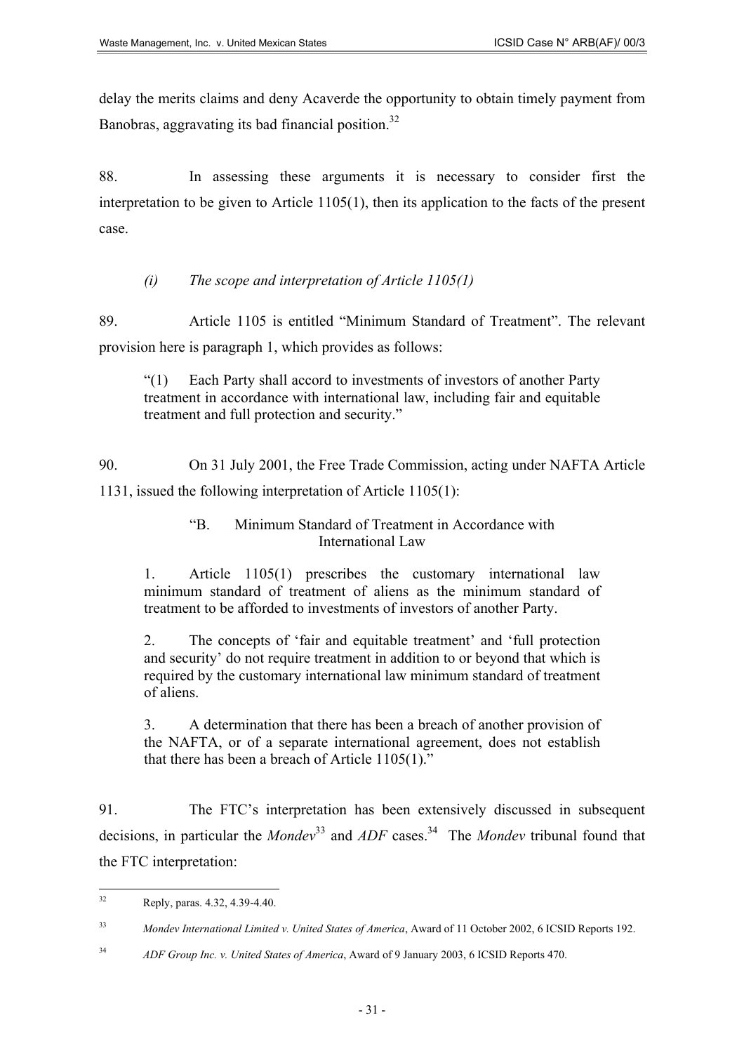delay the merits claims and deny Acaverde the opportunity to obtain timely payment from Banobras, aggravating its bad financial position.[32]

88. In assessing these arguments it is necessary to consider first the interpretation to be given to Article 1105(1), then its application to the facts of the present case.

*(i) The scope and interpretation of Article 1105(1)*

89. Article 1105 is entitled "Minimum Standard of Treatment". The relevant provision here is paragraph 1, which provides as follows:

> "(1) Each Party shall accord to investments of investors of another Party treatment in accordance with international law, including fair and equitable treatment and full protection and security."

90. On 31 July 2001, the Free Trade Commission, acting under NAFTA Article 1131, issued the following interpretation of Article 1105(1):

> "B. Minimum Standard of Treatment in Accordance with International Law
>
> 1. Article 1105(1) prescribes the customary international law minimum standard of treatment of aliens as the minimum standard of treatment to be afforded to investments of investors of another Party.
>
> 2. The concepts of 'fair and equitable treatment' and 'full protection and security' do not require treatment in addition to or beyond that which is required by the customary international law minimum standard of treatment of aliens.
>
> 3. A determination that there has been a breach of another provision of the NAFTA, or of a separate international agreement, does not establish that there has been a breach of Article 1105(1)."

91. The FTC's interpretation has been extensively discussed in subsequent decisions, in particular the *Mondev*[33] and *ADF* cases.[34] The *Mondev* tribunal found that the FTC interpretation:

---

[32] Reply, paras. 4.32, 4.39-4.40.

[33] *Mondev International Limited v. United States of America*, Award of 11 October 2002, 6 ICSID Reports 192.

[34] *ADF Group Inc. v. United States of America*, Award of 9 January 2003, 6 ICSID Reports 470.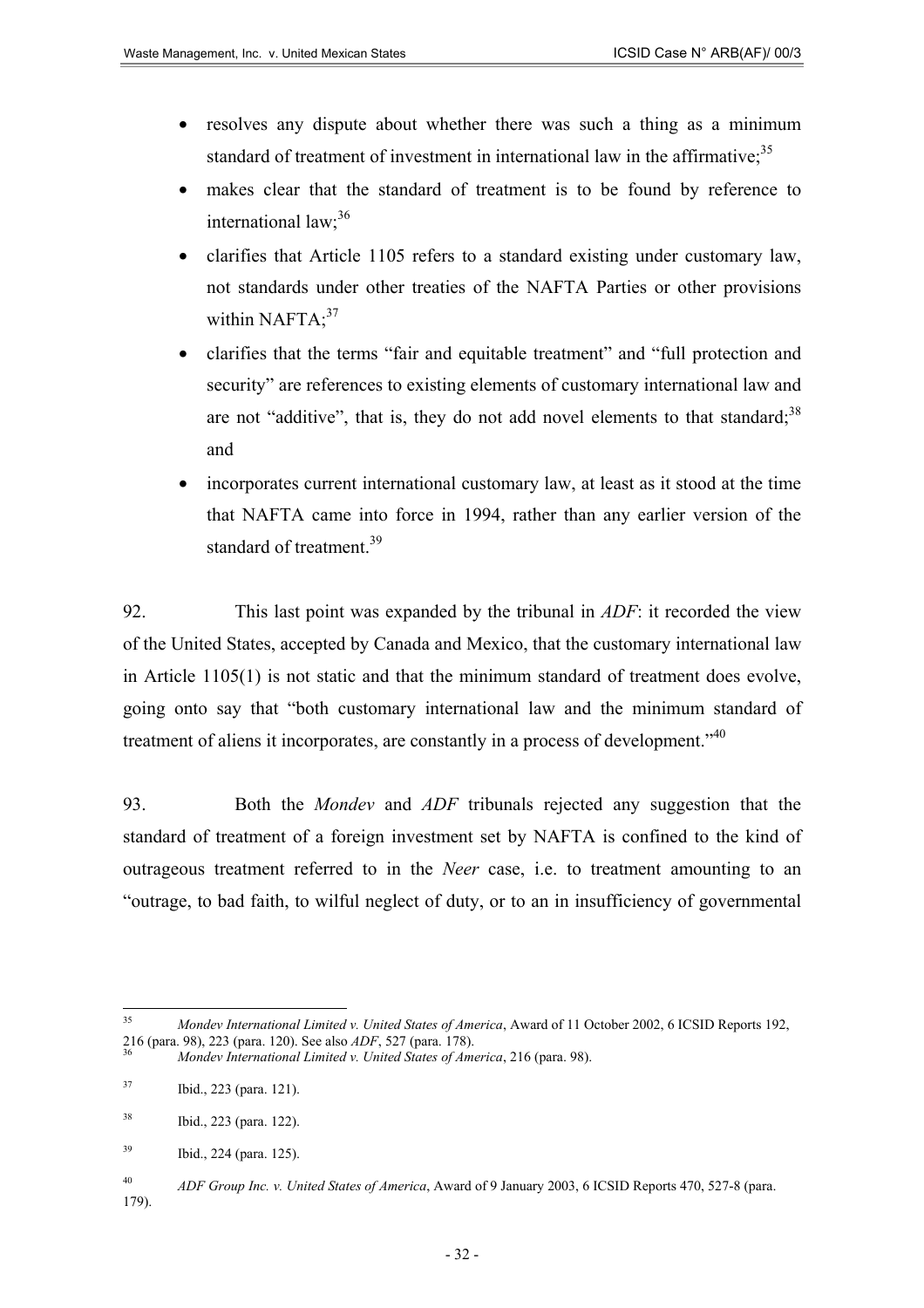- resolves any dispute about whether there was such a thing as a minimum standard of treatment of investment in international law in the affirmative;[35]
- makes clear that the standard of treatment is to be found by reference to international law;[36]
- clarifies that Article 1105 refers to a standard existing under customary law, not standards under other treaties of the NAFTA Parties or other provisions within NAFTA;[37]
- clarifies that the terms "fair and equitable treatment" and "full protection and security" are references to existing elements of customary international law and are not "additive", that is, they do not add novel elements to that standard;[38] and
- incorporates current international customary law, at least as it stood at the time that NAFTA came into force in 1994, rather than any earlier version of the standard of treatment.[39]

92. This last point was expanded by the tribunal in *ADF*: it recorded the view of the United States, accepted by Canada and Mexico, that the customary international law in Article 1105(1) is not static and that the minimum standard of treatment does evolve, going onto say that "both customary international law and the minimum standard of treatment of aliens it incorporates, are constantly in a process of development."[40]

93. Both the *Mondev* and *ADF* tribunals rejected any suggestion that the standard of treatment of a foreign investment set by NAFTA is confined to the kind of outrageous treatment referred to in the *Neer* case, i.e. to treatment amounting to an "outrage, to bad faith, to wilful neglect of duty, or to an in insufficiency of governmental

---

[35] *Mondev International Limited v. United States of America*, Award of 11 October 2002, 6 ICSID Reports 192, 216 (para. 98), 223 (para. 120). See also *ADF*, 527 (para. 178).

[36] *Mondev International Limited v. United States of America*, 216 (para. 98).

[37] Ibid., 223 (para. 121).

[38] Ibid., 223 (para. 122).

[39] Ibid., 224 (para. 125).

[40] *ADF Group Inc. v. United States of America*, Award of 9 January 2003, 6 ICSID Reports 470, 527-8 (para. 179).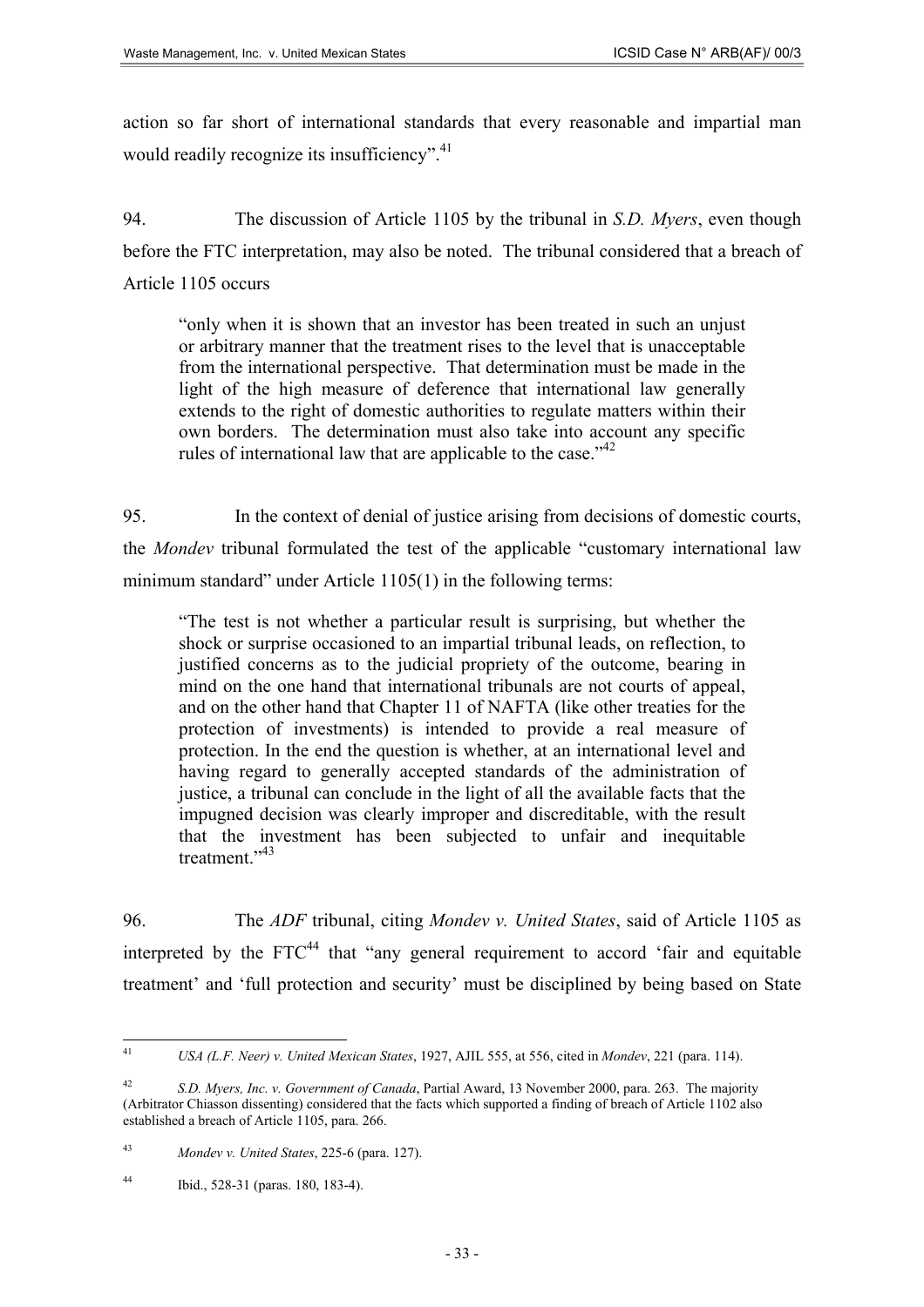action so far short of international standards that every reasonable and impartial man would readily recognize its insufficiency".[41]

94. The discussion of Article 1105 by the tribunal in *S.D. Myers*, even though before the FTC interpretation, may also be noted. The tribunal considered that a breach of Article 1105 occurs

> "only when it is shown that an investor has been treated in such an unjust or arbitrary manner that the treatment rises to the level that is unacceptable from the international perspective. That determination must be made in the light of the high measure of deference that international law generally extends to the right of domestic authorities to regulate matters within their own borders. The determination must also take into account any specific rules of international law that are applicable to the case."[42]

95. In the context of denial of justice arising from decisions of domestic courts, the *Mondev* tribunal formulated the test of the applicable "customary international law minimum standard" under Article 1105(1) in the following terms:

> "The test is not whether a particular result is surprising, but whether the shock or surprise occasioned to an impartial tribunal leads, on reflection, to justified concerns as to the judicial propriety of the outcome, bearing in mind on the one hand that international tribunals are not courts of appeal, and on the other hand that Chapter 11 of NAFTA (like other treaties for the protection of investments) is intended to provide a real measure of protection. In the end the question is whether, at an international level and having regard to generally accepted standards of the administration of justice, a tribunal can conclude in the light of all the available facts that the impugned decision was clearly improper and discreditable, with the result that the investment has been subjected to unfair and inequitable treatment."[43]

96. The *ADF* tribunal, citing *Mondev v. United States*, said of Article 1105 as interpreted by the FTC[44] that "any general requirement to accord 'fair and equitable treatment' and 'full protection and security' must be disciplined by being based on State

---

[41] *USA (L.F. Neer) v. United Mexican States*, 1927, AJIL 555, at 556, cited in *Mondev*, 221 (para. 114).

[42] *S.D. Myers, Inc. v. Government of Canada*, Partial Award, 13 November 2000, para. 263. The majority (Arbitrator Chiasson dissenting) considered that the facts which supported a finding of breach of Article 1102 also established a breach of Article 1105, para. 266.

[43] *Mondev v. United States*, 225-6 (para. 127).

[44] Ibid., 528-31 (paras. 180, 183-4).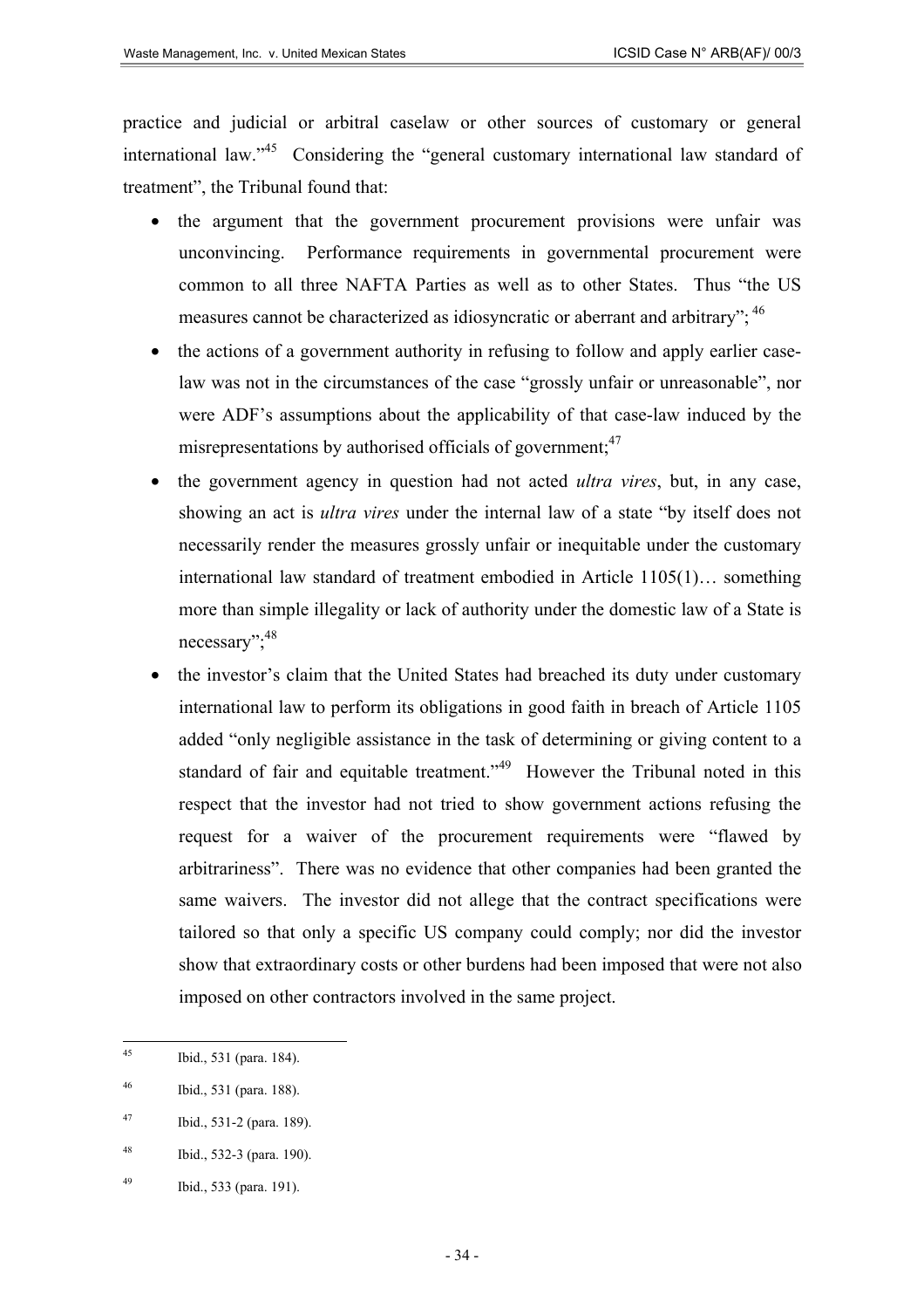practice and judicial or arbitral caselaw or other sources of customary or general international law."[45] Considering the "general customary international law standard of treatment", the Tribunal found that:

- the argument that the government procurement provisions were unfair was unconvincing. Performance requirements in governmental procurement were common to all three NAFTA Parties as well as to other States. Thus "the US measures cannot be characterized as idiosyncratic or aberrant and arbitrary";[46]
- the actions of a government authority in refusing to follow and apply earlier case-law was not in the circumstances of the case "grossly unfair or unreasonable", nor were ADF's assumptions about the applicability of that case-law induced by the misrepresentations by authorised officials of government;[47]
- the government agency in question had not acted *ultra vires*, but, in any case, showing an act is *ultra vires* under the internal law of a state "by itself does not necessarily render the measures grossly unfair or inequitable under the customary international law standard of treatment embodied in Article 1105(1)… something more than simple illegality or lack of authority under the domestic law of a State is necessary";[48]
- the investor's claim that the United States had breached its duty under customary international law to perform its obligations in good faith in breach of Article 1105 added "only negligible assistance in the task of determining or giving content to a standard of fair and equitable treatment."[49] However the Tribunal noted in this respect that the investor had not tried to show government actions refusing the request for a waiver of the procurement requirements were "flawed by arbitrariness". There was no evidence that other companies had been granted the same waivers. The investor did not allege that the contract specifications were tailored so that only a specific US company could comply; nor did the investor show that extraordinary costs or other burdens had been imposed that were not also imposed on other contractors involved in the same project.

---

[45] Ibid., 531 (para. 184).

[46] Ibid., 531 (para. 188).

[47] Ibid., 531-2 (para. 189).

[48] Ibid., 532-3 (para. 190).

[49] Ibid., 533 (para. 191).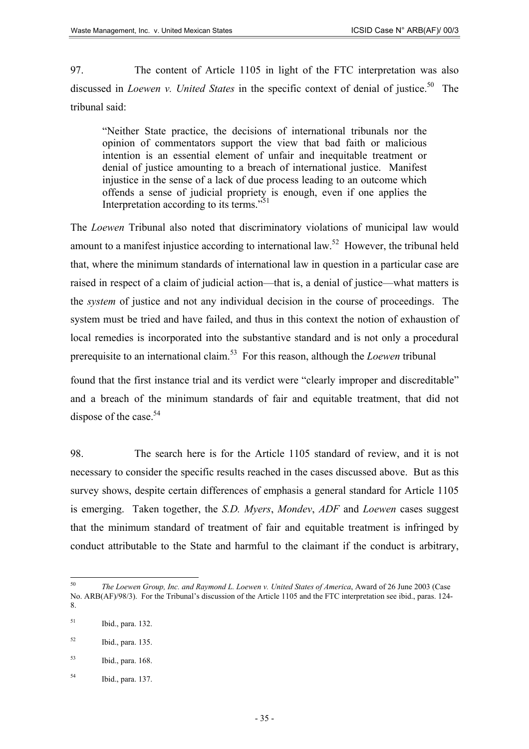97. The content of Article 1105 in light of the FTC interpretation was also discussed in *Loewen v. United States* in the specific context of denial of justice.[50] The tribunal said:

> "Neither State practice, the decisions of international tribunals nor the opinion of commentators support the view that bad faith or malicious intention is an essential element of unfair and inequitable treatment or denial of justice amounting to a breach of international justice. Manifest injustice in the sense of a lack of due process leading to an outcome which offends a sense of judicial propriety is enough, even if one applies the Interpretation according to its terms."[51]

The *Loewen* Tribunal also noted that discriminatory violations of municipal law would amount to a manifest injustice according to international law.[52] However, the tribunal held that, where the minimum standards of international law in question in a particular case are raised in respect of a claim of judicial action—that is, a denial of justice—what matters is the *system* of justice and not any individual decision in the course of proceedings. The system must be tried and have failed, and thus in this context the notion of exhaustion of local remedies is incorporated into the substantive standard and is not only a procedural prerequisite to an international claim.[53] For this reason, although the *Loewen* tribunal found that the first instance trial and its verdict were "clearly improper and discreditable" and a breach of the minimum standards of fair and equitable treatment, that did not dispose of the case.[54]

98. The search here is for the Article 1105 standard of review, and it is not necessary to consider the specific results reached in the cases discussed above. But as this survey shows, despite certain differences of emphasis a general standard for Article 1105 is emerging. Taken together, the *S.D. Myers*, *Mondev*, *ADF* and *Loewen* cases suggest that the minimum standard of treatment of fair and equitable treatment is infringed by conduct attributable to the State and harmful to the claimant if the conduct is arbitrary,

---

[50] *The Loewen Group, Inc. and Raymond L. Loewen v. United States of America*, Award of 26 June 2003 (Case No. ARB(AF)/98/3). For the Tribunal's discussion of the Article 1105 and the FTC interpretation see ibid., paras. 124-8.

[51] Ibid., para. 132.

[52] Ibid., para. 135.

[53] Ibid., para. 168.

[54] Ibid., para. 137.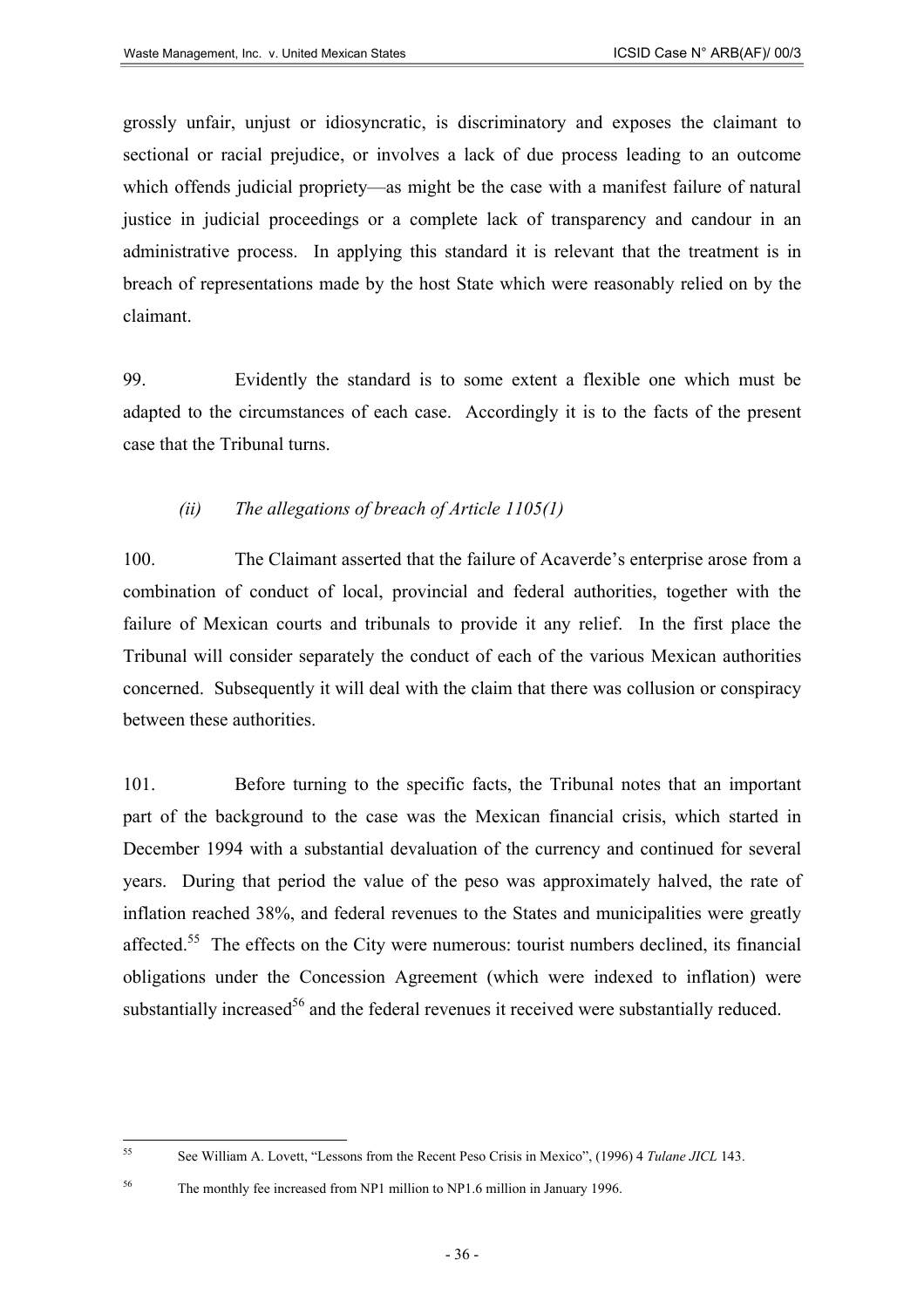grossly unfair, unjust or idiosyncratic, is discriminatory and exposes the claimant to sectional or racial prejudice, or involves a lack of due process leading to an outcome which offends judicial propriety—as might be the case with a manifest failure of natural justice in judicial proceedings or a complete lack of transparency and candour in an administrative process. In applying this standard it is relevant that the treatment is in breach of representations made by the host State which were reasonably relied on by the claimant.

99. Evidently the standard is to some extent a flexible one which must be adapted to the circumstances of each case. Accordingly it is to the facts of the present case that the Tribunal turns.

### *(ii) The allegations of breach of Article 1105(1)*

100. The Claimant asserted that the failure of Acaverde's enterprise arose from a combination of conduct of local, provincial and federal authorities, together with the failure of Mexican courts and tribunals to provide it any relief. In the first place the Tribunal will consider separately the conduct of each of the various Mexican authorities concerned. Subsequently it will deal with the claim that there was collusion or conspiracy between these authorities.

101. Before turning to the specific facts, the Tribunal notes that an important part of the background to the case was the Mexican financial crisis, which started in December 1994 with a substantial devaluation of the currency and continued for several years. During that period the value of the peso was approximately halved, the rate of inflation reached 38%, and federal revenues to the States and municipalities were greatly affected.[55] The effects on the City were numerous: tourist numbers declined, its financial obligations under the Concession Agreement (which were indexed to inflation) were substantially increased[56] and the federal revenues it received were substantially reduced.

---

[55] See William A. Lovett, "Lessons from the Recent Peso Crisis in Mexico", (1996) 4 *Tulane JICL* 143.

[56] The monthly fee increased from NP1 million to NP1.6 million in January 1996.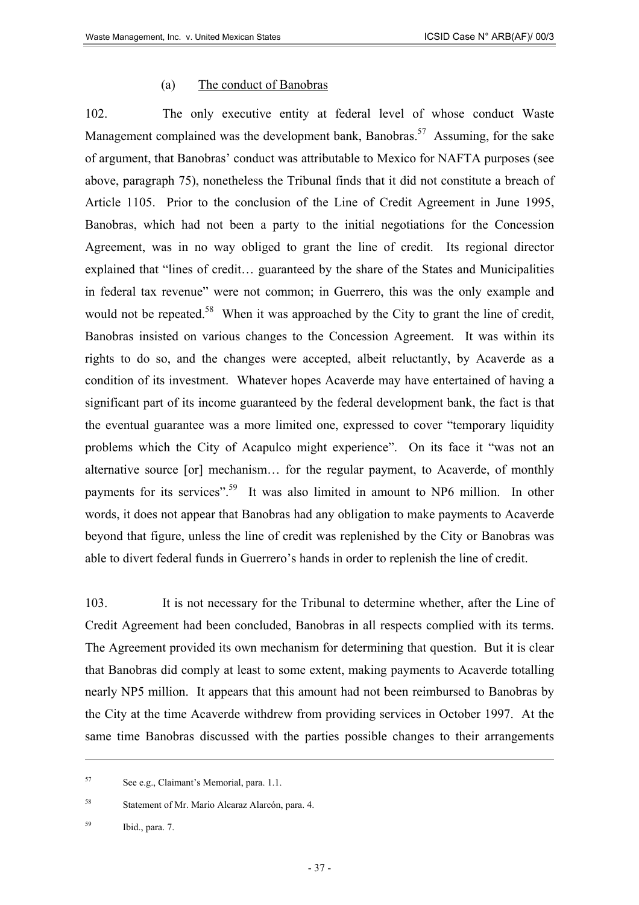### (a) The conduct of Banobras

102. The only executive entity at federal level of whose conduct Waste Management complained was the development bank, Banobras.[57] Assuming, for the sake of argument, that Banobras' conduct was attributable to Mexico for NAFTA purposes (see above, paragraph 75), nonetheless the Tribunal finds that it did not constitute a breach of Article 1105. Prior to the conclusion of the Line of Credit Agreement in June 1995, Banobras, which had not been a party to the initial negotiations for the Concession Agreement, was in no way obliged to grant the line of credit. Its regional director explained that "lines of credit… guaranteed by the share of the States and Municipalities in federal tax revenue" were not common; in Guerrero, this was the only example and would not be repeated.[58] When it was approached by the City to grant the line of credit, Banobras insisted on various changes to the Concession Agreement. It was within its rights to do so, and the changes were accepted, albeit reluctantly, by Acaverde as a condition of its investment. Whatever hopes Acaverde may have entertained of having a significant part of its income guaranteed by the federal development bank, the fact is that the eventual guarantee was a more limited one, expressed to cover "temporary liquidity problems which the City of Acapulco might experience". On its face it "was not an alternative source [or] mechanism… for the regular payment, to Acaverde, of monthly payments for its services".[59] It was also limited in amount to NP6 million. In other words, it does not appear that Banobras had any obligation to make payments to Acaverde beyond that figure, unless the line of credit was replenished by the City or Banobras was able to divert federal funds in Guerrero's hands in order to replenish the line of credit.

103. It is not necessary for the Tribunal to determine whether, after the Line of Credit Agreement had been concluded, Banobras in all respects complied with its terms. The Agreement provided its own mechanism for determining that question. But it is clear that Banobras did comply at least to some extent, making payments to Acaverde totalling nearly NP5 million. It appears that this amount had not been reimbursed to Banobras by the City at the time Acaverde withdrew from providing services in October 1997. At the same time Banobras discussed with the parties possible changes to their arrangements

---

[57] See e.g., Claimant's Memorial, para. 1.1.

[58] Statement of Mr. Mario Alcaraz Alarcón, para. 4.

[59] Ibid., para. 7.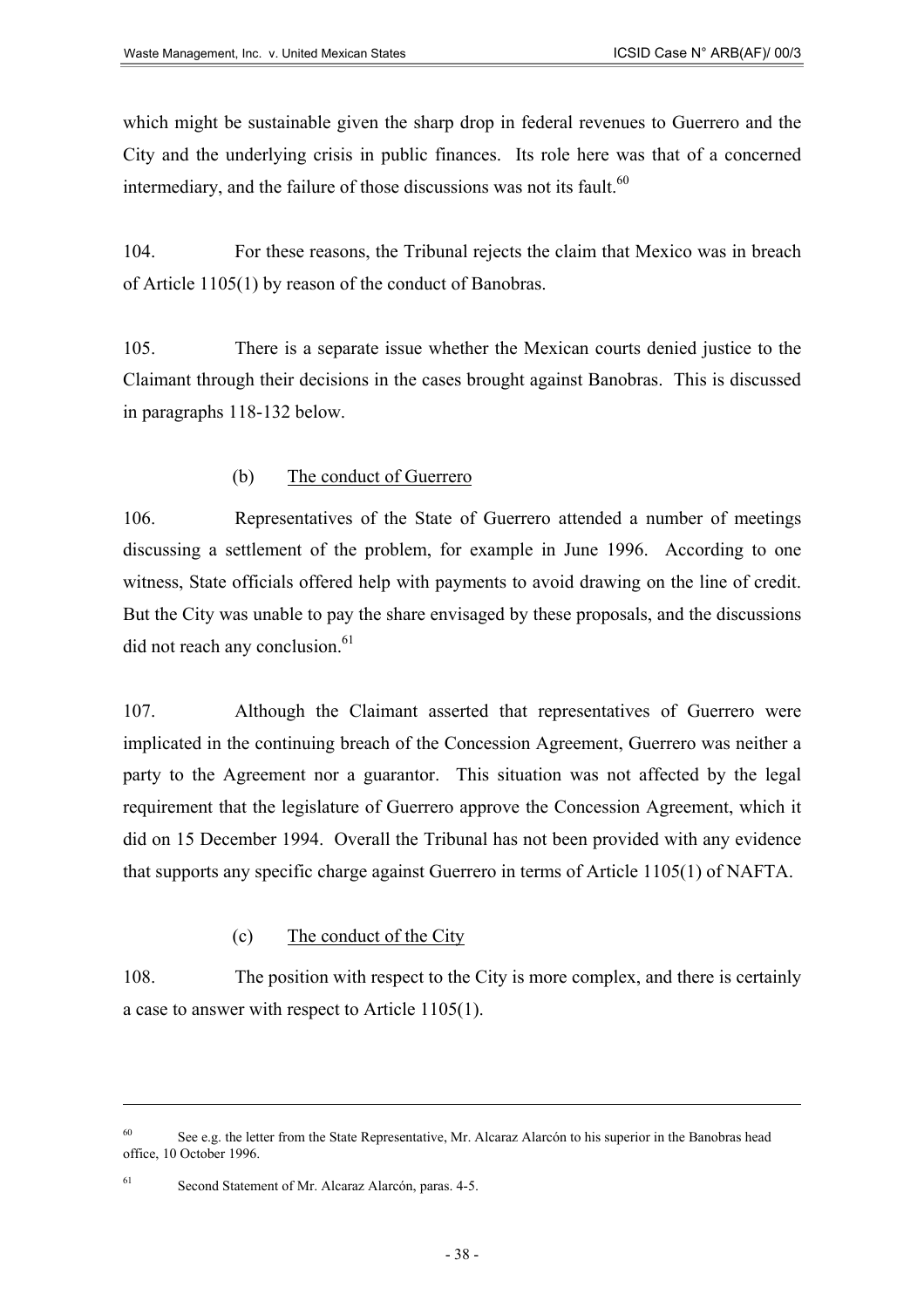which might be sustainable given the sharp drop in federal revenues to Guerrero and the City and the underlying crisis in public finances. Its role here was that of a concerned intermediary, and the failure of those discussions was not its fault.[60]

104. For these reasons, the Tribunal rejects the claim that Mexico was in breach of Article 1105(1) by reason of the conduct of Banobras.

105. There is a separate issue whether the Mexican courts denied justice to the Claimant through their decisions in the cases brought against Banobras. This is discussed in paragraphs 118-132 below.

### (b) The conduct of Guerrero

106. Representatives of the State of Guerrero attended a number of meetings discussing a settlement of the problem, for example in June 1996. According to one witness, State officials offered help with payments to avoid drawing on the line of credit. But the City was unable to pay the share envisaged by these proposals, and the discussions did not reach any conclusion.[61]

107. Although the Claimant asserted that representatives of Guerrero were implicated in the continuing breach of the Concession Agreement, Guerrero was neither a party to the Agreement nor a guarantor. This situation was not affected by the legal requirement that the legislature of Guerrero approve the Concession Agreement, which it did on 15 December 1994. Overall the Tribunal has not been provided with any evidence that supports any specific charge against Guerrero in terms of Article 1105(1) of NAFTA.

### (c) The conduct of the City

108. The position with respect to the City is more complex, and there is certainly a case to answer with respect to Article 1105(1).

---

[60] See e.g. the letter from the State Representative, Mr. Alcaraz Alarcón to his superior in the Banobras head office, 10 October 1996.

[61] Second Statement of Mr. Alcaraz Alarcón, paras. 4-5.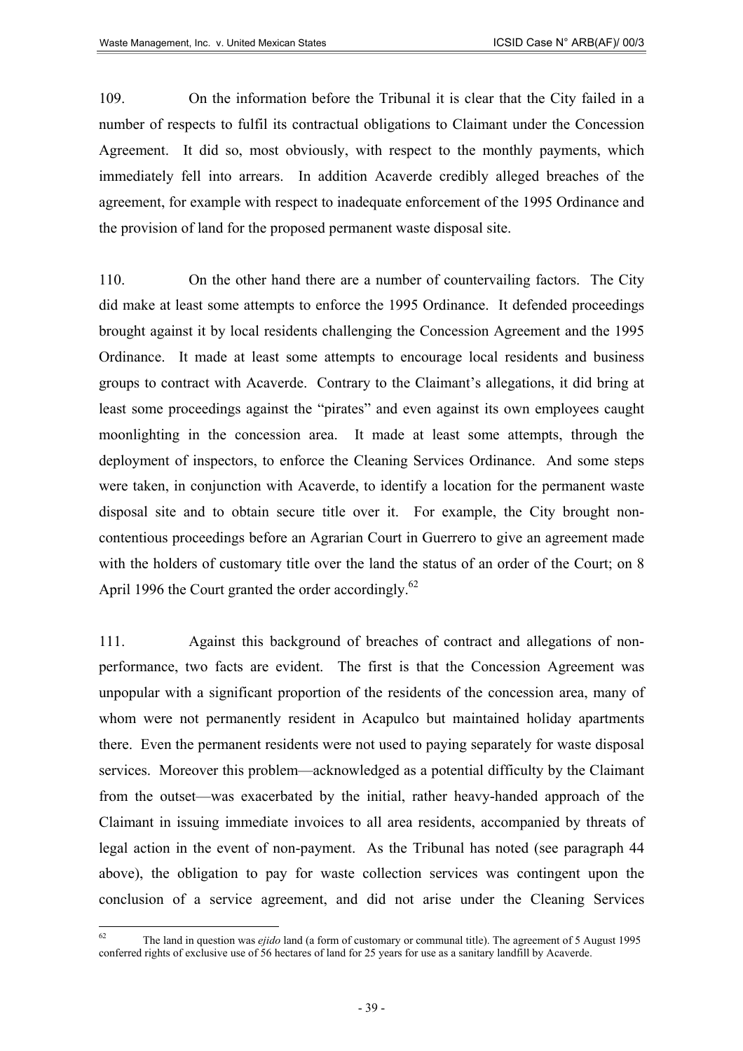109. On the information before the Tribunal it is clear that the City failed in a number of respects to fulfil its contractual obligations to Claimant under the Concession Agreement. It did so, most obviously, with respect to the monthly payments, which immediately fell into arrears. In addition Acaverde credibly alleged breaches of the agreement, for example with respect to inadequate enforcement of the 1995 Ordinance and the provision of land for the proposed permanent waste disposal site.

110. On the other hand there are a number of countervailing factors. The City did make at least some attempts to enforce the 1995 Ordinance. It defended proceedings brought against it by local residents challenging the Concession Agreement and the 1995 Ordinance. It made at least some attempts to encourage local residents and business groups to contract with Acaverde. Contrary to the Claimant's allegations, it did bring at least some proceedings against the "pirates" and even against its own employees caught moonlighting in the concession area. It made at least some attempts, through the deployment of inspectors, to enforce the Cleaning Services Ordinance. And some steps were taken, in conjunction with Acaverde, to identify a location for the permanent waste disposal site and to obtain secure title over it. For example, the City brought non-contentious proceedings before an Agrarian Court in Guerrero to give an agreement made with the holders of customary title over the land the status of an order of the Court; on 8 April 1996 the Court granted the order accordingly.[62]

111. Against this background of breaches of contract and allegations of non-performance, two facts are evident. The first is that the Concession Agreement was unpopular with a significant proportion of the residents of the concession area, many of whom were not permanently resident in Acapulco but maintained holiday apartments there. Even the permanent residents were not used to paying separately for waste disposal services. Moreover this problem—acknowledged as a potential difficulty by the Claimant from the outset—was exacerbated by the initial, rather heavy-handed approach of the Claimant in issuing immediate invoices to all area residents, accompanied by threats of legal action in the event of non-payment. As the Tribunal has noted (see paragraph 44 above), the obligation to pay for waste collection services was contingent upon the conclusion of a service agreement, and did not arise under the Cleaning Services

---

[62] The land in question was *ejido* land (a form of customary or communal title). The agreement of 5 August 1995 conferred rights of exclusive use of 56 hectares of land for 25 years for use as a sanitary landfill by Acaverde.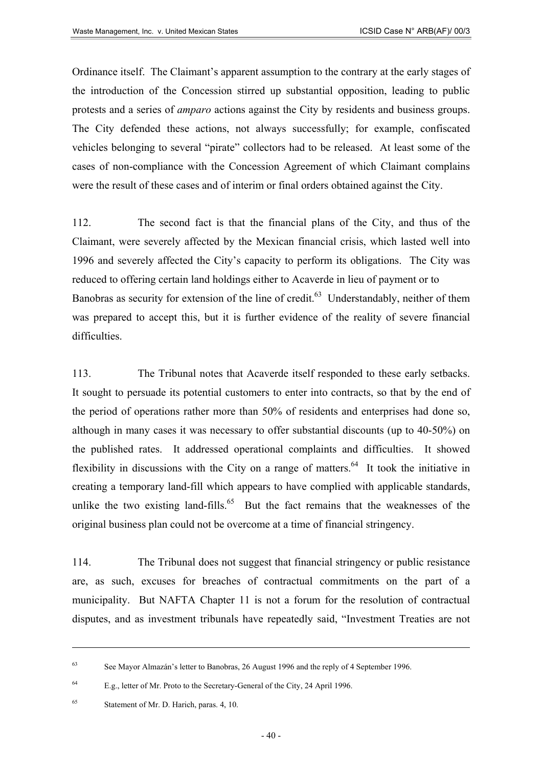Ordinance itself. The Claimant's apparent assumption to the contrary at the early stages of the introduction of the Concession stirred up substantial opposition, leading to public protests and a series of *amparo* actions against the City by residents and business groups. The City defended these actions, not always successfully; for example, confiscated vehicles belonging to several "pirate" collectors had to be released. At least some of the cases of non-compliance with the Concession Agreement of which Claimant complains were the result of these cases and of interim or final orders obtained against the City.

112. The second fact is that the financial plans of the City, and thus of the Claimant, were severely affected by the Mexican financial crisis, which lasted well into 1996 and severely affected the City's capacity to perform its obligations. The City was reduced to offering certain land holdings either to Acaverde in lieu of payment or to Banobras as security for extension of the line of credit.[63] Understandably, neither of them was prepared to accept this, but it is further evidence of the reality of severe financial difficulties.

113. The Tribunal notes that Acaverde itself responded to these early setbacks. It sought to persuade its potential customers to enter into contracts, so that by the end of the period of operations rather more than 50% of residents and enterprises had done so, although in many cases it was necessary to offer substantial discounts (up to 40-50%) on the published rates. It addressed operational complaints and difficulties. It showed flexibility in discussions with the City on a range of matters.[64] It took the initiative in creating a temporary land-fill which appears to have complied with applicable standards, unlike the two existing land-fills.[65] But the fact remains that the weaknesses of the original business plan could not be overcome at a time of financial stringency.

114. The Tribunal does not suggest that financial stringency or public resistance are, as such, excuses for breaches of contractual commitments on the part of a municipality. But NAFTA Chapter 11 is not a forum for the resolution of contractual disputes, and as investment tribunals have repeatedly said, "Investment Treaties are not

---

[63] See Mayor Almazán's letter to Banobras, 26 August 1996 and the reply of 4 September 1996.

[64] E.g., letter of Mr. Proto to the Secretary-General of the City, 24 April 1996.

[65] Statement of Mr. D. Harich, paras. 4, 10.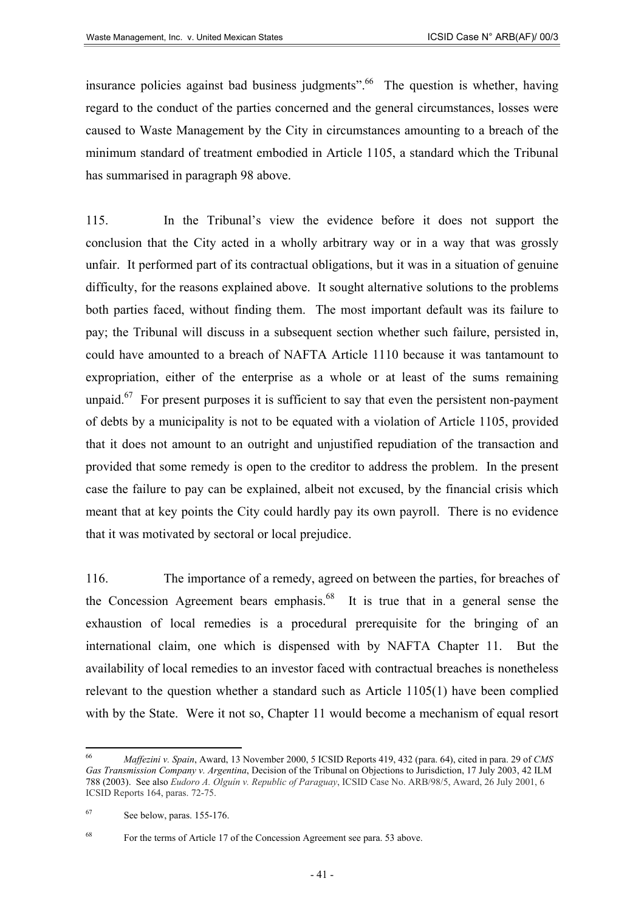insurance policies against bad business judgments".[66] The question is whether, having regard to the conduct of the parties concerned and the general circumstances, losses were caused to Waste Management by the City in circumstances amounting to a breach of the minimum standard of treatment embodied in Article 1105, a standard which the Tribunal has summarised in paragraph 98 above.

115. In the Tribunal's view the evidence before it does not support the conclusion that the City acted in a wholly arbitrary way or in a way that was grossly unfair. It performed part of its contractual obligations, but it was in a situation of genuine difficulty, for the reasons explained above. It sought alternative solutions to the problems both parties faced, without finding them. The most important default was its failure to pay; the Tribunal will discuss in a subsequent section whether such failure, persisted in, could have amounted to a breach of NAFTA Article 1110 because it was tantamount to expropriation, either of the enterprise as a whole or at least of the sums remaining unpaid.[67] For present purposes it is sufficient to say that even the persistent non-payment of debts by a municipality is not to be equated with a violation of Article 1105, provided that it does not amount to an outright and unjustified repudiation of the transaction and provided that some remedy is open to the creditor to address the problem. In the present case the failure to pay can be explained, albeit not excused, by the financial crisis which meant that at key points the City could hardly pay its own payroll. There is no evidence that it was motivated by sectoral or local prejudice.

116. The importance of a remedy, agreed on between the parties, for breaches of the Concession Agreement bears emphasis.[68] It is true that in a general sense the exhaustion of local remedies is a procedural prerequisite for the bringing of an international claim, one which is dispensed with by NAFTA Chapter 11. But the availability of local remedies to an investor faced with contractual breaches is nonetheless relevant to the question whether a standard such as Article 1105(1) have been complied with by the State. Were it not so, Chapter 11 would become a mechanism of equal resort

---

[66] *Maffezini v. Spain*, Award, 13 November 2000, 5 ICSID Reports 419, 432 (para. 64), cited in para. 29 of *CMS Gas Transmission Company v. Argentina*, Decision of the Tribunal on Objections to Jurisdiction, 17 July 2003, 42 ILM 788 (2003). See also *Eudoro A. Olguín v. Republic of Paraguay*, ICSID Case No. ARB/98/5, Award, 26 July 2001, 6 ICSID Reports 164, paras. 72-75.

[67] See below, paras. 155-176.

[68] For the terms of Article 17 of the Concession Agreement see para. 53 above.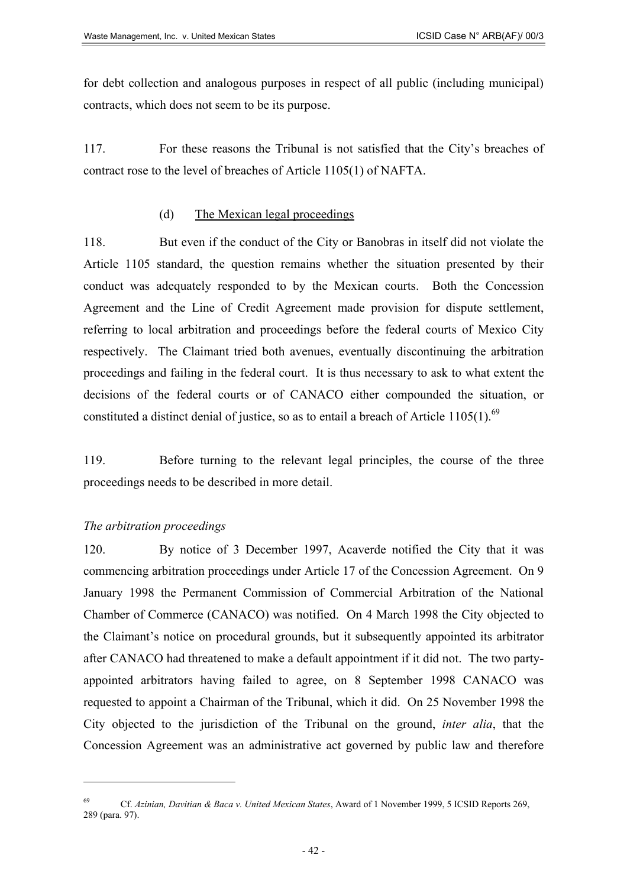for debt collection and analogous purposes in respect of all public (including municipal) contracts, which does not seem to be its purpose.

117. For these reasons the Tribunal is not satisfied that the City's breaches of contract rose to the level of breaches of Article 1105(1) of NAFTA.

(d) The Mexican legal proceedings

118. But even if the conduct of the City or Banobras in itself did not violate the Article 1105 standard, the question remains whether the situation presented by their conduct was adequately responded to by the Mexican courts. Both the Concession Agreement and the Line of Credit Agreement made provision for dispute settlement, referring to local arbitration and proceedings before the federal courts of Mexico City respectively. The Claimant tried both avenues, eventually discontinuing the arbitration proceedings and failing in the federal court. It is thus necessary to ask to what extent the decisions of the federal courts or of CANACO either compounded the situation, or constituted a distinct denial of justice, so as to entail a breach of Article 1105(1).[69]

119. Before turning to the relevant legal principles, the course of the three proceedings needs to be described in more detail.

*The arbitration proceedings*

120. By notice of 3 December 1997, Acaverde notified the City that it was commencing arbitration proceedings under Article 17 of the Concession Agreement. On 9 January 1998 the Permanent Commission of Commercial Arbitration of the National Chamber of Commerce (CANACO) was notified. On 4 March 1998 the City objected to the Claimant's notice on procedural grounds, but it subsequently appointed its arbitrator after CANACO had threatened to make a default appointment if it did not. The two party-appointed arbitrators having failed to agree, on 8 September 1998 CANACO was requested to appoint a Chairman of the Tribunal, which it did. On 25 November 1998 the City objected to the jurisdiction of the Tribunal on the ground, *inter alia*, that the Concession Agreement was an administrative act governed by public law and therefore

---

[69] Cf. *Azinian, Davitian & Baca v. United Mexican States*, Award of 1 November 1999, 5 ICSID Reports 269, 289 (para. 97).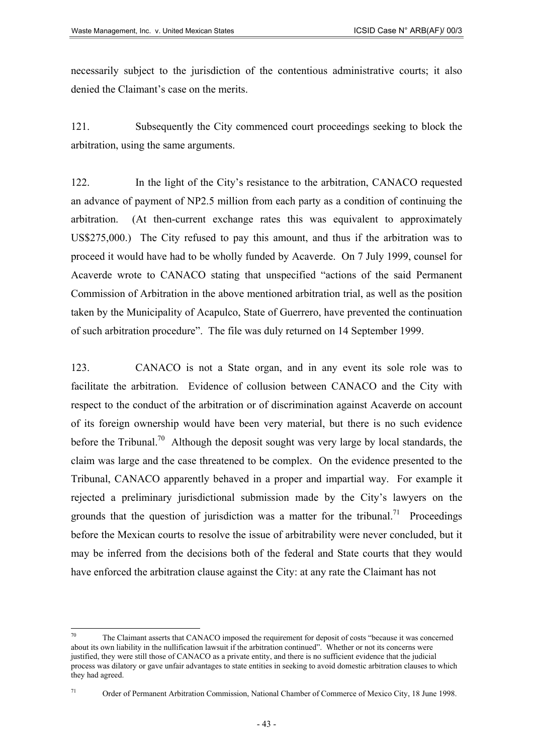necessarily subject to the jurisdiction of the contentious administrative courts; it also denied the Claimant's case on the merits.

121. Subsequently the City commenced court proceedings seeking to block the arbitration, using the same arguments.

122. In the light of the City's resistance to the arbitration, CANACO requested an advance of payment of NP2.5 million from each party as a condition of continuing the arbitration. (At then-current exchange rates this was equivalent to approximately US$275,000.) The City refused to pay this amount, and thus if the arbitration was to proceed it would have had to be wholly funded by Acaverde. On 7 July 1999, counsel for Acaverde wrote to CANACO stating that unspecified "actions of the said Permanent Commission of Arbitration in the above mentioned arbitration trial, as well as the position taken by the Municipality of Acapulco, State of Guerrero, have prevented the continuation of such arbitration procedure". The file was duly returned on 14 September 1999.

123. CANACO is not a State organ, and in any event its sole role was to facilitate the arbitration. Evidence of collusion between CANACO and the City with respect to the conduct of the arbitration or of discrimination against Acaverde on account of its foreign ownership would have been very material, but there is no such evidence before the Tribunal.[70] Although the deposit sought was very large by local standards, the claim was large and the case threatened to be complex. On the evidence presented to the Tribunal, CANACO apparently behaved in a proper and impartial way. For example it rejected a preliminary jurisdictional submission made by the City's lawyers on the grounds that the question of jurisdiction was a matter for the tribunal.[71] Proceedings before the Mexican courts to resolve the issue of arbitrability were never concluded, but it may be inferred from the decisions both of the federal and State courts that they would have enforced the arbitration clause against the City: at any rate the Claimant has not

---

[70] The Claimant asserts that CANACO imposed the requirement for deposit of costs "because it was concerned about its own liability in the nullification lawsuit if the arbitration continued". Whether or not its concerns were justified, they were still those of CANACO as a private entity, and there is no sufficient evidence that the judicial process was dilatory or gave unfair advantages to state entities in seeking to avoid domestic arbitration clauses to which they had agreed.

[71] Order of Permanent Arbitration Commission, National Chamber of Commerce of Mexico City, 18 June 1998.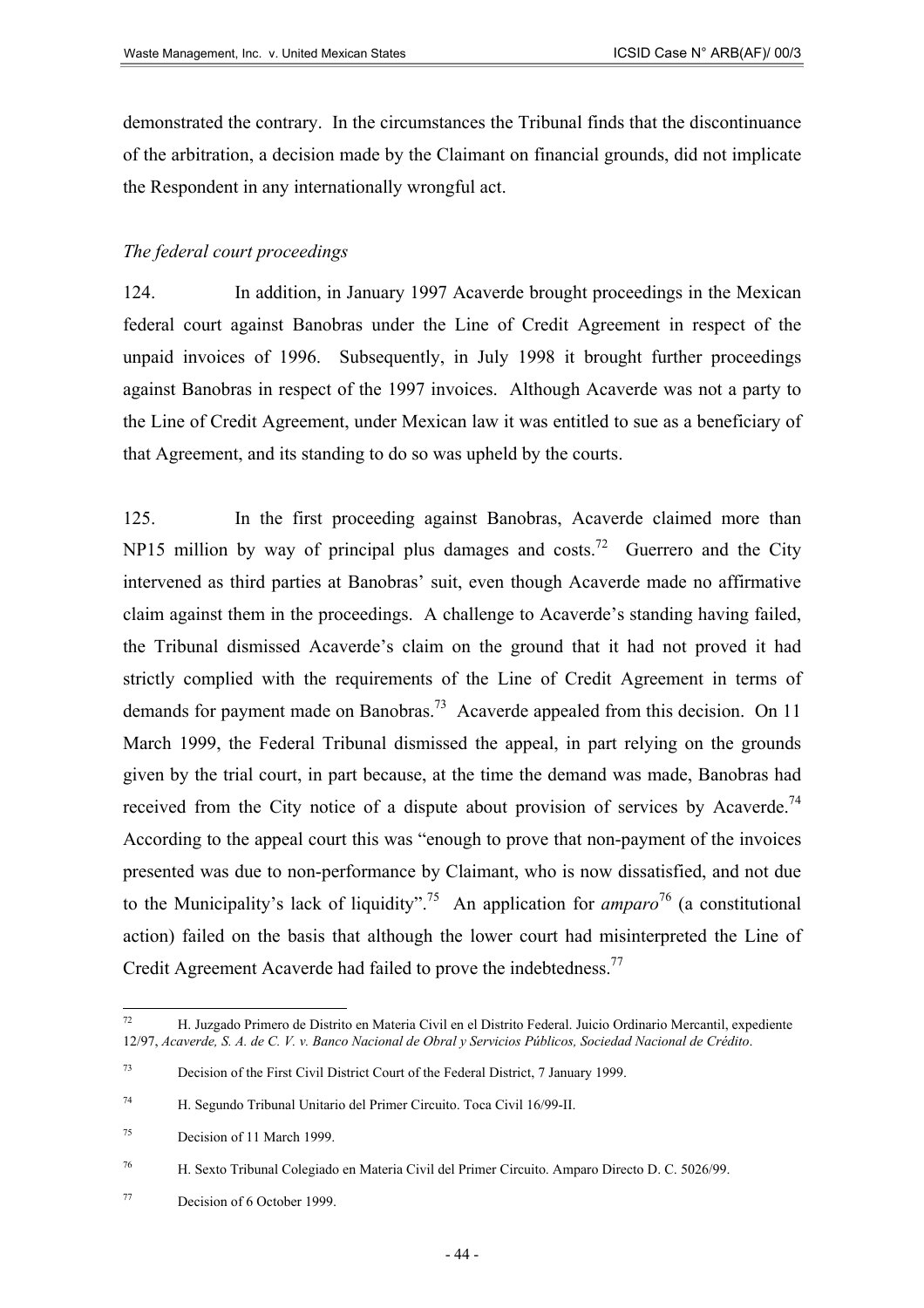demonstrated the contrary. In the circumstances the Tribunal finds that the discontinuance of the arbitration, a decision made by the Claimant on financial grounds, did not implicate the Respondent in any internationally wrongful act.

*The federal court proceedings*

124. In addition, in January 1997 Acaverde brought proceedings in the Mexican federal court against Banobras under the Line of Credit Agreement in respect of the unpaid invoices of 1996. Subsequently, in July 1998 it brought further proceedings against Banobras in respect of the 1997 invoices. Although Acaverde was not a party to the Line of Credit Agreement, under Mexican law it was entitled to sue as a beneficiary of that Agreement, and its standing to do so was upheld by the courts.

125. In the first proceeding against Banobras, Acaverde claimed more than NP15 million by way of principal plus damages and costs.[72] Guerrero and the City intervened as third parties at Banobras' suit, even though Acaverde made no affirmative claim against them in the proceedings. A challenge to Acaverde's standing having failed, the Tribunal dismissed Acaverde's claim on the ground that it had not proved it had strictly complied with the requirements of the Line of Credit Agreement in terms of demands for payment made on Banobras.[73] Acaverde appealed from this decision. On 11 March 1999, the Federal Tribunal dismissed the appeal, in part relying on the grounds given by the trial court, in part because, at the time the demand was made, Banobras had received from the City notice of a dispute about provision of services by Acaverde.[74] According to the appeal court this was "enough to prove that non-payment of the invoices presented was due to non-performance by Claimant, who is now dissatisfied, and not due to the Municipality's lack of liquidity".[75] An application for *amparo*[76] (a constitutional action) failed on the basis that although the lower court had misinterpreted the Line of Credit Agreement Acaverde had failed to prove the indebtedness.[77]

---

[72] H. Juzgado Primero de Distrito en Materia Civil en el Distrito Federal. Juicio Ordinario Mercantil, expediente 12/97, *Acaverde, S. A. de C. V. v. Banco Nacional de Obral y Servicios Públicos, Sociedad Nacional de Crédito*.

[73] Decision of the First Civil District Court of the Federal District, 7 January 1999.

[74] H. Segundo Tribunal Unitario del Primer Circuito. Toca Civil 16/99-II.

[75] Decision of 11 March 1999.

[76] H. Sexto Tribunal Colegiado en Materia Civil del Primer Circuito. Amparo Directo D. C. 5026/99.

[77] Decision of 6 October 1999.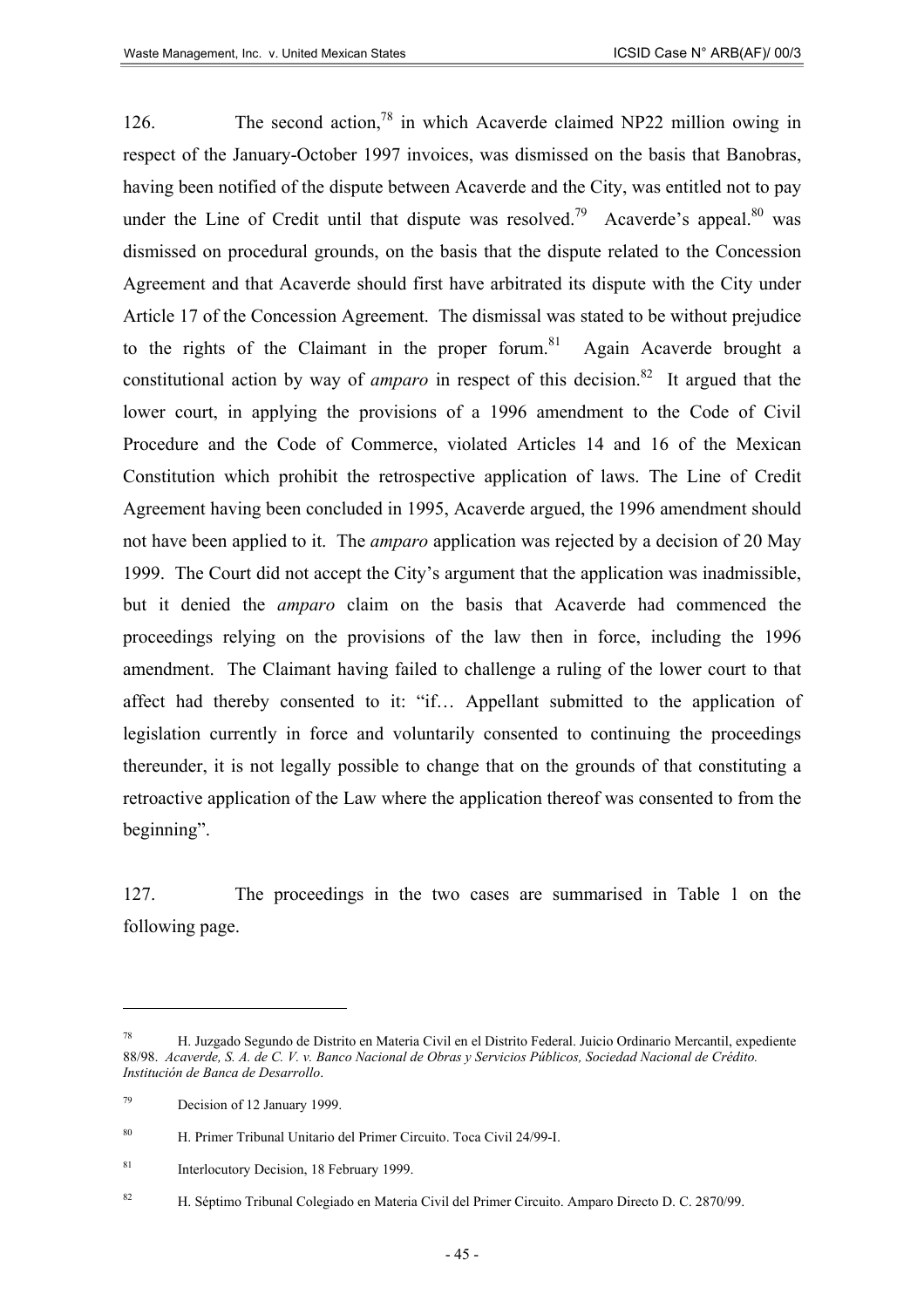126. The second action,[78] in which Acaverde claimed NP22 million owing in respect of the January-October 1997 invoices, was dismissed on the basis that Banobras, having been notified of the dispute between Acaverde and the City, was entitled not to pay under the Line of Credit until that dispute was resolved.[79] Acaverde's appeal.[80] was dismissed on procedural grounds, on the basis that the dispute related to the Concession Agreement and that Acaverde should first have arbitrated its dispute with the City under Article 17 of the Concession Agreement. The dismissal was stated to be without prejudice to the rights of the Claimant in the proper forum.[81] Again Acaverde brought a constitutional action by way of *amparo* in respect of this decision.[82] It argued that the lower court, in applying the provisions of a 1996 amendment to the Code of Civil Procedure and the Code of Commerce, violated Articles 14 and 16 of the Mexican Constitution which prohibit the retrospective application of laws. The Line of Credit Agreement having been concluded in 1995, Acaverde argued, the 1996 amendment should not have been applied to it. The *amparo* application was rejected by a decision of 20 May 1999. The Court did not accept the City's argument that the application was inadmissible, but it denied the *amparo* claim on the basis that Acaverde had commenced the proceedings relying on the provisions of the law then in force, including the 1996 amendment. The Claimant having failed to challenge a ruling of the lower court to that affect had thereby consented to it: "if… Appellant submitted to the application of legislation currently in force and voluntarily consented to continuing the proceedings thereunder, it is not legally possible to change that on the grounds of that constituting a retroactive application of the Law where the application thereof was consented to from the beginning".

127. The proceedings in the two cases are summarised in Table 1 on the following page.

---

[78] H. Juzgado Segundo de Distrito en Materia Civil en el Distrito Federal. Juicio Ordinario Mercantil, expediente 88/98. *Acaverde, S. A. de C. V. v. Banco Nacional de Obras y Servicios Públicos, Sociedad Nacional de Crédito. Institución de Banca de Desarrollo*.

[79] Decision of 12 January 1999.

[80] H. Primer Tribunal Unitario del Primer Circuito. Toca Civil 24/99-I.

[81] Interlocutory Decision, 18 February 1999.

[82] H. Séptimo Tribunal Colegiado en Materia Civil del Primer Circuito. Amparo Directo D. C. 2870/99.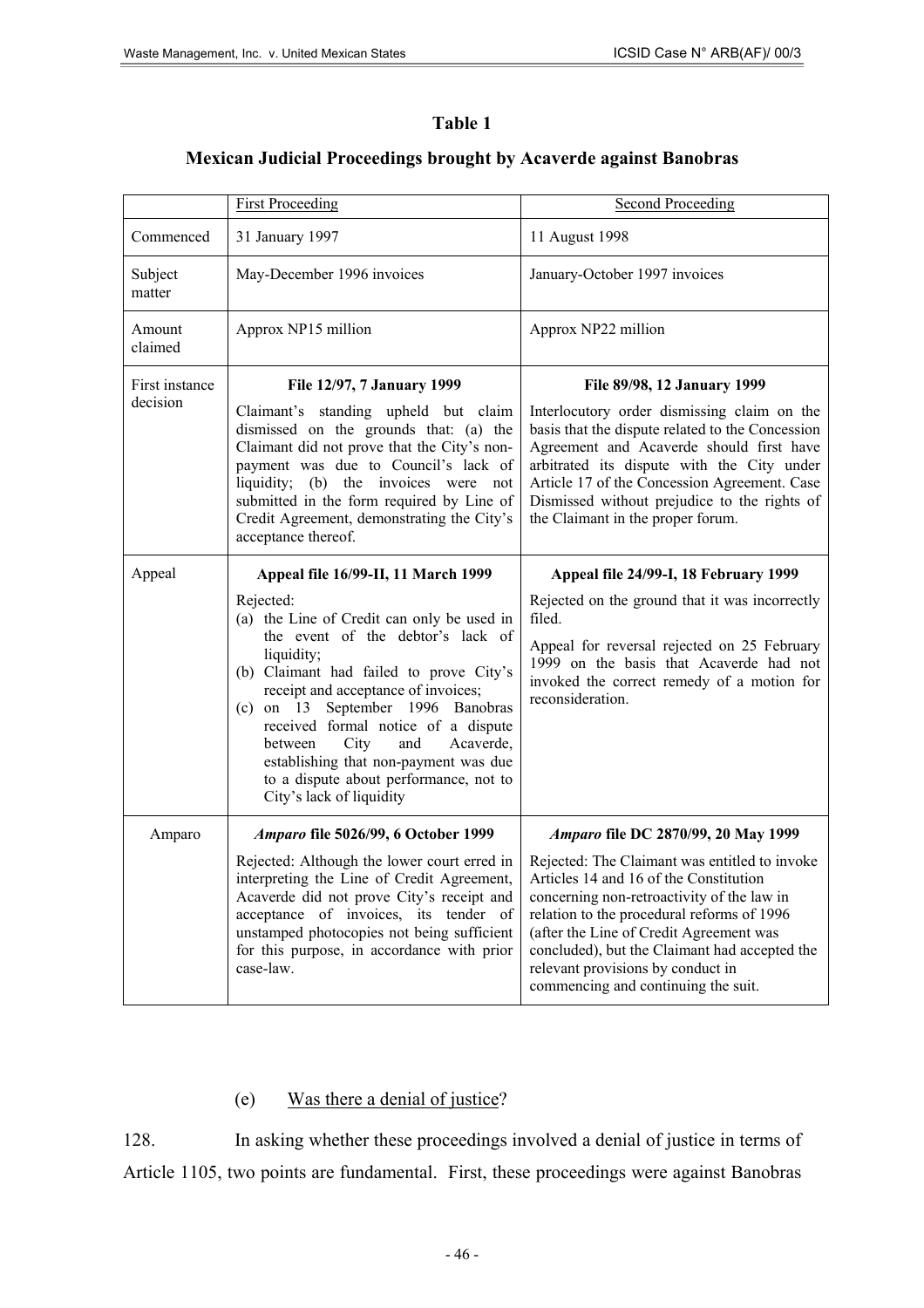## Table 1

### Mexican Judicial Proceedings brought by Acaverde against Banobras

| | First Proceeding | Second Proceeding |
|---|---|---|
| Commenced | 31 January 1997 | 11 August 1998 |
| Subject matter | May-December 1996 invoices | January-October 1997 invoices |
| Amount claimed | Approx NP15 million | Approx NP22 million |
| First instance decision | **File 12/97, 7 January 1999**<br>Claimant's standing upheld but claim dismissed on the grounds that: (a) the Claimant did not prove that the City's non-payment was due to Council's lack of liquidity; (b) the invoices were not submitted in the form required by Line of Credit Agreement, demonstrating the City's acceptance thereof. | **File 89/98, 12 January 1999**<br>Interlocutory order dismissing claim on the basis that the dispute related to the Concession Agreement and Acaverde should first have arbitrated its dispute with the City under Article 17 of the Concession Agreement. Case Dismissed without prejudice to the rights of the Claimant in the proper forum. |
| Appeal | **Appeal file 16/99-II, 11 March 1999**<br>Rejected:<br>(a) the Line of Credit can only be used in the event of the debtor's lack of liquidity;<br>(b) Claimant had failed to prove City's receipt and acceptance of invoices;<br>(c) on 13 September 1996 Banobras received formal notice of a dispute between City and Acaverde, establishing that non-payment was due to a dispute about performance, not to City's lack of liquidity | **Appeal file 24/99-I, 18 February 1999**<br>Rejected on the ground that it was incorrectly filed.<br>Appeal for reversal rejected on 25 February 1999 on the basis that Acaverde had not invoked the correct remedy of a motion for reconsideration. |
| Amparo | ***Amparo* file 5026/99, 6 October 1999**<br>Rejected: Although the lower court erred in interpreting the Line of Credit Agreement, Acaverde did not prove City's receipt and acceptance of invoices, its tender of unstamped photocopies not being sufficient for this purpose, in accordance with prior case-law. | ***Amparo* file DC 2870/99, 20 May 1999**<br>Rejected: The Claimant was entitled to invoke Articles 14 and 16 of the Constitution concerning non-retroactivity of the law in relation to the procedural reforms of 1996 (after the Line of Credit Agreement was concluded), but the Claimant had accepted the relevant provisions by conduct in commencing and continuing the suit. |

(e) Was there a denial of justice?

128. In asking whether these proceedings involved a denial of justice in terms of Article 1105, two points are fundamental. First, these proceedings were against Banobras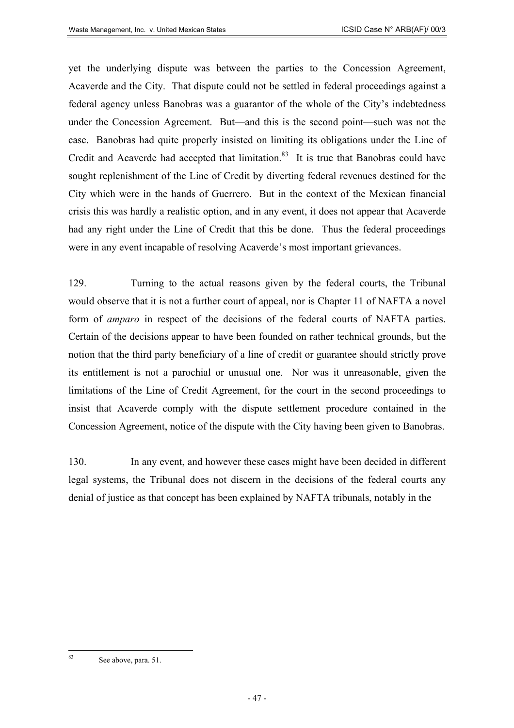yet the underlying dispute was between the parties to the Concession Agreement, Acaverde and the City. That dispute could not be settled in federal proceedings against a federal agency unless Banobras was a guarantor of the whole of the City's indebtedness under the Concession Agreement. But—and this is the second point—such was not the case. Banobras had quite properly insisted on limiting its obligations under the Line of Credit and Acaverde had accepted that limitation.[83] It is true that Banobras could have sought replenishment of the Line of Credit by diverting federal revenues destined for the City which were in the hands of Guerrero. But in the context of the Mexican financial crisis this was hardly a realistic option, and in any event, it does not appear that Acaverde had any right under the Line of Credit that this be done. Thus the federal proceedings were in any event incapable of resolving Acaverde's most important grievances.

129. Turning to the actual reasons given by the federal courts, the Tribunal would observe that it is not a further court of appeal, nor is Chapter 11 of NAFTA a novel form of *amparo* in respect of the decisions of the federal courts of NAFTA parties. Certain of the decisions appear to have been founded on rather technical grounds, but the notion that the third party beneficiary of a line of credit or guarantee should strictly prove its entitlement is not a parochial or unusual one. Nor was it unreasonable, given the limitations of the Line of Credit Agreement, for the court in the second proceedings to insist that Acaverde comply with the dispute settlement procedure contained in the Concession Agreement, notice of the dispute with the City having been given to Banobras.

130. In any event, and however these cases might have been decided in different legal systems, the Tribunal does not discern in the decisions of the federal courts any denial of justice as that concept has been explained by NAFTA tribunals, notably in the

---

[83] See above, para. 51.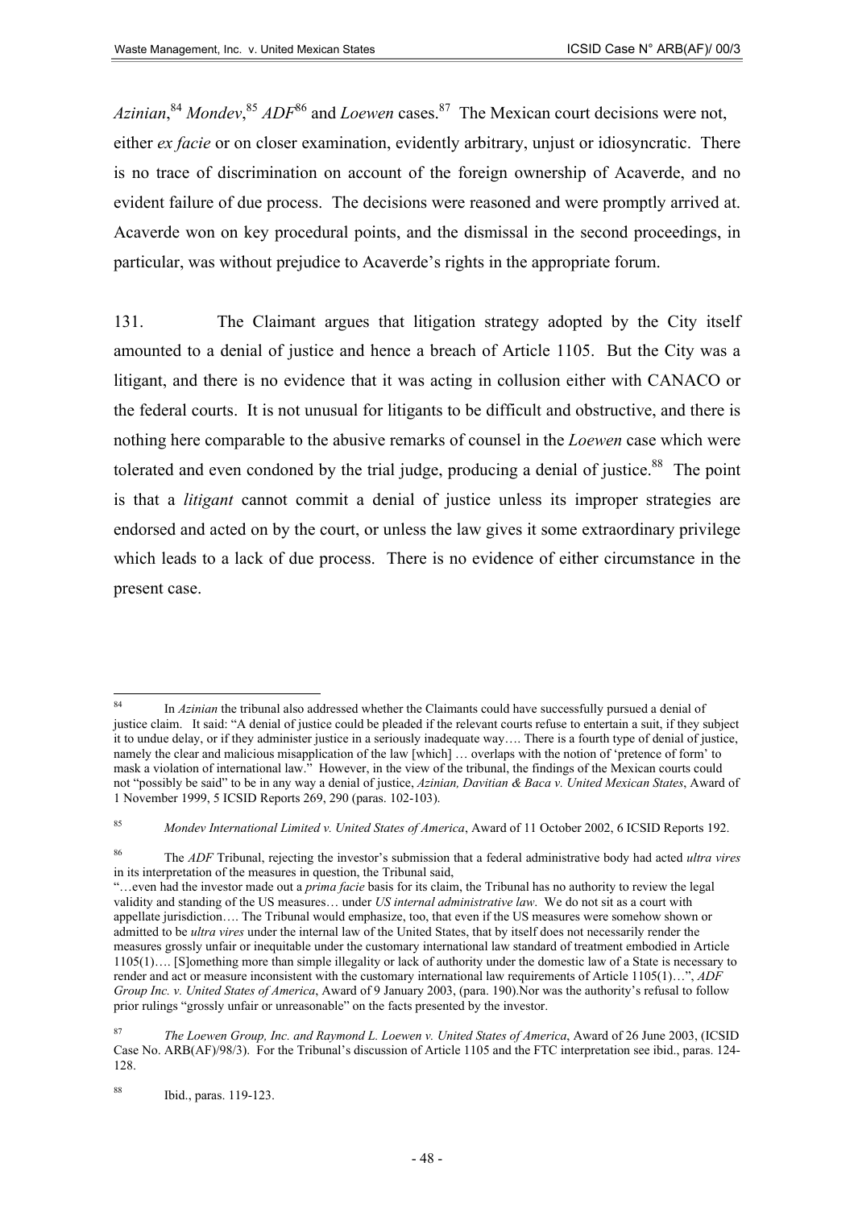*Azinian*,[84] *Mondev*,[85] *ADF*[86] and *Loewen* cases.[87] The Mexican court decisions were not, either *ex facie* or on closer examination, evidently arbitrary, unjust or idiosyncratic. There is no trace of discrimination on account of the foreign ownership of Acaverde, and no evident failure of due process. The decisions were reasoned and were promptly arrived at. Acaverde won on key procedural points, and the dismissal in the second proceedings, in particular, was without prejudice to Acaverde's rights in the appropriate forum.

131. The Claimant argues that litigation strategy adopted by the City itself amounted to a denial of justice and hence a breach of Article 1105. But the City was a litigant, and there is no evidence that it was acting in collusion either with CANACO or the federal courts. It is not unusual for litigants to be difficult and obstructive, and there is nothing here comparable to the abusive remarks of counsel in the *Loewen* case which were tolerated and even condoned by the trial judge, producing a denial of justice.[88] The point is that a *litigant* cannot commit a denial of justice unless its improper strategies are endorsed and acted on by the court, or unless the law gives it some extraordinary privilege which leads to a lack of due process. There is no evidence of either circumstance in the present case.

---

[84] In *Azinian* the tribunal also addressed whether the Claimants could have successfully pursued a denial of justice claim. It said: "A denial of justice could be pleaded if the relevant courts refuse to entertain a suit, if they subject it to undue delay, or if they administer justice in a seriously inadequate way…. There is a fourth type of denial of justice, namely the clear and malicious misapplication of the law [which] … overlaps with the notion of 'pretence of form' to mask a violation of international law." However, in the view of the tribunal, the findings of the Mexican courts could not "possibly be said" to be in any way a denial of justice, *Azinian, Davitian & Baca v. United Mexican States*, Award of 1 November 1999, 5 ICSID Reports 269, 290 (paras. 102-103).

[85] *Mondev International Limited v. United States of America*, Award of 11 October 2002, 6 ICSID Reports 192.

[86] The *ADF* Tribunal, rejecting the investor's submission that a federal administrative body had acted *ultra vires* in its interpretation of the measures in question, the Tribunal said,
"…even had the investor made out a *prima facie* basis for its claim, the Tribunal has no authority to review the legal validity and standing of the US measures… under *US internal administrative law*. We do not sit as a court with appellate jurisdiction…. The Tribunal would emphasize, too, that even if the US measures were somehow shown or admitted to be *ultra vires* under the internal law of the United States, that by itself does not necessarily render the measures grossly unfair or inequitable under the customary international law standard of treatment embodied in Article 1105(1)…. [S]omething more than simple illegality or lack of authority under the domestic law of a State is necessary to render and act or measure inconsistent with the customary international law requirements of Article 1105(1)…", *ADF Group Inc. v. United States of America*, Award of 9 January 2003, (para. 190).Nor was the authority's refusal to follow prior rulings "grossly unfair or unreasonable" on the facts presented by the investor.

[87] *The Loewen Group, Inc. and Raymond L. Loewen v. United States of America*, Award of 26 June 2003, (ICSID Case No. ARB(AF)/98/3). For the Tribunal's discussion of Article 1105 and the FTC interpretation see ibid., paras. 124-128.

[88] Ibid., paras. 119-123.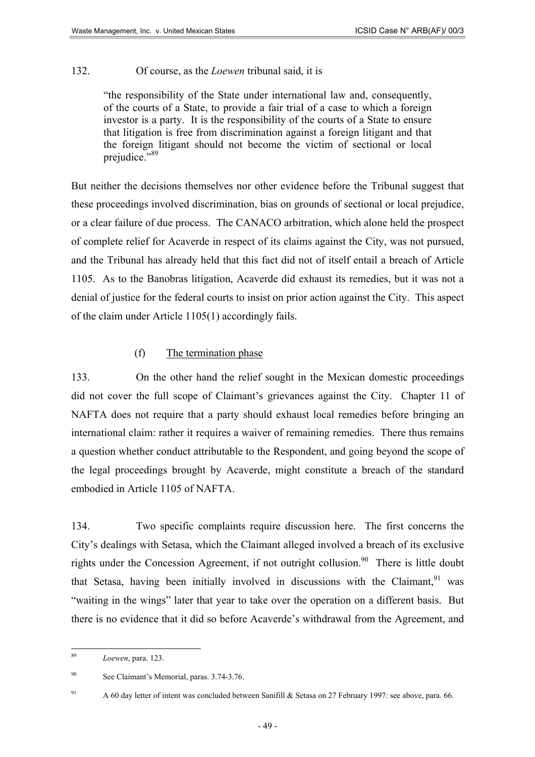132. Of course, as the *Loewen* tribunal said, it is

> "the responsibility of the State under international law and, consequently, of the courts of a State, to provide a fair trial of a case to which a foreign investor is a party. It is the responsibility of the courts of a State to ensure that litigation is free from discrimination against a foreign litigant and that the foreign litigant should not become the victim of sectional or local prejudice."[89]

But neither the decisions themselves nor other evidence before the Tribunal suggest that these proceedings involved discrimination, bias on grounds of sectional or local prejudice, or a clear failure of due process. The CANACO arbitration, which alone held the prospect of complete relief for Acaverde in respect of its claims against the City, was not pursued, and the Tribunal has already held that this fact did not of itself entail a breach of Article 1105. As to the Banobras litigation, Acaverde did exhaust its remedies, but it was not a denial of justice for the federal courts to insist on prior action against the City. This aspect of the claim under Article 1105(1) accordingly fails.

### (f) The termination phase

133. On the other hand the relief sought in the Mexican domestic proceedings did not cover the full scope of Claimant's grievances against the City. Chapter 11 of NAFTA does not require that a party should exhaust local remedies before bringing an international claim: rather it requires a waiver of remaining remedies. There thus remains a question whether conduct attributable to the Respondent, and going beyond the scope of the legal proceedings brought by Acaverde, might constitute a breach of the standard embodied in Article 1105 of NAFTA.

134. Two specific complaints require discussion here. The first concerns the City's dealings with Setasa, which the Claimant alleged involved a breach of its exclusive rights under the Concession Agreement, if not outright collusion.[90] There is little doubt that Setasa, having been initially involved in discussions with the Claimant,[91] was "waiting in the wings" later that year to take over the operation on a different basis. But there is no evidence that it did so before Acaverde's withdrawal from the Agreement, and

---

[89] *Loewen*, para. 123.

[90] See Claimant's Memorial, paras. 3.74-3.76.

[91] A 60 day letter of intent was concluded between Sanifill & Setasa on 27 February 1997: see above, para. 66.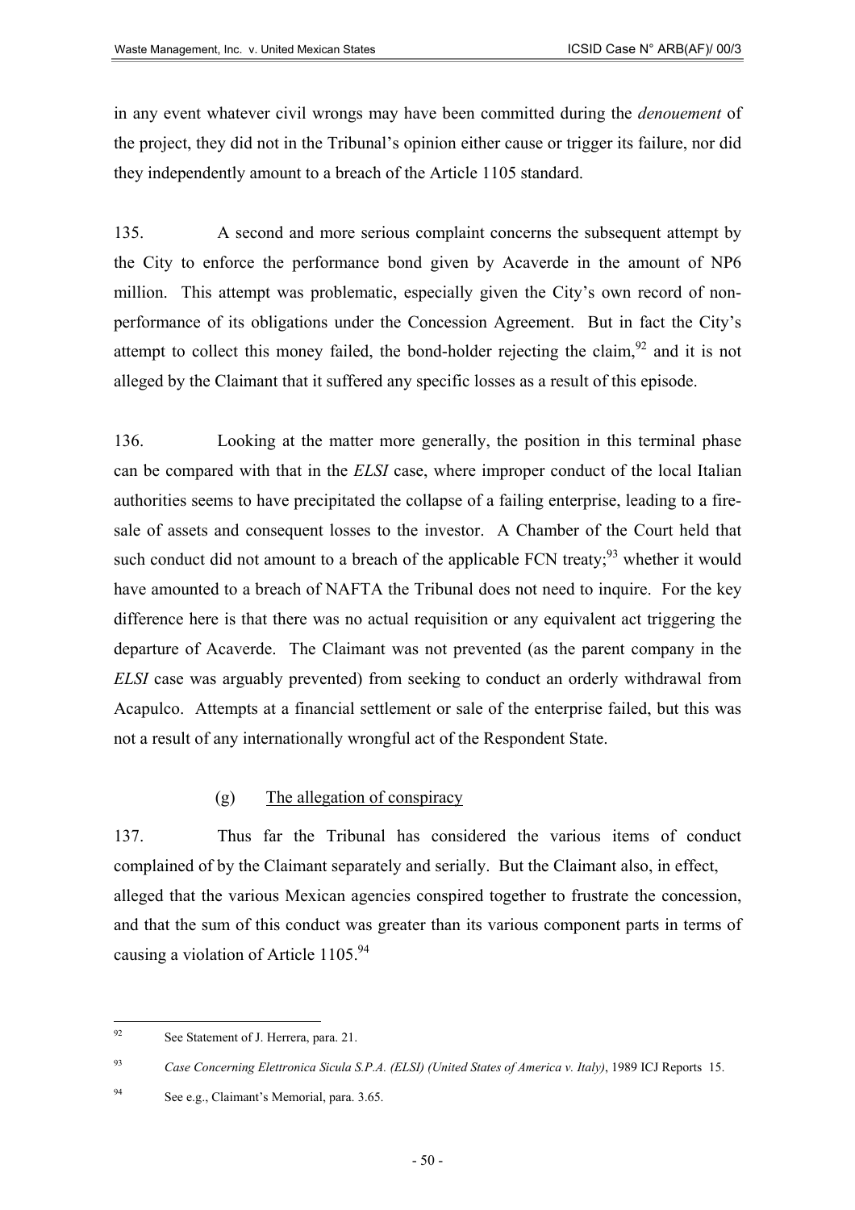in any event whatever civil wrongs may have been committed during the *denouement* of the project, they did not in the Tribunal's opinion either cause or trigger its failure, nor did they independently amount to a breach of the Article 1105 standard.

135. A second and more serious complaint concerns the subsequent attempt by the City to enforce the performance bond given by Acaverde in the amount of NP6 million. This attempt was problematic, especially given the City's own record of non-performance of its obligations under the Concession Agreement. But in fact the City's attempt to collect this money failed, the bond-holder rejecting the claim,[92] and it is not alleged by the Claimant that it suffered any specific losses as a result of this episode.

136. Looking at the matter more generally, the position in this terminal phase can be compared with that in the *ELSI* case, where improper conduct of the local Italian authorities seems to have precipitated the collapse of a failing enterprise, leading to a fire-sale of assets and consequent losses to the investor. A Chamber of the Court held that such conduct did not amount to a breach of the applicable FCN treaty;[93] whether it would have amounted to a breach of NAFTA the Tribunal does not need to inquire. For the key difference here is that there was no actual requisition or any equivalent act triggering the departure of Acaverde. The Claimant was not prevented (as the parent company in the *ELSI* case was arguably prevented) from seeking to conduct an orderly withdrawal from Acapulco. Attempts at a financial settlement or sale of the enterprise failed, but this was not a result of any internationally wrongful act of the Respondent State.

### (g) The allegation of conspiracy

137. Thus far the Tribunal has considered the various items of conduct complained of by the Claimant separately and serially. But the Claimant also, in effect, alleged that the various Mexican agencies conspired together to frustrate the concession, and that the sum of this conduct was greater than its various component parts in terms of causing a violation of Article 1105.[94]

---

[92] See Statement of J. Herrera, para. 21.

[93] *Case Concerning Elettronica Sicula S.P.A. (ELSI) (United States of America v. Italy)*, 1989 ICJ Reports 15.

[94] See e.g., Claimant's Memorial, para. 3.65.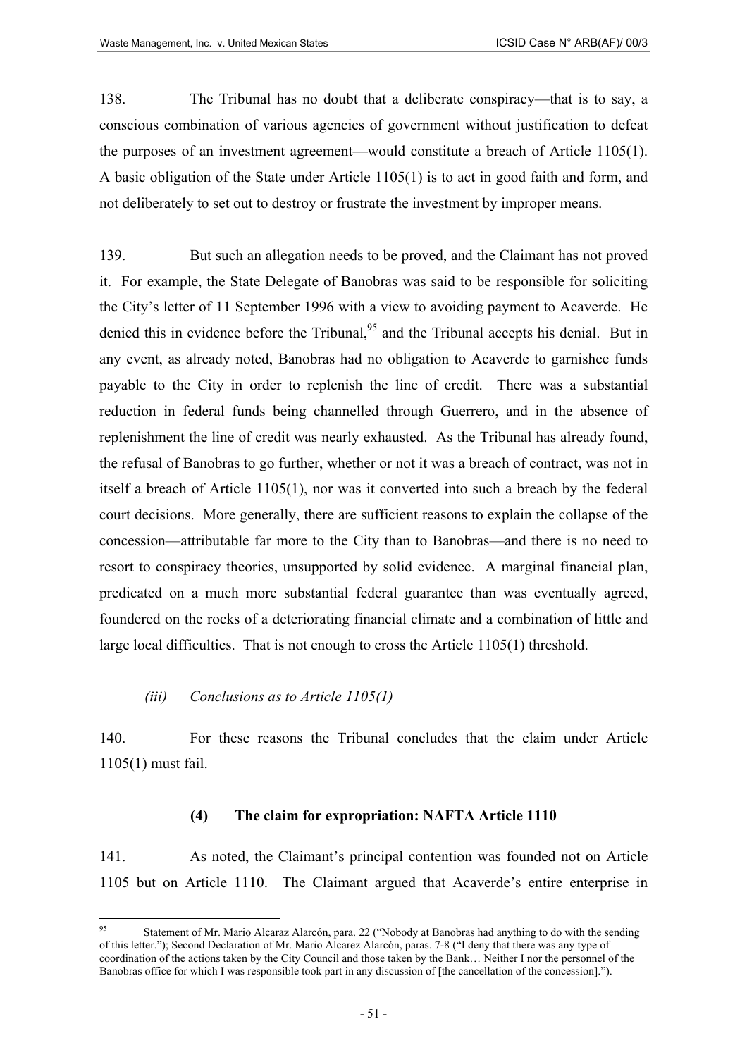138. The Tribunal has no doubt that a deliberate conspiracy—that is to say, a conscious combination of various agencies of government without justification to defeat the purposes of an investment agreement—would constitute a breach of Article 1105(1). A basic obligation of the State under Article 1105(1) is to act in good faith and form, and not deliberately to set out to destroy or frustrate the investment by improper means.

139. But such an allegation needs to be proved, and the Claimant has not proved it. For example, the State Delegate of Banobras was said to be responsible for soliciting the City's letter of 11 September 1996 with a view to avoiding payment to Acaverde. He denied this in evidence before the Tribunal,[95] and the Tribunal accepts his denial. But in any event, as already noted, Banobras had no obligation to Acaverde to garnishee funds payable to the City in order to replenish the line of credit. There was a substantial reduction in federal funds being channelled through Guerrero, and in the absence of replenishment the line of credit was nearly exhausted. As the Tribunal has already found, the refusal of Banobras to go further, whether or not it was a breach of contract, was not in itself a breach of Article 1105(1), nor was it converted into such a breach by the federal court decisions. More generally, there are sufficient reasons to explain the collapse of the concession—attributable far more to the City than to Banobras—and there is no need to resort to conspiracy theories, unsupported by solid evidence. A marginal financial plan, predicated on a much more substantial federal guarantee than was eventually agreed, foundered on the rocks of a deteriorating financial climate and a combination of little and large local difficulties. That is not enough to cross the Article 1105(1) threshold.

*(iii) Conclusions as to Article 1105(1)*

140. For these reasons the Tribunal concludes that the claim under Article 1105(1) must fail.

**(4) The claim for expropriation: NAFTA Article 1110**

141. As noted, the Claimant's principal contention was founded not on Article 1105 but on Article 1110. The Claimant argued that Acaverde's entire enterprise in

---

[95] Statement of Mr. Mario Alcaraz Alarcón, para. 22 ("Nobody at Banobras had anything to do with the sending of this letter."); Second Declaration of Mr. Mario Alcarez Alarcón, paras. 7-8 ("I deny that there was any type of coordination of the actions taken by the City Council and those taken by the Bank… Neither I nor the personnel of the Banobras office for which I was responsible took part in any discussion of [the cancellation of the concession].").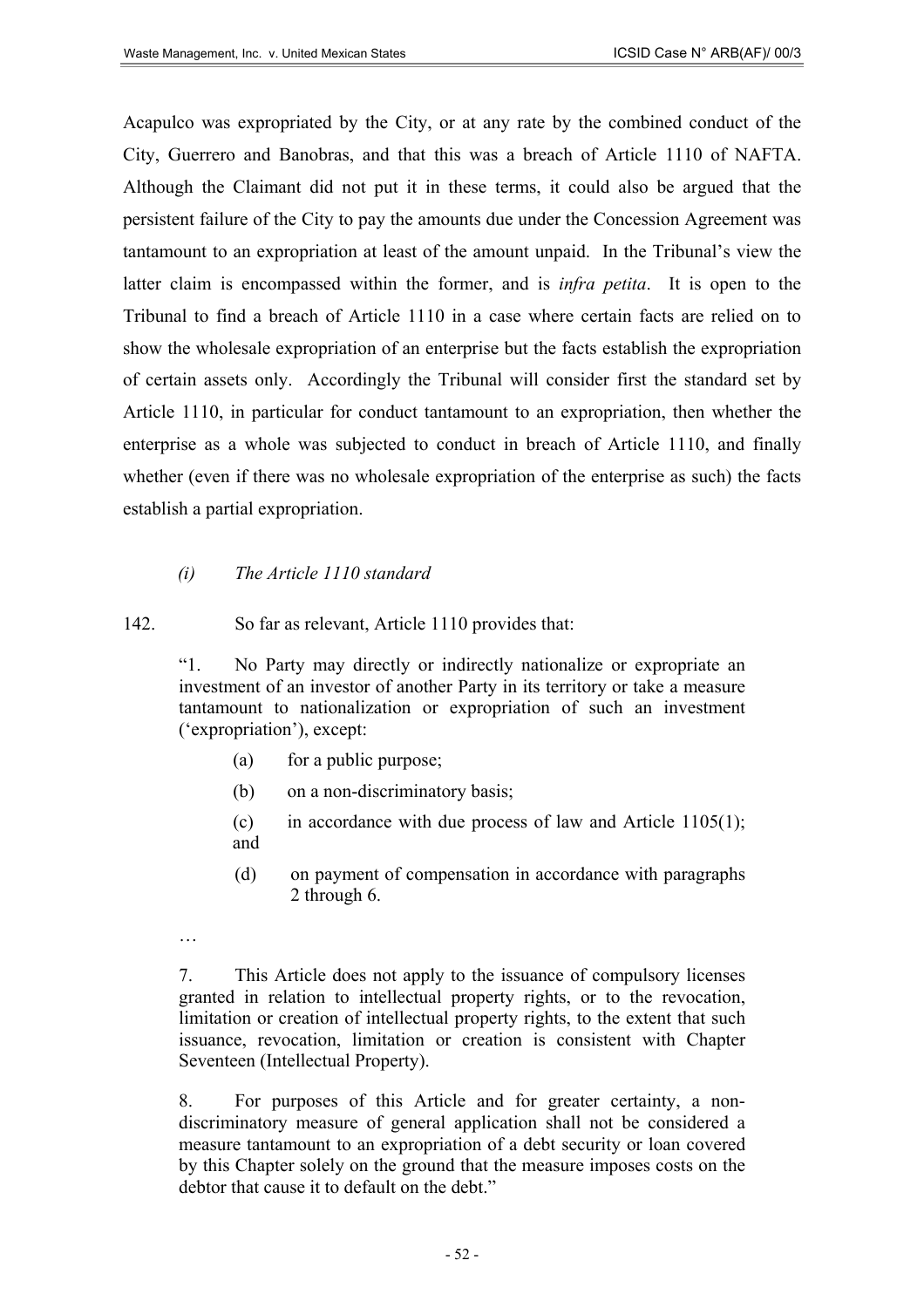Acapulco was expropriated by the City, or at any rate by the combined conduct of the City, Guerrero and Banobras, and that this was a breach of Article 1110 of NAFTA. Although the Claimant did not put it in these terms, it could also be argued that the persistent failure of the City to pay the amounts due under the Concession Agreement was tantamount to an expropriation at least of the amount unpaid. In the Tribunal's view the latter claim is encompassed within the former, and is *infra petita*. It is open to the Tribunal to find a breach of Article 1110 in a case where certain facts are relied on to show the wholesale expropriation of an enterprise but the facts establish the expropriation of certain assets only. Accordingly the Tribunal will consider first the standard set by Article 1110, in particular for conduct tantamount to an expropriation, then whether the enterprise as a whole was subjected to conduct in breach of Article 1110, and finally whether (even if there was no wholesale expropriation of the enterprise as such) the facts establish a partial expropriation.

*(i) The Article 1110 standard*

142. So far as relevant, Article 1110 provides that:

> "1. No Party may directly or indirectly nationalize or expropriate an investment of an investor of another Party in its territory or take a measure tantamount to nationalization or expropriation of such an investment ('expropriation'), except:
>
> (a) for a public purpose;
>
> (b) on a non-discriminatory basis;
>
> (c) in accordance with due process of law and Article 1105(1); and
>
> (d) on payment of compensation in accordance with paragraphs 2 through 6.
>
> …
>
> 7. This Article does not apply to the issuance of compulsory licenses granted in relation to intellectual property rights, or to the revocation, limitation or creation of intellectual property rights, to the extent that such issuance, revocation, limitation or creation is consistent with Chapter Seventeen (Intellectual Property).
>
> 8. For purposes of this Article and for greater certainty, a non-discriminatory measure of general application shall not be considered a measure tantamount to an expropriation of a debt security or loan covered by this Chapter solely on the ground that the measure imposes costs on the debtor that cause it to default on the debt."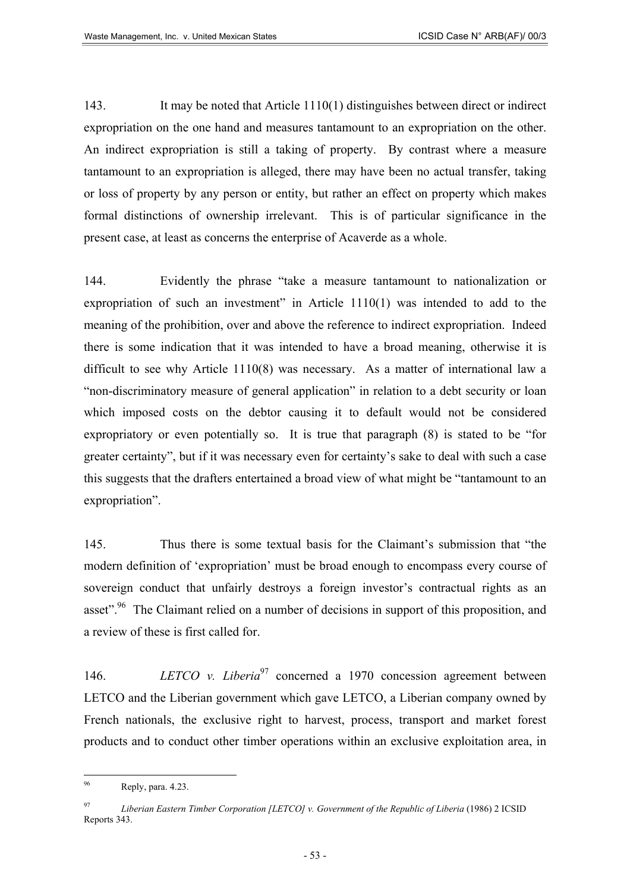143. It may be noted that Article 1110(1) distinguishes between direct or indirect expropriation on the one hand and measures tantamount to an expropriation on the other. An indirect expropriation is still a taking of property. By contrast where a measure tantamount to an expropriation is alleged, there may have been no actual transfer, taking or loss of property by any person or entity, but rather an effect on property which makes formal distinctions of ownership irrelevant. This is of particular significance in the present case, at least as concerns the enterprise of Acaverde as a whole.

144. Evidently the phrase "take a measure tantamount to nationalization or expropriation of such an investment" in Article 1110(1) was intended to add to the meaning of the prohibition, over and above the reference to indirect expropriation. Indeed there is some indication that it was intended to have a broad meaning, otherwise it is difficult to see why Article 1110(8) was necessary. As a matter of international law a "non-discriminatory measure of general application" in relation to a debt security or loan which imposed costs on the debtor causing it to default would not be considered expropriatory or even potentially so. It is true that paragraph (8) is stated to be "for greater certainty", but if it was necessary even for certainty's sake to deal with such a case this suggests that the drafters entertained a broad view of what might be "tantamount to an expropriation".

145. Thus there is some textual basis for the Claimant's submission that "the modern definition of 'expropriation' must be broad enough to encompass every course of sovereign conduct that unfairly destroys a foreign investor's contractual rights as an asset".[96] The Claimant relied on a number of decisions in support of this proposition, and a review of these is first called for.

146. *LETCO v. Liberia*[97] concerned a 1970 concession agreement between LETCO and the Liberian government which gave LETCO, a Liberian company owned by French nationals, the exclusive right to harvest, process, transport and market forest products and to conduct other timber operations within an exclusive exploitation area, in

---

[96] Reply, para. 4.23.

[97] *Liberian Eastern Timber Corporation [LETCO] v. Government of the Republic of Liberia* (1986) 2 ICSID Reports 343.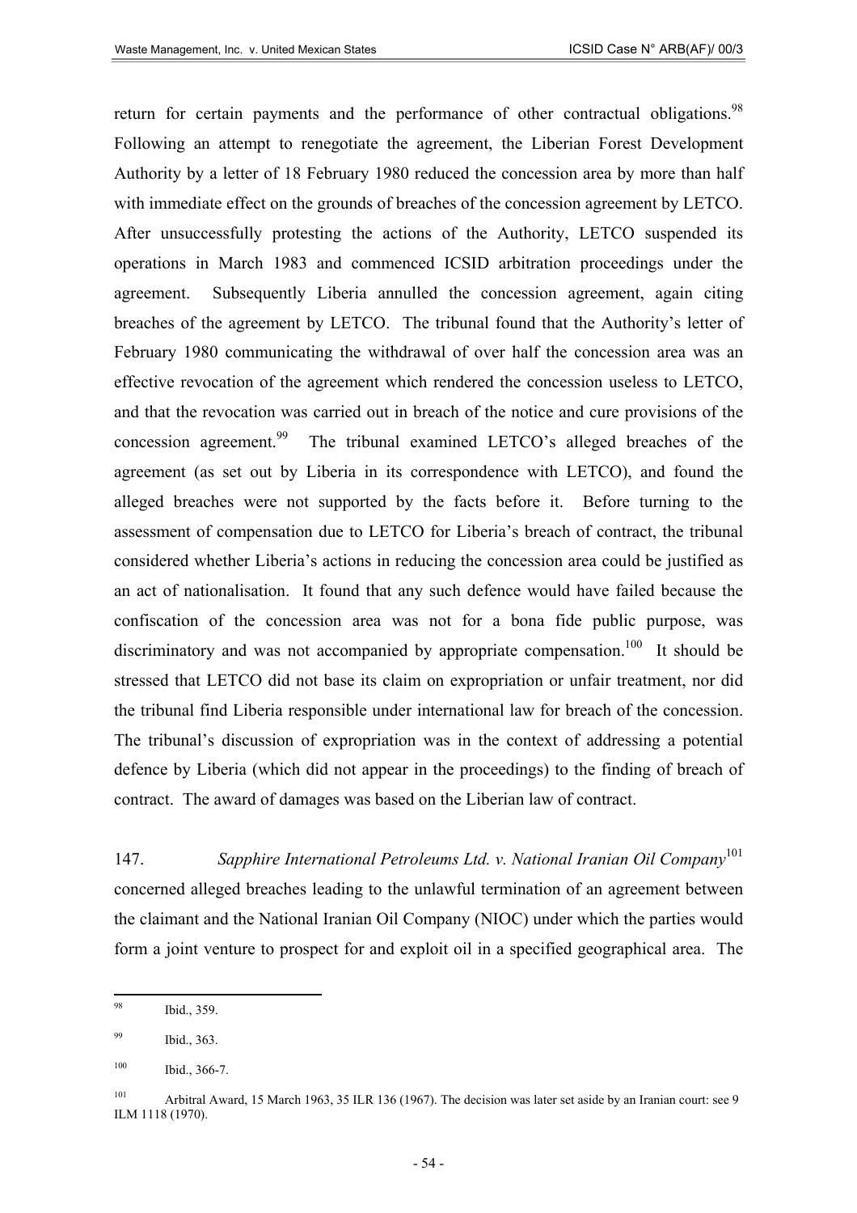return for certain payments and the performance of other contractual obligations.[98] Following an attempt to renegotiate the agreement, the Liberian Forest Development Authority by a letter of 18 February 1980 reduced the concession area by more than half with immediate effect on the grounds of breaches of the concession agreement by LETCO. After unsuccessfully protesting the actions of the Authority, LETCO suspended its operations in March 1983 and commenced ICSID arbitration proceedings under the agreement. Subsequently Liberia annulled the concession agreement, again citing breaches of the agreement by LETCO. The tribunal found that the Authority's letter of February 1980 communicating the withdrawal of over half the concession area was an effective revocation of the agreement which rendered the concession useless to LETCO, and that the revocation was carried out in breach of the notice and cure provisions of the concession agreement.[99] The tribunal examined LETCO's alleged breaches of the agreement (as set out by Liberia in its correspondence with LETCO), and found the alleged breaches were not supported by the facts before it. Before turning to the assessment of compensation due to LETCO for Liberia's breach of contract, the tribunal considered whether Liberia's actions in reducing the concession area could be justified as an act of nationalisation. It found that any such defence would have failed because the confiscation of the concession area was not for a bona fide public purpose, was discriminatory and was not accompanied by appropriate compensation.[100] It should be stressed that LETCO did not base its claim on expropriation or unfair treatment, nor did the tribunal find Liberia responsible under international law for breach of the concession. The tribunal's discussion of expropriation was in the context of addressing a potential defence by Liberia (which did not appear in the proceedings) to the finding of breach of contract. The award of damages was based on the Liberian law of contract.

147. *Sapphire International Petroleums Ltd. v. National Iranian Oil Company*[101] concerned alleged breaches leading to the unlawful termination of an agreement between the claimant and the National Iranian Oil Company (NIOC) under which the parties would form a joint venture to prospect for and exploit oil in a specified geographical area. The

---

[98] Ibid., 359.

[99] Ibid., 363.

[100] Ibid., 366-7.

[101] Arbitral Award, 15 March 1963, 35 ILR 136 (1967). The decision was later set aside by an Iranian court: see 9 ILM 1118 (1970).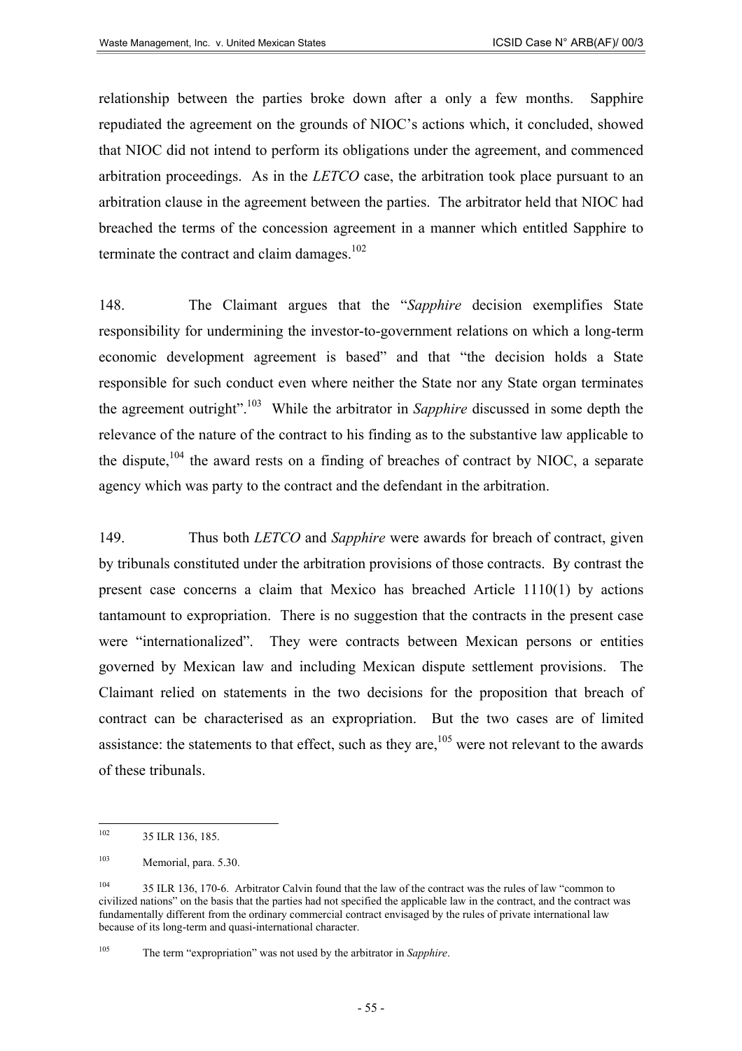relationship between the parties broke down after a only a few months. Sapphire repudiated the agreement on the grounds of NIOC's actions which, it concluded, showed that NIOC did not intend to perform its obligations under the agreement, and commenced arbitration proceedings. As in the *LETCO* case, the arbitration took place pursuant to an arbitration clause in the agreement between the parties. The arbitrator held that NIOC had breached the terms of the concession agreement in a manner which entitled Sapphire to terminate the contract and claim damages.[102]

148. The Claimant argues that the "*Sapphire* decision exemplifies State responsibility for undermining the investor-to-government relations on which a long-term economic development agreement is based" and that "the decision holds a State responsible for such conduct even where neither the State nor any State organ terminates the agreement outright".[103] While the arbitrator in *Sapphire* discussed in some depth the relevance of the nature of the contract to his finding as to the substantive law applicable to the dispute,[104] the award rests on a finding of breaches of contract by NIOC, a separate agency which was party to the contract and the defendant in the arbitration.

149. Thus both *LETCO* and *Sapphire* were awards for breach of contract, given by tribunals constituted under the arbitration provisions of those contracts. By contrast the present case concerns a claim that Mexico has breached Article 1110(1) by actions tantamount to expropriation. There is no suggestion that the contracts in the present case were "internationalized". They were contracts between Mexican persons or entities governed by Mexican law and including Mexican dispute settlement provisions. The Claimant relied on statements in the two decisions for the proposition that breach of contract can be characterised as an expropriation. But the two cases are of limited assistance: the statements to that effect, such as they are,[105] were not relevant to the awards of these tribunals.

---

[102] 35 ILR 136, 185.

[103] Memorial, para. 5.30.

[104] 35 ILR 136, 170-6. Arbitrator Calvin found that the law of the contract was the rules of law "common to civilized nations" on the basis that the parties had not specified the applicable law in the contract, and the contract was fundamentally different from the ordinary commercial contract envisaged by the rules of private international law because of its long-term and quasi-international character.

[105] The term "expropriation" was not used by the arbitrator in *Sapphire*.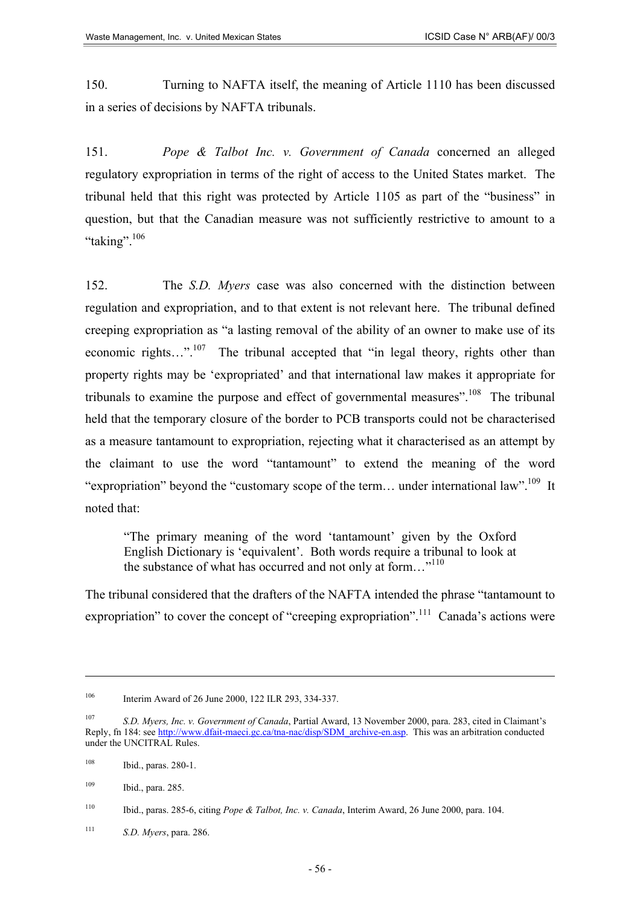150. Turning to NAFTA itself, the meaning of Article 1110 has been discussed in a series of decisions by NAFTA tribunals.

151. *Pope & Talbot Inc. v. Government of Canada* concerned an alleged regulatory expropriation in terms of the right of access to the United States market. The tribunal held that this right was protected by Article 1105 as part of the "business" in question, but that the Canadian measure was not sufficiently restrictive to amount to a "taking".[106]

152. The *S.D. Myers* case was also concerned with the distinction between regulation and expropriation, and to that extent is not relevant here. The tribunal defined creeping expropriation as "a lasting removal of the ability of an owner to make use of its economic rights…".[107] The tribunal accepted that "in legal theory, rights other than property rights may be 'expropriated' and that international law makes it appropriate for tribunals to examine the purpose and effect of governmental measures".[108] The tribunal held that the temporary closure of the border to PCB transports could not be characterised as a measure tantamount to expropriation, rejecting what it characterised as an attempt by the claimant to use the word "tantamount" to extend the meaning of the word "expropriation" beyond the "customary scope of the term… under international law".[109] It noted that:

> "The primary meaning of the word 'tantamount' given by the Oxford English Dictionary is 'equivalent'. Both words require a tribunal to look at the substance of what has occurred and not only at form…"[110]

The tribunal considered that the drafters of the NAFTA intended the phrase "tantamount to expropriation" to cover the concept of "creeping expropriation".[111] Canada's actions were

---

[106] Interim Award of 26 June 2000, 122 ILR 293, 334-337.

[107] *S.D. Myers, Inc. v. Government of Canada*, Partial Award, 13 November 2000, para. 283, cited in Claimant's Reply, fn 184: see http://www.dfait-maeci.gc.ca/tna-nac/disp/SDM_archive-en.asp. This was an arbitration conducted under the UNCITRAL Rules.

[108] Ibid., paras. 280-1.

[109] Ibid., para. 285.

[110] Ibid., paras. 285-6, citing *Pope & Talbot, Inc. v. Canada*, Interim Award, 26 June 2000, para. 104.

[111] *S.D. Myers*, para. 286.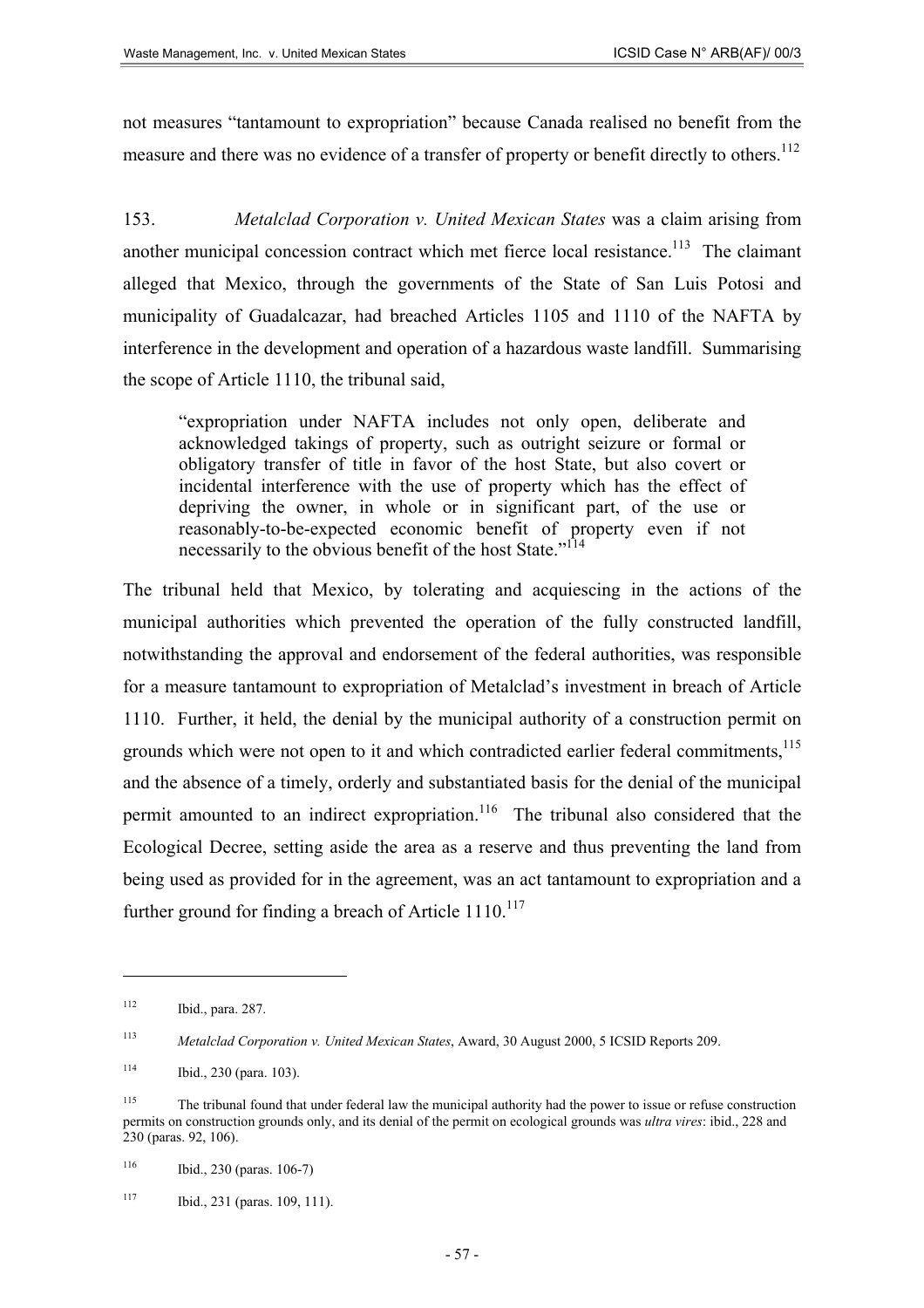not measures "tantamount to expropriation" because Canada realised no benefit from the measure and there was no evidence of a transfer of property or benefit directly to others.[112]

153. *Metalclad Corporation v. United Mexican States* was a claim arising from another municipal concession contract which met fierce local resistance.[113] The claimant alleged that Mexico, through the governments of the State of San Luis Potosi and municipality of Guadalcazar, had breached Articles 1105 and 1110 of the NAFTA by interference in the development and operation of a hazardous waste landfill. Summarising the scope of Article 1110, the tribunal said,

> "expropriation under NAFTA includes not only open, deliberate and acknowledged takings of property, such as outright seizure or formal or obligatory transfer of title in favor of the host State, but also covert or incidental interference with the use of property which has the effect of depriving the owner, in whole or in significant part, of the use or reasonably-to-be-expected economic benefit of property even if not necessarily to the obvious benefit of the host State."[114]

The tribunal held that Mexico, by tolerating and acquiescing in the actions of the municipal authorities which prevented the operation of the fully constructed landfill, notwithstanding the approval and endorsement of the federal authorities, was responsible for a measure tantamount to expropriation of Metalclad's investment in breach of Article 1110. Further, it held, the denial by the municipal authority of a construction permit on grounds which were not open to it and which contradicted earlier federal commitments,[115] and the absence of a timely, orderly and substantiated basis for the denial of the municipal permit amounted to an indirect expropriation.[116] The tribunal also considered that the Ecological Decree, setting aside the area as a reserve and thus preventing the land from being used as provided for in the agreement, was an act tantamount to expropriation and a further ground for finding a breach of Article 1110.[117]

---

[112] Ibid., para. 287.

[113] *Metalclad Corporation v. United Mexican States*, Award, 30 August 2000, 5 ICSID Reports 209.

[114] Ibid., 230 (para. 103).

[115] The tribunal found that under federal law the municipal authority had the power to issue or refuse construction permits on construction grounds only, and its denial of the permit on ecological grounds was *ultra vires*: ibid., 228 and 230 (paras. 92, 106).

[116] Ibid., 230 (paras. 106-7)

[117] Ibid., 231 (paras. 109, 111).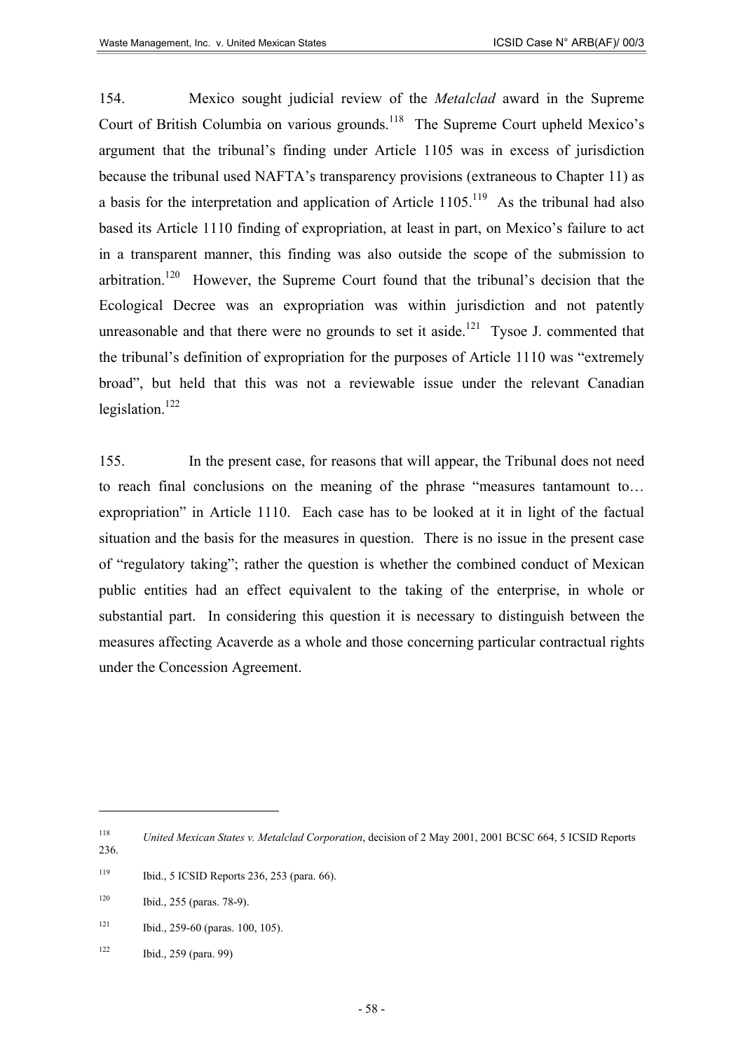154. Mexico sought judicial review of the *Metalclad* award in the Supreme Court of British Columbia on various grounds.[118] The Supreme Court upheld Mexico's argument that the tribunal's finding under Article 1105 was in excess of jurisdiction because the tribunal used NAFTA's transparency provisions (extraneous to Chapter 11) as a basis for the interpretation and application of Article 1105.[119] As the tribunal had also based its Article 1110 finding of expropriation, at least in part, on Mexico's failure to act in a transparent manner, this finding was also outside the scope of the submission to arbitration.[120] However, the Supreme Court found that the tribunal's decision that the Ecological Decree was an expropriation was within jurisdiction and not patently unreasonable and that there were no grounds to set it aside.[121] Tysoe J. commented that the tribunal's definition of expropriation for the purposes of Article 1110 was "extremely broad", but held that this was not a reviewable issue under the relevant Canadian legislation.[122]

155. In the present case, for reasons that will appear, the Tribunal does not need to reach final conclusions on the meaning of the phrase "measures tantamount to… expropriation" in Article 1110. Each case has to be looked at it in light of the factual situation and the basis for the measures in question. There is no issue in the present case of "regulatory taking"; rather the question is whether the combined conduct of Mexican public entities had an effect equivalent to the taking of the enterprise, in whole or substantial part. In considering this question it is necessary to distinguish between the measures affecting Acaverde as a whole and those concerning particular contractual rights under the Concession Agreement.

---

[118] *United Mexican States v. Metalclad Corporation*, decision of 2 May 2001, 2001 BCSC 664, 5 ICSID Reports 236.

[119] Ibid., 5 ICSID Reports 236, 253 (para. 66).

[120] Ibid., 255 (paras. 78-9).

[121] Ibid., 259-60 (paras. 100, 105).

[122] Ibid., 259 (para. 99)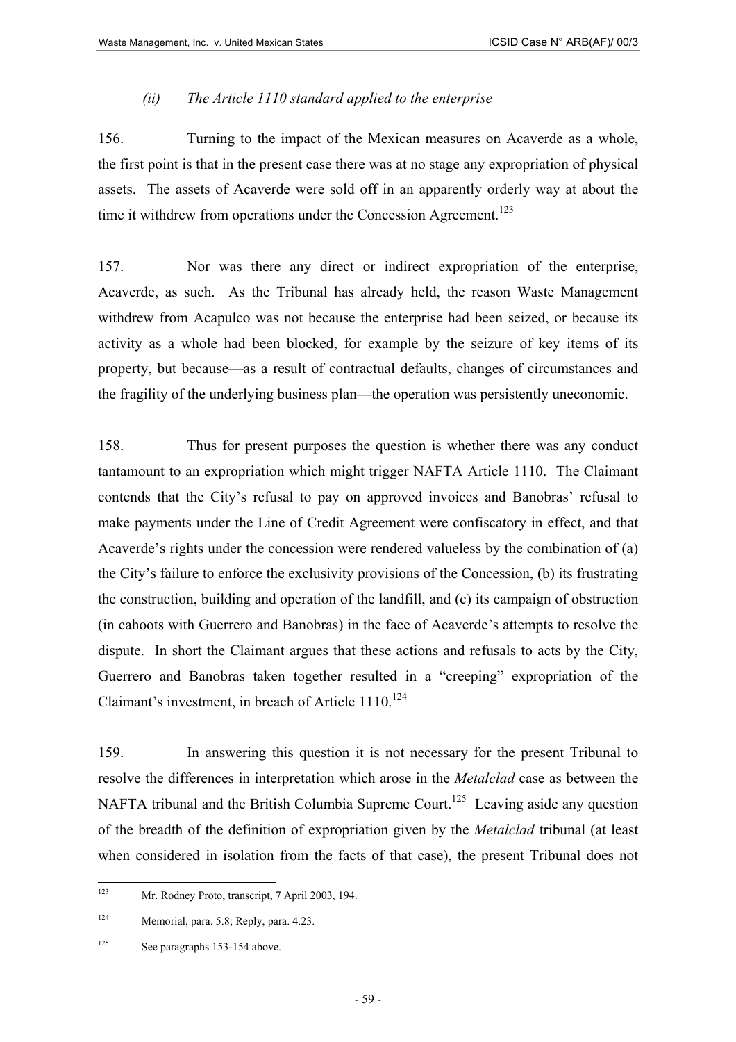*(ii) The Article 1110 standard applied to the enterprise*

156. Turning to the impact of the Mexican measures on Acaverde as a whole, the first point is that in the present case there was at no stage any expropriation of physical assets. The assets of Acaverde were sold off in an apparently orderly way at about the time it withdrew from operations under the Concession Agreement.[123]

157. Nor was there any direct or indirect expropriation of the enterprise, Acaverde, as such. As the Tribunal has already held, the reason Waste Management withdrew from Acapulco was not because the enterprise had been seized, or because its activity as a whole had been blocked, for example by the seizure of key items of its property, but because—as a result of contractual defaults, changes of circumstances and the fragility of the underlying business plan—the operation was persistently uneconomic.

158. Thus for present purposes the question is whether there was any conduct tantamount to an expropriation which might trigger NAFTA Article 1110. The Claimant contends that the City's refusal to pay on approved invoices and Banobras' refusal to make payments under the Line of Credit Agreement were confiscatory in effect, and that Acaverde's rights under the concession were rendered valueless by the combination of (a) the City's failure to enforce the exclusivity provisions of the Concession, (b) its frustrating the construction, building and operation of the landfill, and (c) its campaign of obstruction (in cahoots with Guerrero and Banobras) in the face of Acaverde's attempts to resolve the dispute. In short the Claimant argues that these actions and refusals to acts by the City, Guerrero and Banobras taken together resulted in a "creeping" expropriation of the Claimant's investment, in breach of Article 1110.[124]

159. In answering this question it is not necessary for the present Tribunal to resolve the differences in interpretation which arose in the *Metalclad* case as between the NAFTA tribunal and the British Columbia Supreme Court.[125] Leaving aside any question of the breadth of the definition of expropriation given by the *Metalclad* tribunal (at least when considered in isolation from the facts of that case), the present Tribunal does not

---

[123] Mr. Rodney Proto, transcript, 7 April 2003, 194.

[124] Memorial, para. 5.8; Reply, para. 4.23.

[125] See paragraphs 153-154 above.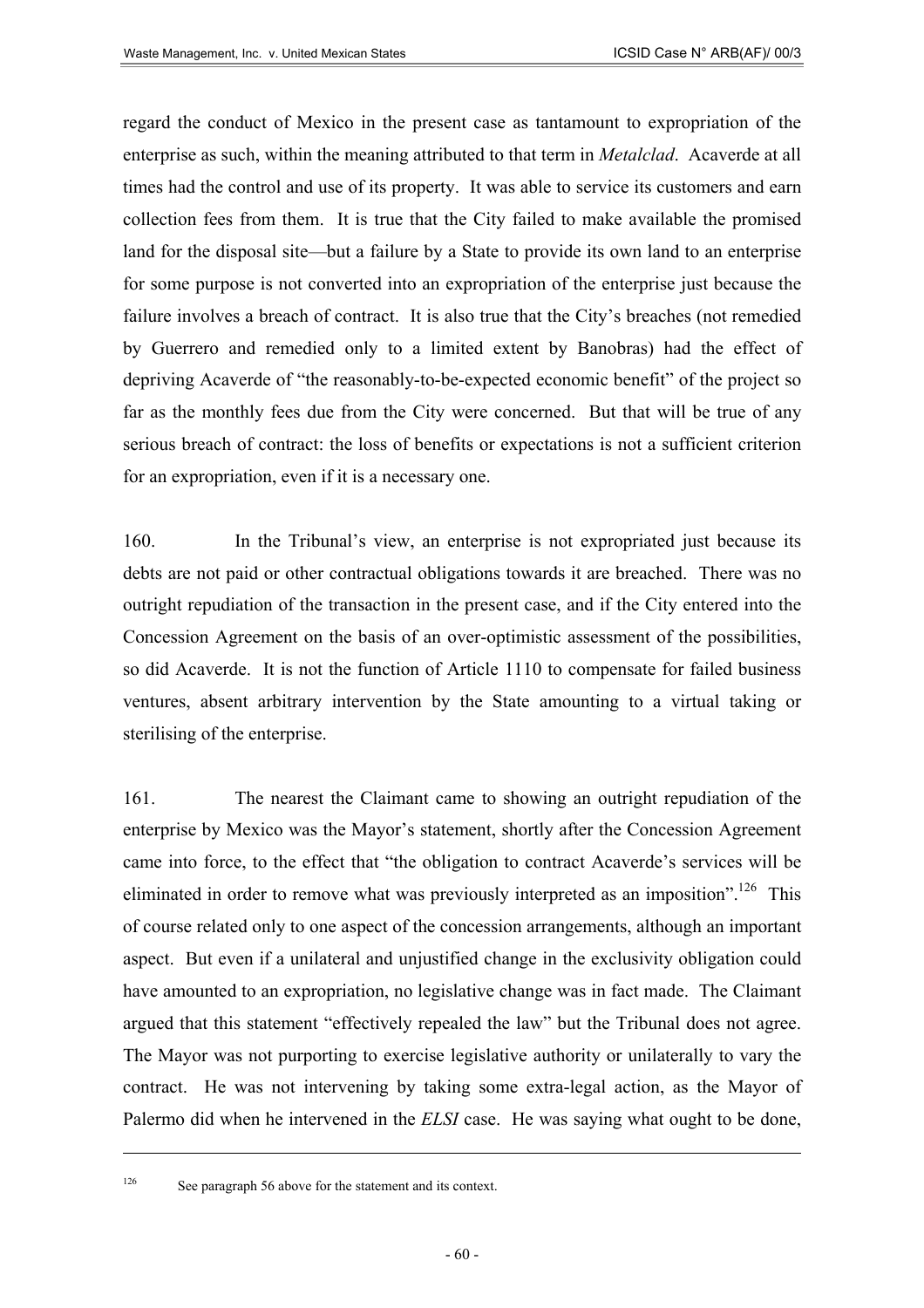regard the conduct of Mexico in the present case as tantamount to expropriation of the enterprise as such, within the meaning attributed to that term in *Metalclad*. Acaverde at all times had the control and use of its property. It was able to service its customers and earn collection fees from them. It is true that the City failed to make available the promised land for the disposal site—but a failure by a State to provide its own land to an enterprise for some purpose is not converted into an expropriation of the enterprise just because the failure involves a breach of contract. It is also true that the City's breaches (not remedied by Guerrero and remedied only to a limited extent by Banobras) had the effect of depriving Acaverde of "the reasonably-to-be-expected economic benefit" of the project so far as the monthly fees due from the City were concerned. But that will be true of any serious breach of contract: the loss of benefits or expectations is not a sufficient criterion for an expropriation, even if it is a necessary one.

160. In the Tribunal's view, an enterprise is not expropriated just because its debts are not paid or other contractual obligations towards it are breached. There was no outright repudiation of the transaction in the present case, and if the City entered into the Concession Agreement on the basis of an over-optimistic assessment of the possibilities, so did Acaverde. It is not the function of Article 1110 to compensate for failed business ventures, absent arbitrary intervention by the State amounting to a virtual taking or sterilising of the enterprise.

161. The nearest the Claimant came to showing an outright repudiation of the enterprise by Mexico was the Mayor's statement, shortly after the Concession Agreement came into force, to the effect that "the obligation to contract Acaverde's services will be eliminated in order to remove what was previously interpreted as an imposition".[126] This of course related only to one aspect of the concession arrangements, although an important aspect. But even if a unilateral and unjustified change in the exclusivity obligation could have amounted to an expropriation, no legislative change was in fact made. The Claimant argued that this statement "effectively repealed the law" but the Tribunal does not agree. The Mayor was not purporting to exercise legislative authority or unilaterally to vary the contract. He was not intervening by taking some extra-legal action, as the Mayor of Palermo did when he intervened in the *ELSI* case. He was saying what ought to be done,

---

[126] See paragraph 56 above for the statement and its context.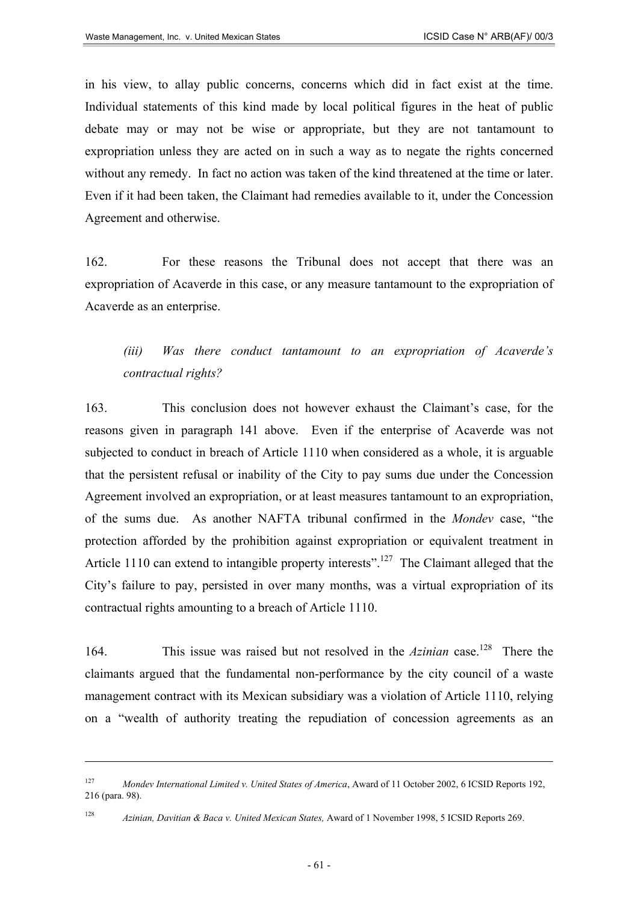in his view, to allay public concerns, concerns which did in fact exist at the time. Individual statements of this kind made by local political figures in the heat of public debate may or may not be wise or appropriate, but they are not tantamount to expropriation unless they are acted on in such a way as to negate the rights concerned without any remedy. In fact no action was taken of the kind threatened at the time or later. Even if it had been taken, the Claimant had remedies available to it, under the Concession Agreement and otherwise.

162. For these reasons the Tribunal does not accept that there was an expropriation of Acaverde in this case, or any measure tantamount to the expropriation of Acaverde as an enterprise.

*(iii) Was there conduct tantamount to an expropriation of Acaverde's contractual rights?*

163. This conclusion does not however exhaust the Claimant's case, for the reasons given in paragraph 141 above. Even if the enterprise of Acaverde was not subjected to conduct in breach of Article 1110 when considered as a whole, it is arguable that the persistent refusal or inability of the City to pay sums due under the Concession Agreement involved an expropriation, or at least measures tantamount to an expropriation, of the sums due. As another NAFTA tribunal confirmed in the *Mondev* case, "the protection afforded by the prohibition against expropriation or equivalent treatment in Article 1110 can extend to intangible property interests".[127] The Claimant alleged that the City's failure to pay, persisted in over many months, was a virtual expropriation of its contractual rights amounting to a breach of Article 1110.

164. This issue was raised but not resolved in the *Azinian* case.[128] There the claimants argued that the fundamental non-performance by the city council of a waste management contract with its Mexican subsidiary was a violation of Article 1110, relying on a "wealth of authority treating the repudiation of concession agreements as an

---

[127] *Mondev International Limited v. United States of America*, Award of 11 October 2002, 6 ICSID Reports 192, 216 (para. 98).

[128] *Azinian, Davitian & Baca v. United Mexican States,* Award of 1 November 1998, 5 ICSID Reports 269.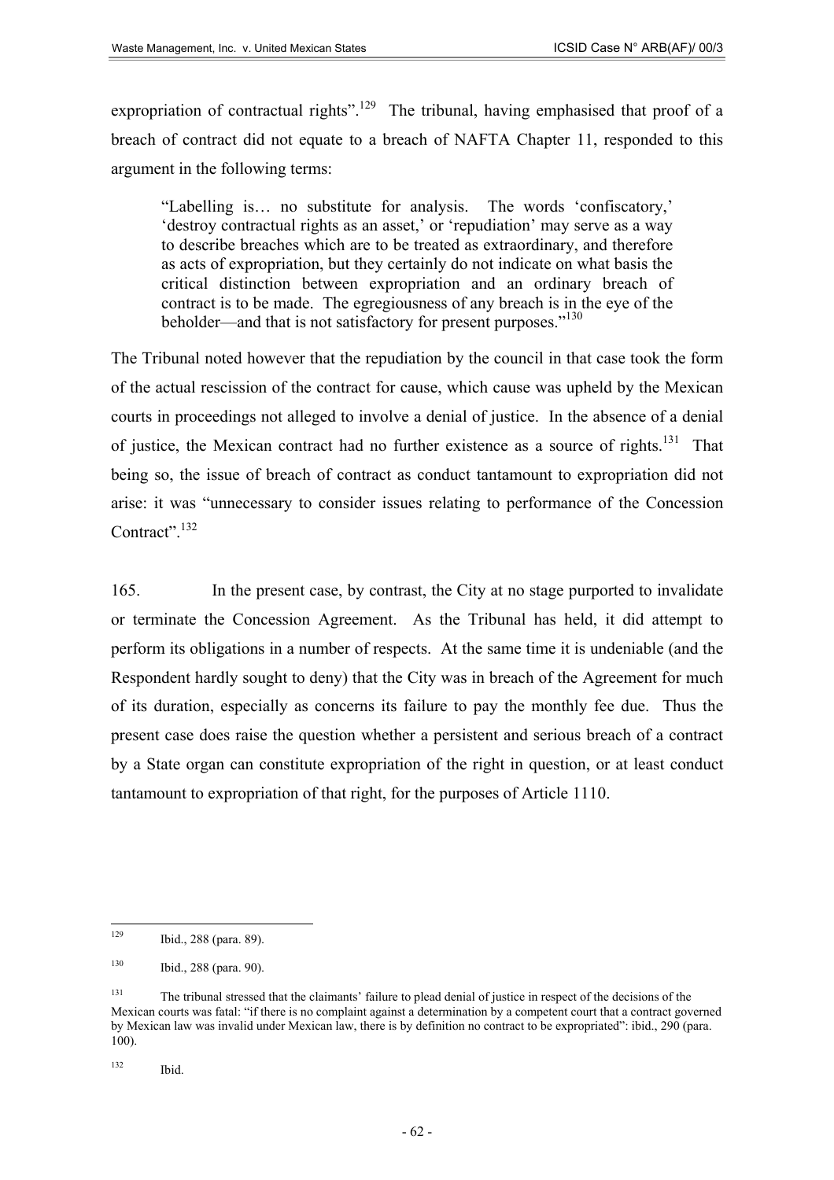expropriation of contractual rights".[129] The tribunal, having emphasised that proof of a breach of contract did not equate to a breach of NAFTA Chapter 11, responded to this argument in the following terms:

> "Labelling is… no substitute for analysis. The words 'confiscatory,' 'destroy contractual rights as an asset,' or 'repudiation' may serve as a way to describe breaches which are to be treated as extraordinary, and therefore as acts of expropriation, but they certainly do not indicate on what basis the critical distinction between expropriation and an ordinary breach of contract is to be made. The egregiousness of any breach is in the eye of the beholder—and that is not satisfactory for present purposes."[130]

The Tribunal noted however that the repudiation by the council in that case took the form of the actual rescission of the contract for cause, which cause was upheld by the Mexican courts in proceedings not alleged to involve a denial of justice. In the absence of a denial of justice, the Mexican contract had no further existence as a source of rights.[131] That being so, the issue of breach of contract as conduct tantamount to expropriation did not arise: it was "unnecessary to consider issues relating to performance of the Concession Contract".[132]

165. In the present case, by contrast, the City at no stage purported to invalidate or terminate the Concession Agreement. As the Tribunal has held, it did attempt to perform its obligations in a number of respects. At the same time it is undeniable (and the Respondent hardly sought to deny) that the City was in breach of the Agreement for much of its duration, especially as concerns its failure to pay the monthly fee due. Thus the present case does raise the question whether a persistent and serious breach of a contract by a State organ can constitute expropriation of the right in question, or at least conduct tantamount to expropriation of that right, for the purposes of Article 1110.

---

[129] Ibid., 288 (para. 89).

[130] Ibid., 288 (para. 90).

[131] The tribunal stressed that the claimants' failure to plead denial of justice in respect of the decisions of the Mexican courts was fatal: "if there is no complaint against a determination by a competent court that a contract governed by Mexican law was invalid under Mexican law, there is by definition no contract to be expropriated": ibid., 290 (para. 100).

[132] Ibid.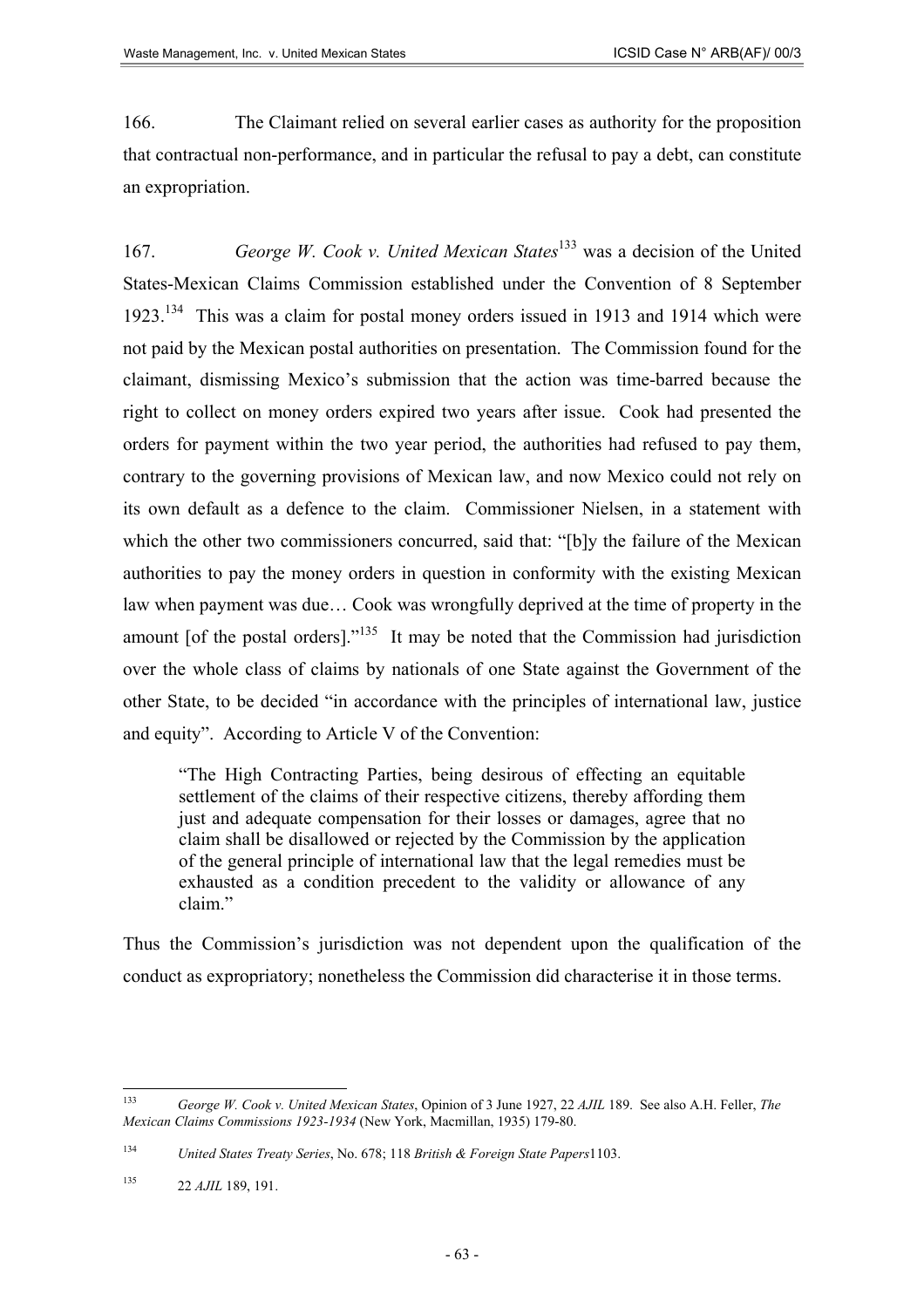166. The Claimant relied on several earlier cases as authority for the proposition that contractual non-performance, and in particular the refusal to pay a debt, can constitute an expropriation.

167. *George W. Cook v. United Mexican States*[133] was a decision of the United States-Mexican Claims Commission established under the Convention of 8 September 1923.[134] This was a claim for postal money orders issued in 1913 and 1914 which were not paid by the Mexican postal authorities on presentation. The Commission found for the claimant, dismissing Mexico's submission that the action was time-barred because the right to collect on money orders expired two years after issue. Cook had presented the orders for payment within the two year period, the authorities had refused to pay them, contrary to the governing provisions of Mexican law, and now Mexico could not rely on its own default as a defence to the claim. Commissioner Nielsen, in a statement with which the other two commissioners concurred, said that: "[b]y the failure of the Mexican authorities to pay the money orders in question in conformity with the existing Mexican law when payment was due… Cook was wrongfully deprived at the time of property in the amount [of the postal orders]."[135] It may be noted that the Commission had jurisdiction over the whole class of claims by nationals of one State against the Government of the other State, to be decided "in accordance with the principles of international law, justice and equity". According to Article V of the Convention:

> "The High Contracting Parties, being desirous of effecting an equitable settlement of the claims of their respective citizens, thereby affording them just and adequate compensation for their losses or damages, agree that no claim shall be disallowed or rejected by the Commission by the application of the general principle of international law that the legal remedies must be exhausted as a condition precedent to the validity or allowance of any claim."

Thus the Commission's jurisdiction was not dependent upon the qualification of the conduct as expropriatory; nonetheless the Commission did characterise it in those terms.

---

[133] *George W. Cook v. United Mexican States*, Opinion of 3 June 1927, 22 *AJIL* 189. See also A.H. Feller, *The Mexican Claims Commissions 1923-1934* (New York, Macmillan, 1935) 179-80.

[134] *United States Treaty Series*, No. 678; 118 *British & Foreign State Papers*1103.

[135] 22 *AJIL* 189, 191.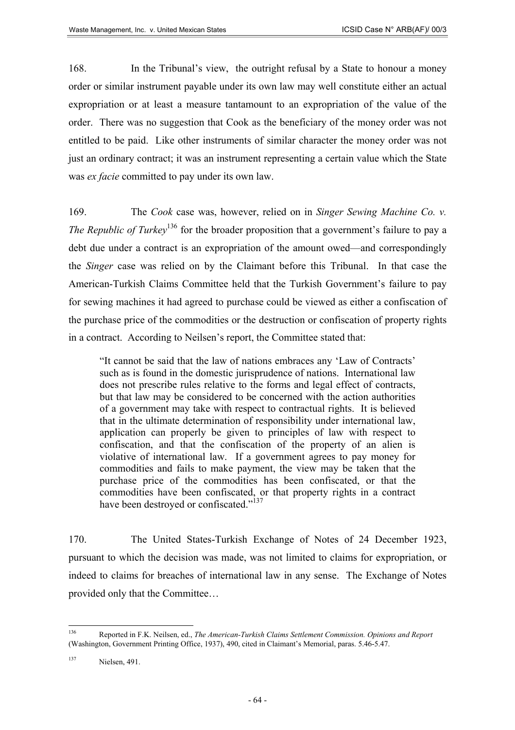168. In the Tribunal's view, the outright refusal by a State to honour a money order or similar instrument payable under its own law may well constitute either an actual expropriation or at least a measure tantamount to an expropriation of the value of the order. There was no suggestion that Cook as the beneficiary of the money order was not entitled to be paid. Like other instruments of similar character the money order was not just an ordinary contract; it was an instrument representing a certain value which the State was *ex facie* committed to pay under its own law.

169. The *Cook* case was, however, relied on in *Singer Sewing Machine Co. v. The Republic of Turkey*[136] for the broader proposition that a government's failure to pay a debt due under a contract is an expropriation of the amount owed—and correspondingly the *Singer* case was relied on by the Claimant before this Tribunal. In that case the American-Turkish Claims Committee held that the Turkish Government's failure to pay for sewing machines it had agreed to purchase could be viewed as either a confiscation of the purchase price of the commodities or the destruction or confiscation of property rights in a contract. According to Neilsen's report, the Committee stated that:

> "It cannot be said that the law of nations embraces any 'Law of Contracts' such as is found in the domestic jurisprudence of nations. International law does not prescribe rules relative to the forms and legal effect of contracts, but that law may be considered to be concerned with the action authorities of a government may take with respect to contractual rights. It is believed that in the ultimate determination of responsibility under international law, application can properly be given to principles of law with respect to confiscation, and that the confiscation of the property of an alien is violative of international law. If a government agrees to pay money for commodities and fails to make payment, the view may be taken that the purchase price of the commodities has been confiscated, or that the commodities have been confiscated, or that property rights in a contract have been destroyed or confiscated."[137]

170. The United States-Turkish Exchange of Notes of 24 December 1923, pursuant to which the decision was made, was not limited to claims for expropriation, or indeed to claims for breaches of international law in any sense. The Exchange of Notes provided only that the Committee…

---

[136] Reported in F.K. Neilsen, ed., *The American-Turkish Claims Settlement Commission. Opinions and Report* (Washington, Government Printing Office, 1937), 490, cited in Claimant's Memorial, paras. 5.46-5.47.

[137] Nielsen, 491.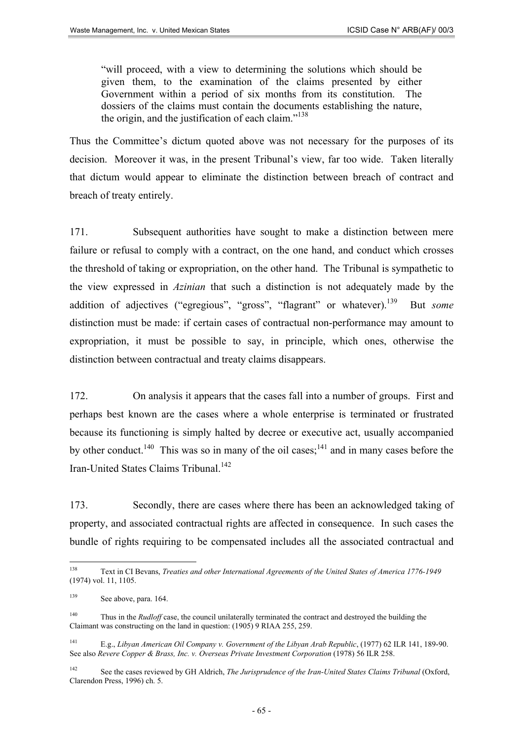> "will proceed, with a view to determining the solutions which should be given them, to the examination of the claims presented by either Government within a period of six months from its constitution. The dossiers of the claims must contain the documents establishing the nature, the origin, and the justification of each claim."[138]

Thus the Committee's dictum quoted above was not necessary for the purposes of its decision. Moreover it was, in the present Tribunal's view, far too wide. Taken literally that dictum would appear to eliminate the distinction between breach of contract and breach of treaty entirely.

171. Subsequent authorities have sought to make a distinction between mere failure or refusal to comply with a contract, on the one hand, and conduct which crosses the threshold of taking or expropriation, on the other hand. The Tribunal is sympathetic to the view expressed in *Azinian* that such a distinction is not adequately made by the addition of adjectives ("egregious", "gross", "flagrant" or whatever).[139] But *some* distinction must be made: if certain cases of contractual non-performance may amount to expropriation, it must be possible to say, in principle, which ones, otherwise the distinction between contractual and treaty claims disappears.

172. On analysis it appears that the cases fall into a number of groups. First and perhaps best known are the cases where a whole enterprise is terminated or frustrated because its functioning is simply halted by decree or executive act, usually accompanied by other conduct.[140] This was so in many of the oil cases;[141] and in many cases before the Iran-United States Claims Tribunal.[142]

173. Secondly, there are cases where there has been an acknowledged taking of property, and associated contractual rights are affected in consequence. In such cases the bundle of rights requiring to be compensated includes all the associated contractual and

---

[138] Text in CI Bevans, *Treaties and other International Agreements of the United States of America 1776-1949* (1974) vol. 11, 1105.

[139] See above, para. 164.

[140] Thus in the *Rudloff* case, the council unilaterally terminated the contract and destroyed the building the Claimant was constructing on the land in question: (1905) 9 RIAA 255, 259.

[141] E.g., *Libyan American Oil Company v. Government of the Libyan Arab Republic*, (1977) 62 ILR 141, 189-90. See also *Revere Copper & Brass, Inc. v. Overseas Private Investment Corporation* (1978) 56 ILR 258.

[142] See the cases reviewed by GH Aldrich, *The Jurisprudence of the Iran-United States Claims Tribunal* (Oxford, Clarendon Press, 1996) ch. 5.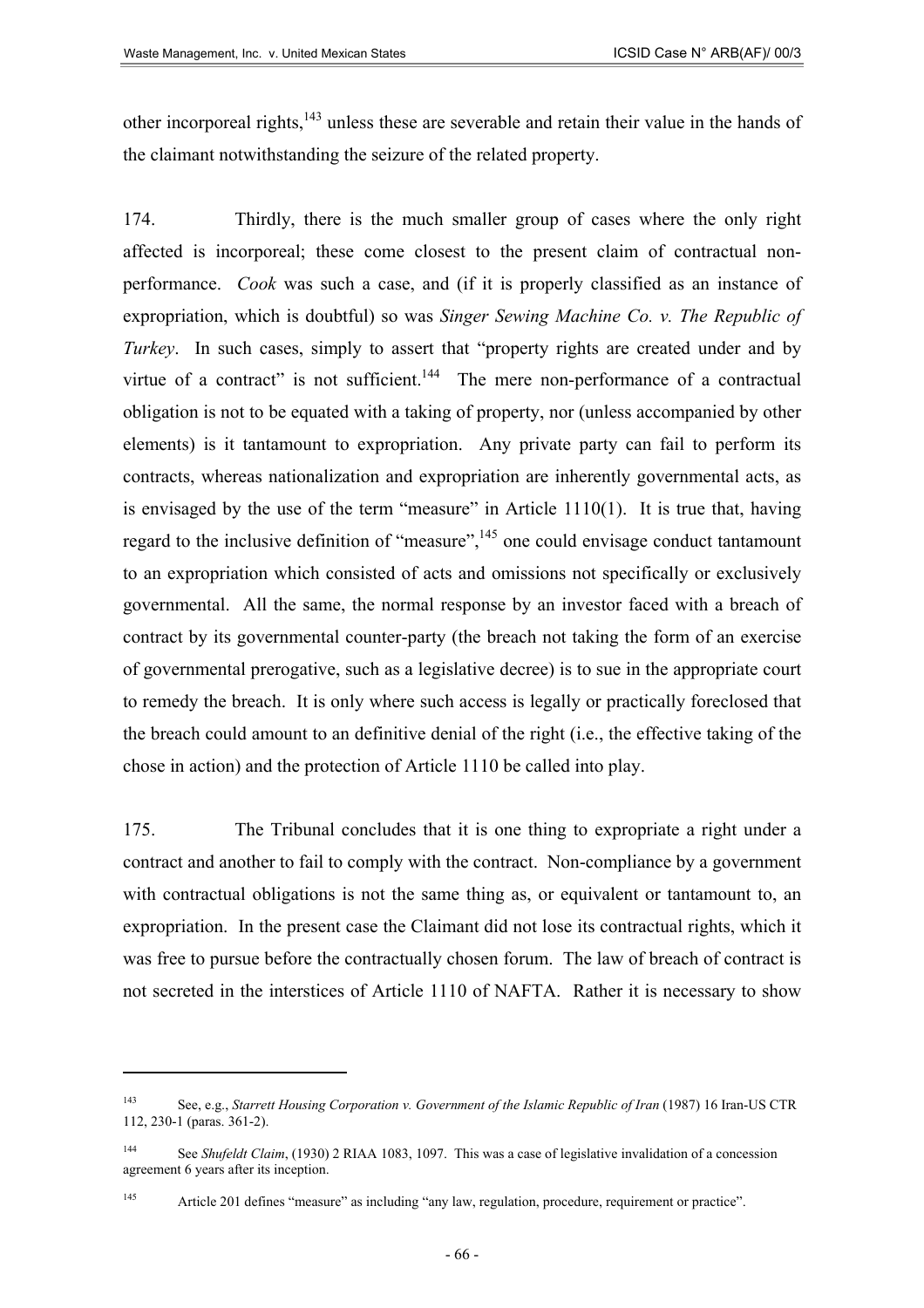other incorporeal rights,[143] unless these are severable and retain their value in the hands of the claimant notwithstanding the seizure of the related property.

174. Thirdly, there is the much smaller group of cases where the only right affected is incorporeal; these come closest to the present claim of contractual non-performance. *Cook* was such a case, and (if it is properly classified as an instance of expropriation, which is doubtful) so was *Singer Sewing Machine Co. v. The Republic of Turkey*. In such cases, simply to assert that "property rights are created under and by virtue of a contract" is not sufficient.[144] The mere non-performance of a contractual obligation is not to be equated with a taking of property, nor (unless accompanied by other elements) is it tantamount to expropriation. Any private party can fail to perform its contracts, whereas nationalization and expropriation are inherently governmental acts, as is envisaged by the use of the term "measure" in Article 1110(1). It is true that, having regard to the inclusive definition of "measure",[145] one could envisage conduct tantamount to an expropriation which consisted of acts and omissions not specifically or exclusively governmental. All the same, the normal response by an investor faced with a breach of contract by its governmental counter-party (the breach not taking the form of an exercise of governmental prerogative, such as a legislative decree) is to sue in the appropriate court to remedy the breach. It is only where such access is legally or practically foreclosed that the breach could amount to an definitive denial of the right (i.e., the effective taking of the chose in action) and the protection of Article 1110 be called into play.

175. The Tribunal concludes that it is one thing to expropriate a right under a contract and another to fail to comply with the contract. Non-compliance by a government with contractual obligations is not the same thing as, or equivalent or tantamount to, an expropriation. In the present case the Claimant did not lose its contractual rights, which it was free to pursue before the contractually chosen forum. The law of breach of contract is not secreted in the interstices of Article 1110 of NAFTA. Rather it is necessary to show

---

[143] See, e.g., *Starrett Housing Corporation v. Government of the Islamic Republic of Iran* (1987) 16 Iran-US CTR 112, 230-1 (paras. 361-2).

[144] See *Shufeldt Claim*, (1930) 2 RIAA 1083, 1097. This was a case of legislative invalidation of a concession agreement 6 years after its inception.

[145] Article 201 defines "measure" as including "any law, regulation, procedure, requirement or practice".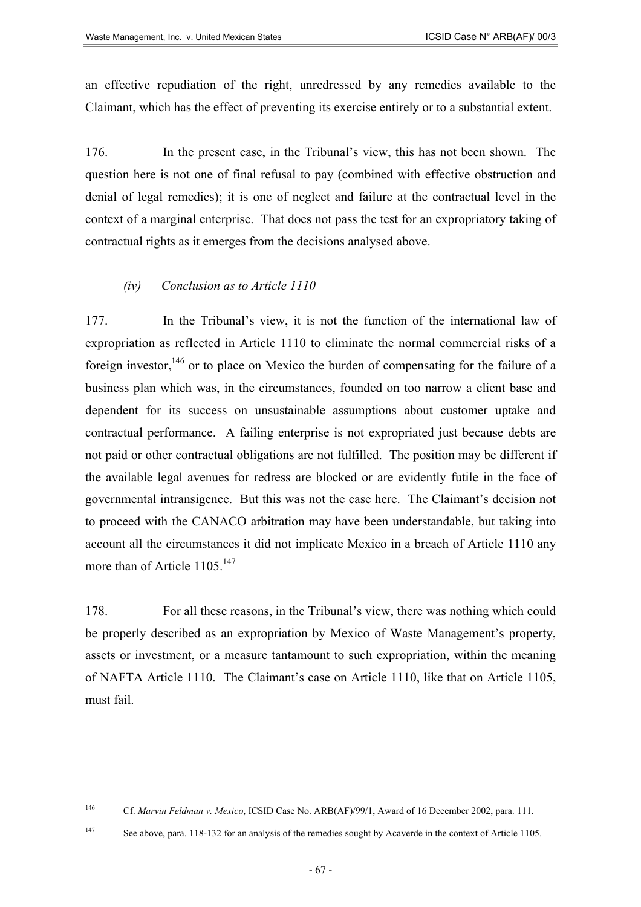an effective repudiation of the right, unredressed by any remedies available to the Claimant, which has the effect of preventing its exercise entirely or to a substantial extent.

176. In the present case, in the Tribunal's view, this has not been shown. The question here is not one of final refusal to pay (combined with effective obstruction and denial of legal remedies); it is one of neglect and failure at the contractual level in the context of a marginal enterprise. That does not pass the test for an expropriatory taking of contractual rights as it emerges from the decisions analysed above.

*(iv) Conclusion as to Article 1110*

177. In the Tribunal's view, it is not the function of the international law of expropriation as reflected in Article 1110 to eliminate the normal commercial risks of a foreign investor,[146] or to place on Mexico the burden of compensating for the failure of a business plan which was, in the circumstances, founded on too narrow a client base and dependent for its success on unsustainable assumptions about customer uptake and contractual performance. A failing enterprise is not expropriated just because debts are not paid or other contractual obligations are not fulfilled. The position may be different if the available legal avenues for redress are blocked or are evidently futile in the face of governmental intransigence. But this was not the case here. The Claimant's decision not to proceed with the CANACO arbitration may have been understandable, but taking into account all the circumstances it did not implicate Mexico in a breach of Article 1110 any more than of Article 1105.[147]

178. For all these reasons, in the Tribunal's view, there was nothing which could be properly described as an expropriation by Mexico of Waste Management's property, assets or investment, or a measure tantamount to such expropriation, within the meaning of NAFTA Article 1110. The Claimant's case on Article 1110, like that on Article 1105, must fail.

---

[146] Cf. *Marvin Feldman v. Mexico*, ICSID Case No. ARB(AF)/99/1, Award of 16 December 2002, para. 111.

[147] See above, para. 118-132 for an analysis of the remedies sought by Acaverde in the context of Article 1105.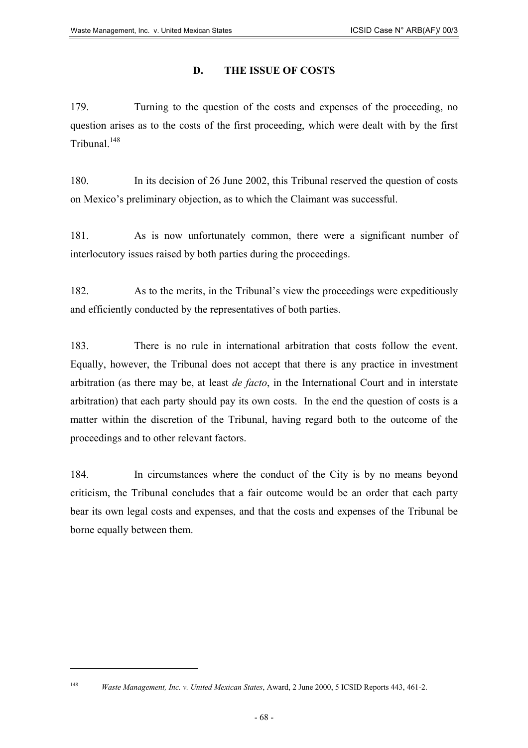## D. THE ISSUE OF COSTS

179. Turning to the question of the costs and expenses of the proceeding, no question arises as to the costs of the first proceeding, which were dealt with by the first Tribunal.[148]

180. In its decision of 26 June 2002, this Tribunal reserved the question of costs on Mexico's preliminary objection, as to which the Claimant was successful.

181. As is now unfortunately common, there were a significant number of interlocutory issues raised by both parties during the proceedings.

182. As to the merits, in the Tribunal's view the proceedings were expeditiously and efficiently conducted by the representatives of both parties.

183. There is no rule in international arbitration that costs follow the event. Equally, however, the Tribunal does not accept that there is any practice in investment arbitration (as there may be, at least *de facto*, in the International Court and in interstate arbitration) that each party should pay its own costs. In the end the question of costs is a matter within the discretion of the Tribunal, having regard both to the outcome of the proceedings and to other relevant factors.

184. In circumstances where the conduct of the City is by no means beyond criticism, the Tribunal concludes that a fair outcome would be an order that each party bear its own legal costs and expenses, and that the costs and expenses of the Tribunal be borne equally between them.

---

[148] *Waste Management, Inc. v. United Mexican States*, Award, 2 June 2000, 5 ICSID Reports 443, 461-2.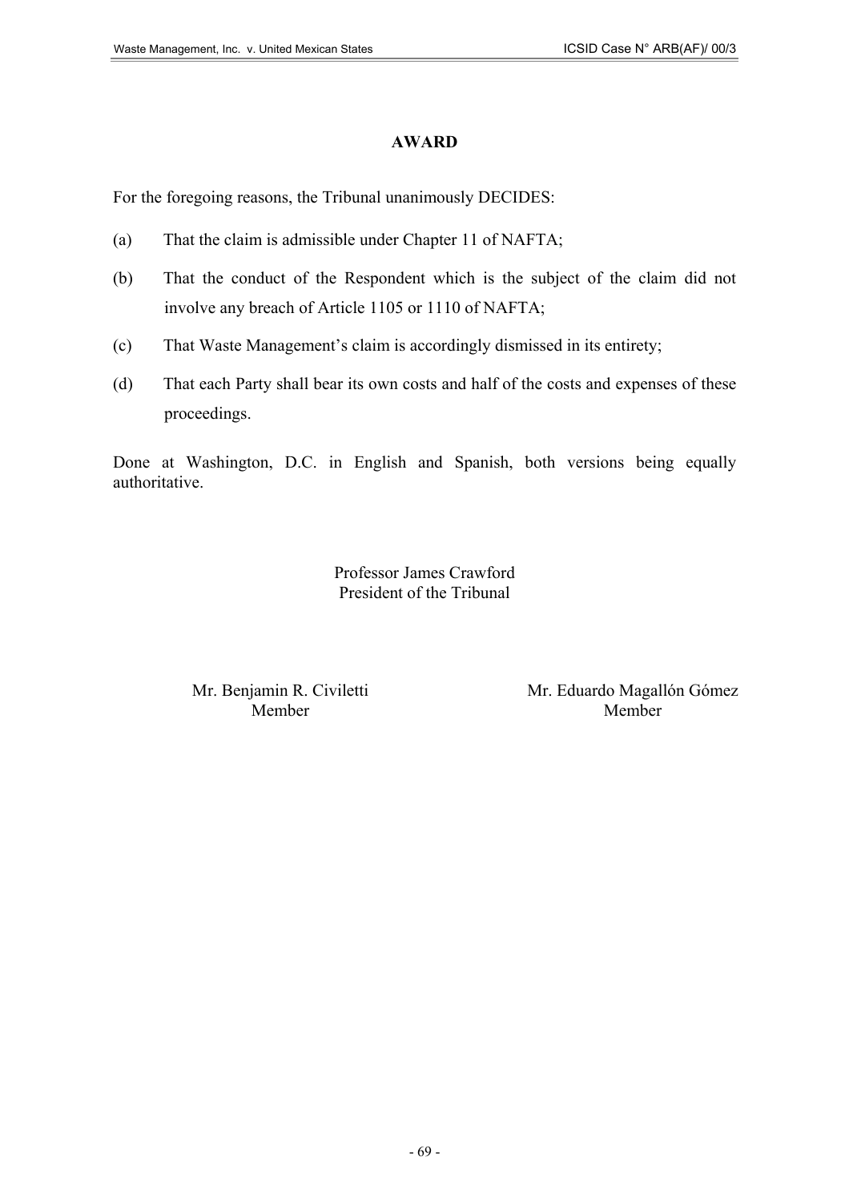## AWARD

For the foregoing reasons, the Tribunal unanimously DECIDES:

(a) That the claim is admissible under Chapter 11 of NAFTA;

(b) That the conduct of the Respondent which is the subject of the claim did not involve any breach of Article 1105 or 1110 of NAFTA;

(c) That Waste Management's claim is accordingly dismissed in its entirety;

(d) That each Party shall bear its own costs and half of the costs and expenses of these proceedings.

Done at Washington, D.C. in English and Spanish, both versions being equally authoritative.

Professor James Crawford
President of the Tribunal

Mr. Benjamin R. Civiletti
Member

Mr. Eduardo Magallón Gómez
Member